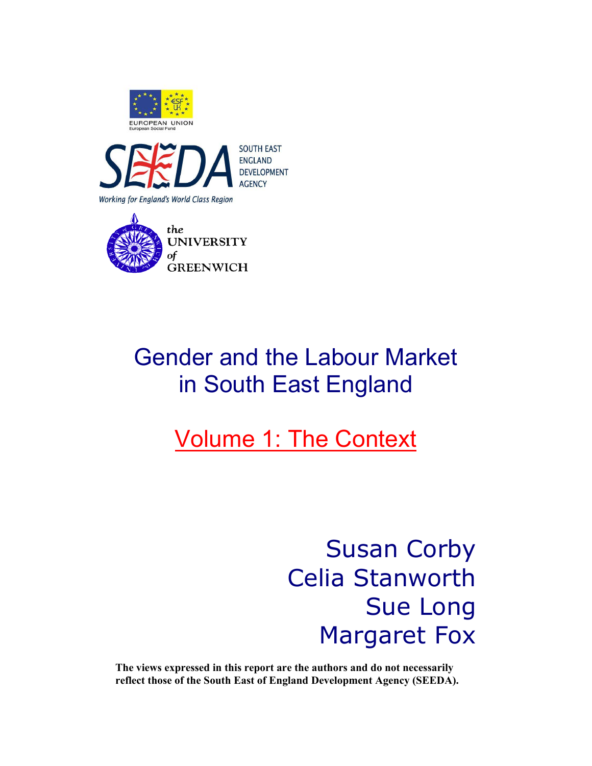EUROPEAN UNION
European Social Fund

SOUTH EAST ENGLAND DEVELOPMENT AGENCY

Working for England's World Class Region

the UNIVERSITY of GREENWICH

# Gender and the Labour Market in South East England

## Volume 1: The Context

Susan Corby
Celia Stanworth
Sue Long
Margaret Fox

**The views expressed in this report are the authors and do not necessarily reflect those of the South East of England Development Agency (SEEDA).**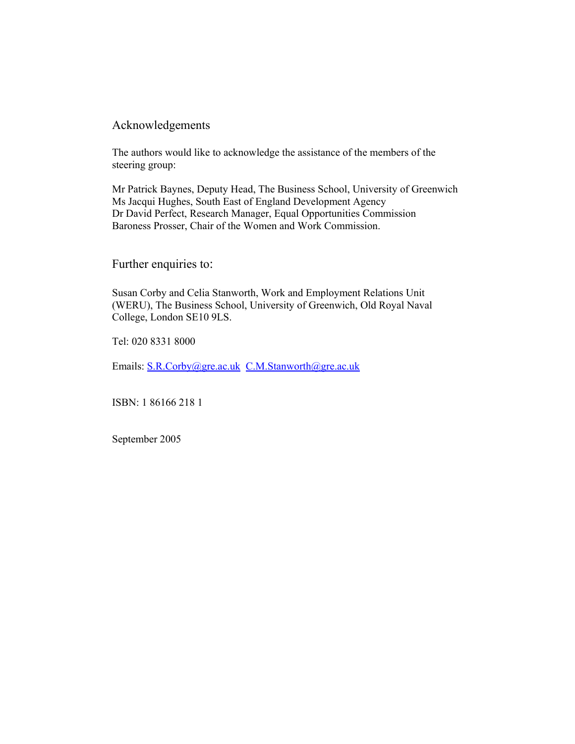## Acknowledgements

The authors would like to acknowledge the assistance of the members of the steering group:

Mr Patrick Baynes, Deputy Head, The Business School, University of Greenwich
Ms Jacqui Hughes, South East of England Development Agency
Dr David Perfect, Research Manager, Equal Opportunities Commission
Baroness Prosser, Chair of the Women and Work Commission.

## Further enquiries to:

Susan Corby and Celia Stanworth, Work and Employment Relations Unit (WERU), The Business School, University of Greenwich, Old Royal Naval College, London SE10 9LS.

Tel: 020 8331 8000

Emails: S.R.Corby@gre.ac.uk  C.M.Stanworth@gre.ac.uk

ISBN: 1 86166 218 1

September 2005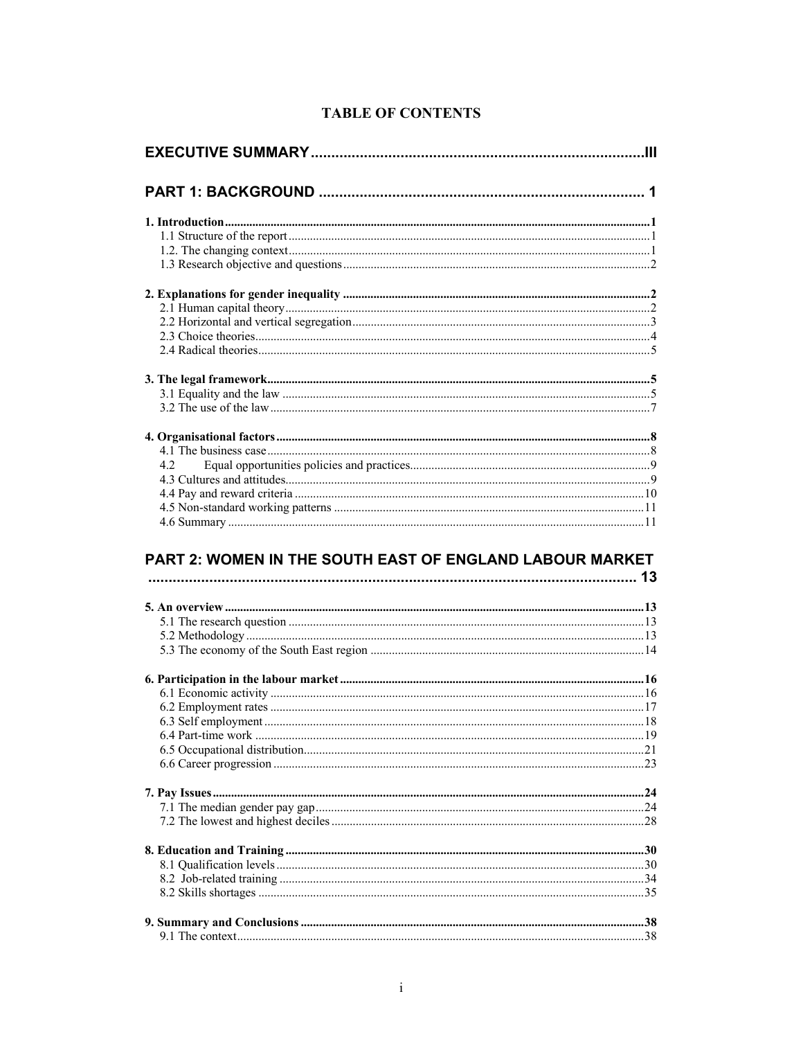# TABLE OF CONTENTS

**EXECUTIVE SUMMARY ........ III**

**PART 1: BACKGROUND ........ 1**

**1. Introduction ........ 1**
- 1.1 Structure of the report ........ 1
- 1.2. The changing context ........ 1
- 1.3 Research objective and questions ........ 2

**2. Explanations for gender inequality ........ 2**
- 2.1 Human capital theory ........ 2
- 2.2 Horizontal and vertical segregation ........ 3
- 2.3 Choice theories ........ 4
- 2.4 Radical theories ........ 5

**3. The legal framework ........ 5**
- 3.1 Equality and the law ........ 5
- 3.2 The use of the law ........ 7

**4. Organisational factors ........ 8**
- 4.1 The business case ........ 8
- 4.2 Equal opportunities policies and practices ........ 9
- 4.3 Cultures and attitudes ........ 9
- 4.4 Pay and reward criteria ........ 10
- 4.5 Non-standard working patterns ........ 11
- 4.6 Summary ........ 11

**PART 2: WOMEN IN THE SOUTH EAST OF ENGLAND LABOUR MARKET ........ 13**

**5. An overview ........ 13**
- 5.1 The research question ........ 13
- 5.2 Methodology ........ 13
- 5.3 The economy of the South East region ........ 14

**6. Participation in the labour market ........ 16**
- 6.1 Economic activity ........ 16
- 6.2 Employment rates ........ 17
- 6.3 Self employment ........ 18
- 6.4 Part-time work ........ 19
- 6.5 Occupational distribution ........ 21
- 6.6 Career progression ........ 23

**7. Pay Issues ........ 24**
- 7.1 The median gender pay gap ........ 24
- 7.2 The lowest and highest deciles ........ 28

**8. Education and Training ........ 30**
- 8.1 Qualification levels ........ 30
- 8.2 Job-related training ........ 34
- 8.2 Skills shortages ........ 35

**9. Summary and Conclusions ........ 38**
- 9.1 The context ........ 38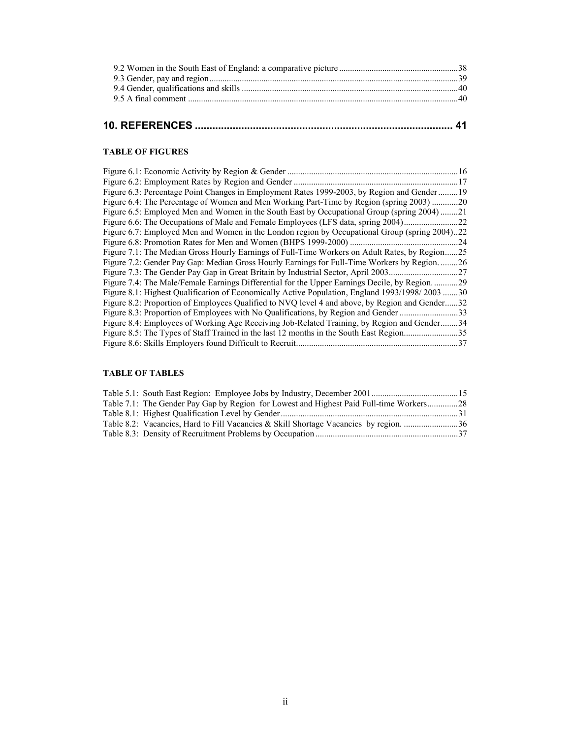9.2 Women in the South East of England: a comparative picture ......................................................38
9.3 Gender, pay and region ..................................................................................................................39
9.4 Gender, qualifications and skills ...................................................................................................40
9.5 A final comment ............................................................................................................................40

## 10. REFERENCES ........................................................................................ 41

**TABLE OF FIGURES**

Figure 6.1: Economic Activity by Region & Gender ..............................................................................16
Figure 6.2: Employment Rates by Region and Gender ............................................................................17
Figure 6.3: Percentage Point Changes in Employment Rates 1999-2003, by Region and Gender .........19
Figure 6.4: The Percentage of Women and Men Working Part-Time by Region (spring 2003) ............20
Figure 6.5: Employed Men and Women in the South East by Occupational Group (spring 2004) ........21
Figure 6.6: The Occupations of Male and Female Employees (LFS data, spring 2004) .........................22
Figure 6.7: Employed Men and Women in the London region by Occupational Group (spring 2004)..22
Figure 6.8: Promotion Rates for Men and Women (BHPS 1999-2000) ..................................................24
Figure 7.1: The Median Gross Hourly Earnings of Full-Time Workers on Adult Rates, by Region......25
Figure 7.2: Gender Pay Gap: Median Gross Hourly Earnings for Full-Time Workers by Region. ........26
Figure 7.3: The Gender Pay Gap in Great Britain by Industrial Sector, April 2003................................27
Figure 7.4: The Male/Female Earnings Differential for the Upper Earnings Decile, by Region. ...........29
Figure 8.1: Highest Qualification of Economically Active Population, England 1993/1998/ 2003 .......30
Figure 8.2: Proportion of Employees Qualified to NVQ level 4 and above, by Region and Gender......32
Figure 8.3: Proportion of Employees with No Qualifications, by Region and Gender ...........................33
Figure 8.4: Employees of Working Age Receiving Job-Related Training, by Region and Gender........34
Figure 8.5: The Types of Staff Trained in the last 12 months in the South East Region.........................35
Figure 8.6: Skills Employers found Difficult to Recruit..........................................................................37

**TABLE OF TABLES**

Table 5.1: South East Region: Employee Jobs by Industry, December 2001 ........................................15
Table 7.1: The Gender Pay Gap by Region for Lowest and Highest Paid Full-time Workers..............28
Table 8.1: Highest Qualification Level by Gender .................................................................................31
Table 8.2: Vacancies, Hard to Fill Vacancies & Skill Shortage Vacancies by region. .........................36
Table 8.3: Density of Recruitment Problems by Occupation .................................................................37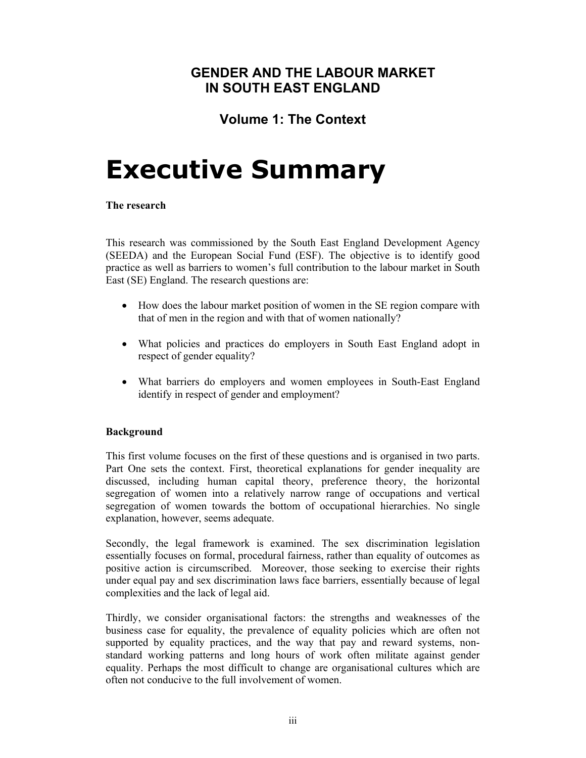## GENDER AND THE LABOUR MARKET IN SOUTH EAST ENGLAND

### Volume 1: The Context

# Executive Summary

**The research**

This research was commissioned by the South East England Development Agency (SEEDA) and the European Social Fund (ESF). The objective is to identify good practice as well as barriers to women's full contribution to the labour market in South East (SE) England. The research questions are:

- How does the labour market position of women in the SE region compare with that of men in the region and with that of women nationally?
- What policies and practices do employers in South East England adopt in respect of gender equality?
- What barriers do employers and women employees in South-East England identify in respect of gender and employment?

**Background**

This first volume focuses on the first of these questions and is organised in two parts. Part One sets the context. First, theoretical explanations for gender inequality are discussed, including human capital theory, preference theory, the horizontal segregation of women into a relatively narrow range of occupations and vertical segregation of women towards the bottom of occupational hierarchies. No single explanation, however, seems adequate.

Secondly, the legal framework is examined. The sex discrimination legislation essentially focuses on formal, procedural fairness, rather than equality of outcomes as positive action is circumscribed. Moreover, those seeking to exercise their rights under equal pay and sex discrimination laws face barriers, essentially because of legal complexities and the lack of legal aid.

Thirdly, we consider organisational factors: the strengths and weaknesses of the business case for equality, the prevalence of equality policies which are often not supported by equality practices, and the way that pay and reward systems, non-standard working patterns and long hours of work often militate against gender equality. Perhaps the most difficult to change are organisational cultures which are often not conducive to the full involvement of women.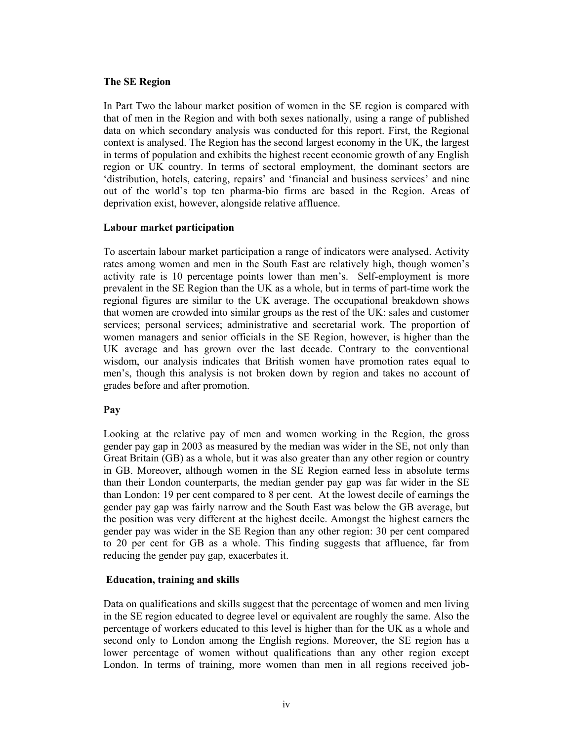## The SE Region

In Part Two the labour market position of women in the SE region is compared with that of men in the Region and with both sexes nationally, using a range of published data on which secondary analysis was conducted for this report. First, the Regional context is analysed. The Region has the second largest economy in the UK, the largest in terms of population and exhibits the highest recent economic growth of any English region or UK country. In terms of sectoral employment, the dominant sectors are 'distribution, hotels, catering, repairs' and 'financial and business services' and nine out of the world's top ten pharma-bio firms are based in the Region. Areas of deprivation exist, however, alongside relative affluence.

## Labour market participation

To ascertain labour market participation a range of indicators were analysed. Activity rates among women and men in the South East are relatively high, though women's activity rate is 10 percentage points lower than men's. Self-employment is more prevalent in the SE Region than the UK as a whole, but in terms of part-time work the regional figures are similar to the UK average. The occupational breakdown shows that women are crowded into similar groups as the rest of the UK: sales and customer services; personal services; administrative and secretarial work. The proportion of women managers and senior officials in the SE Region, however, is higher than the UK average and has grown over the last decade. Contrary to the conventional wisdom, our analysis indicates that British women have promotion rates equal to men's, though this analysis is not broken down by region and takes no account of grades before and after promotion.

## Pay

Looking at the relative pay of men and women working in the Region, the gross gender pay gap in 2003 as measured by the median was wider in the SE, not only than Great Britain (GB) as a whole, but it was also greater than any other region or country in GB. Moreover, although women in the SE Region earned less in absolute terms than their London counterparts, the median gender pay gap was far wider in the SE than London: 19 per cent compared to 8 per cent. At the lowest decile of earnings the gender pay gap was fairly narrow and the South East was below the GB average, but the position was very different at the highest decile. Amongst the highest earners the gender pay was wider in the SE Region than any other region: 30 per cent compared to 20 per cent for GB as a whole. This finding suggests that affluence, far from reducing the gender pay gap, exacerbates it.

## Education, training and skills

Data on qualifications and skills suggest that the percentage of women and men living in the SE region educated to degree level or equivalent are roughly the same. Also the percentage of workers educated to this level is higher than for the UK as a whole and second only to London among the English regions. Moreover, the SE region has a lower percentage of women without qualifications than any other region except London. In terms of training, more women than men in all regions received job-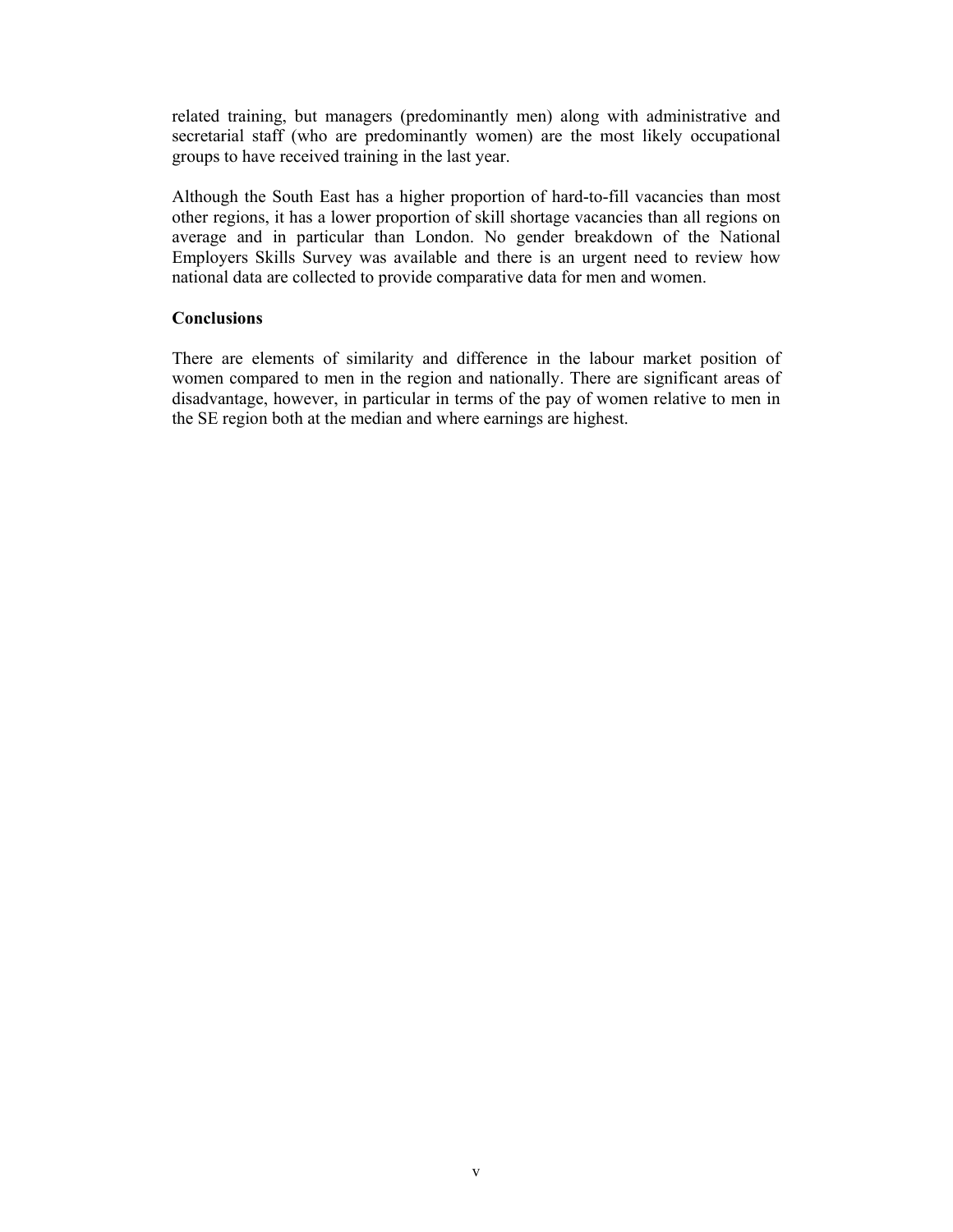related training, but managers (predominantly men) along with administrative and secretarial staff (who are predominantly women) are the most likely occupational groups to have received training in the last year.

Although the South East has a higher proportion of hard-to-fill vacancies than most other regions, it has a lower proportion of skill shortage vacancies than all regions on average and in particular than London. No gender breakdown of the National Employers Skills Survey was available and there is an urgent need to review how national data are collected to provide comparative data for men and women.

**Conclusions**

There are elements of similarity and difference in the labour market position of women compared to men in the region and nationally. There are significant areas of disadvantage, however, in particular in terms of the pay of women relative to men in the SE region both at the median and where earnings are highest.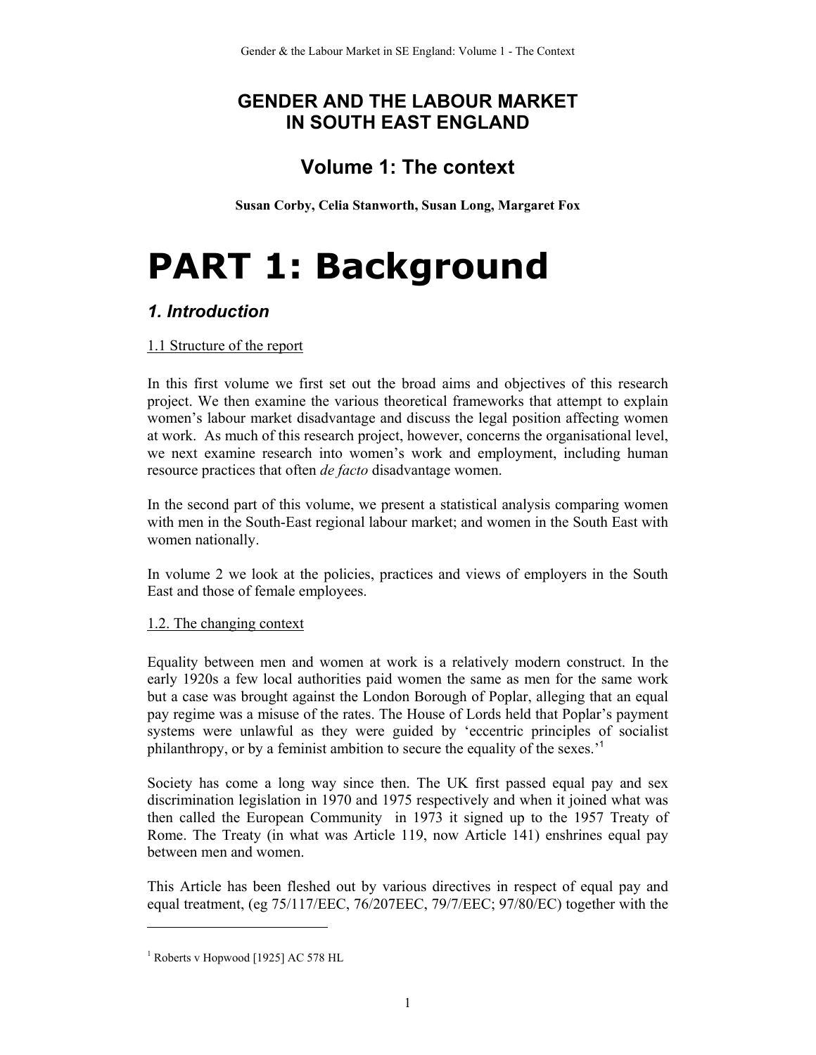# GENDER AND THE LABOUR MARKET IN SOUTH EAST ENGLAND

## Volume 1: The context

**Susan Corby, Celia Stanworth, Susan Long, Margaret Fox**

# PART 1: Background

## *1. Introduction*

### 1.1 Structure of the report

In this first volume we first set out the broad aims and objectives of this research project. We then examine the various theoretical frameworks that attempt to explain women's labour market disadvantage and discuss the legal position affecting women at work. As much of this research project, however, concerns the organisational level, we next examine research into women's work and employment, including human resource practices that often *de facto* disadvantage women.

In the second part of this volume, we present a statistical analysis comparing women with men in the South-East regional labour market; and women in the South East with women nationally.

In volume 2 we look at the policies, practices and views of employers in the South East and those of female employees.

### 1.2. The changing context

Equality between men and women at work is a relatively modern construct. In the early 1920s a few local authorities paid women the same as men for the same work but a case was brought against the London Borough of Poplar, alleging that an equal pay regime was a misuse of the rates. The House of Lords held that Poplar's payment systems were unlawful as they were guided by 'eccentric principles of socialist philanthropy, or by a feminist ambition to secure the equality of the sexes.'[1]

Society has come a long way since then. The UK first passed equal pay and sex discrimination legislation in 1970 and 1975 respectively and when it joined what was then called the European Community in 1973 it signed up to the 1957 Treaty of Rome. The Treaty (in what was Article 119, now Article 141) enshrines equal pay between men and women.

This Article has been fleshed out by various directives in respect of equal pay and equal treatment, (eg 75/117/EEC, 76/207EEC, 79/7/EEC; 97/80/EC) together with the

---

[1] Roberts v Hopwood [1925] AC 578 HL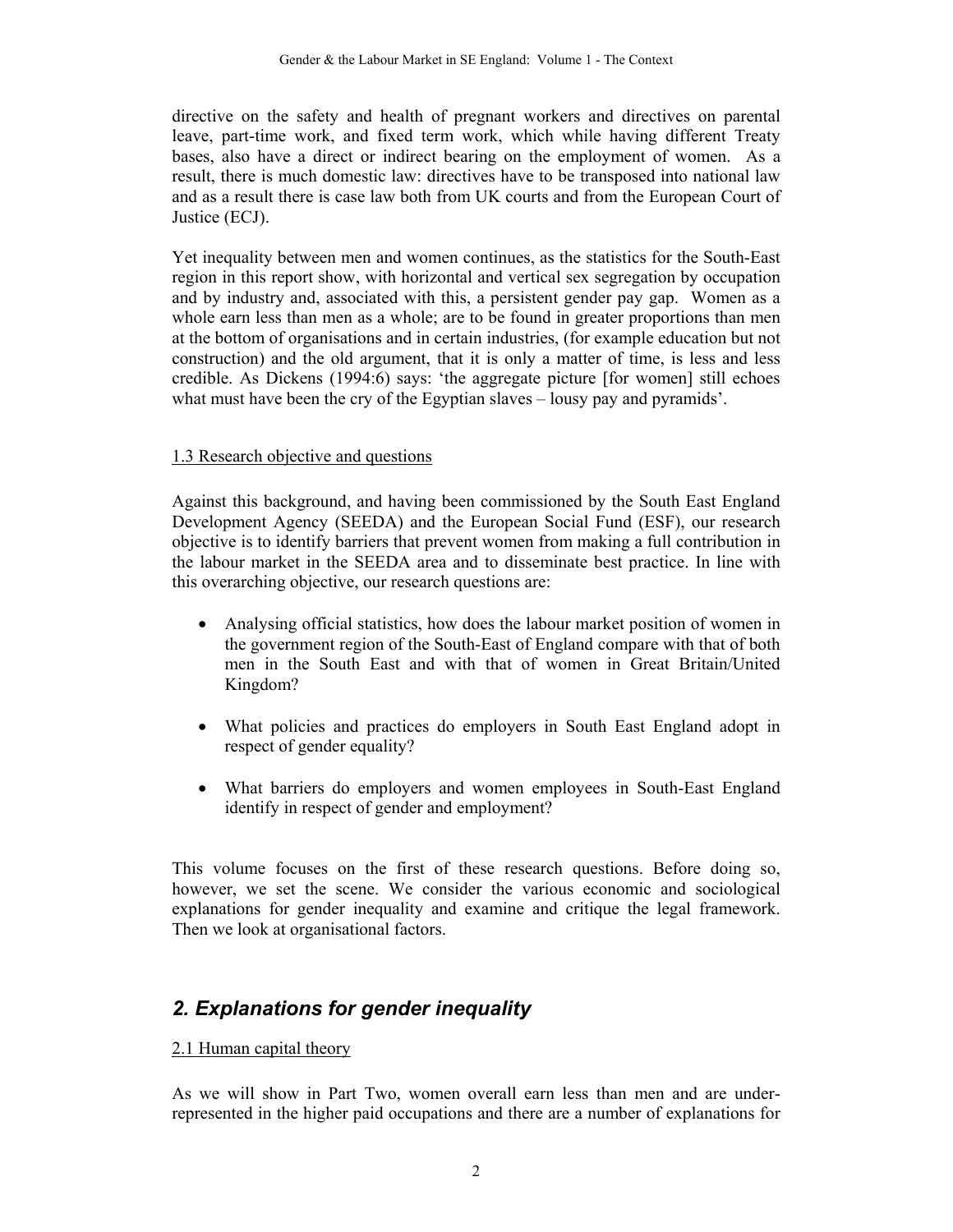directive on the safety and health of pregnant workers and directives on parental leave, part-time work, and fixed term work, which while having different Treaty bases, also have a direct or indirect bearing on the employment of women. As a result, there is much domestic law: directives have to be transposed into national law and as a result there is case law both from UK courts and from the European Court of Justice (ECJ).

Yet inequality between men and women continues, as the statistics for the South-East region in this report show, with horizontal and vertical sex segregation by occupation and by industry and, associated with this, a persistent gender pay gap. Women as a whole earn less than men as a whole; are to be found in greater proportions than men at the bottom of organisations and in certain industries, (for example education but not construction) and the old argument, that it is only a matter of time, is less and less credible. As Dickens (1994:6) says: 'the aggregate picture [for women] still echoes what must have been the cry of the Egyptian slaves – lousy pay and pyramids'.

### 1.3 Research objective and questions

Against this background, and having been commissioned by the South East England Development Agency (SEEDA) and the European Social Fund (ESF), our research objective is to identify barriers that prevent women from making a full contribution in the labour market in the SEEDA area and to disseminate best practice. In line with this overarching objective, our research questions are:

- Analysing official statistics, how does the labour market position of women in the government region of the South-East of England compare with that of both men in the South East and with that of women in Great Britain/United Kingdom?
- What policies and practices do employers in South East England adopt in respect of gender equality?
- What barriers do employers and women employees in South-East England identify in respect of gender and employment?

This volume focuses on the first of these research questions. Before doing so, however, we set the scene. We consider the various economic and sociological explanations for gender inequality and examine and critique the legal framework. Then we look at organisational factors.

## *2. Explanations for gender inequality*

### 2.1 Human capital theory

As we will show in Part Two, women overall earn less than men and are under-represented in the higher paid occupations and there are a number of explanations for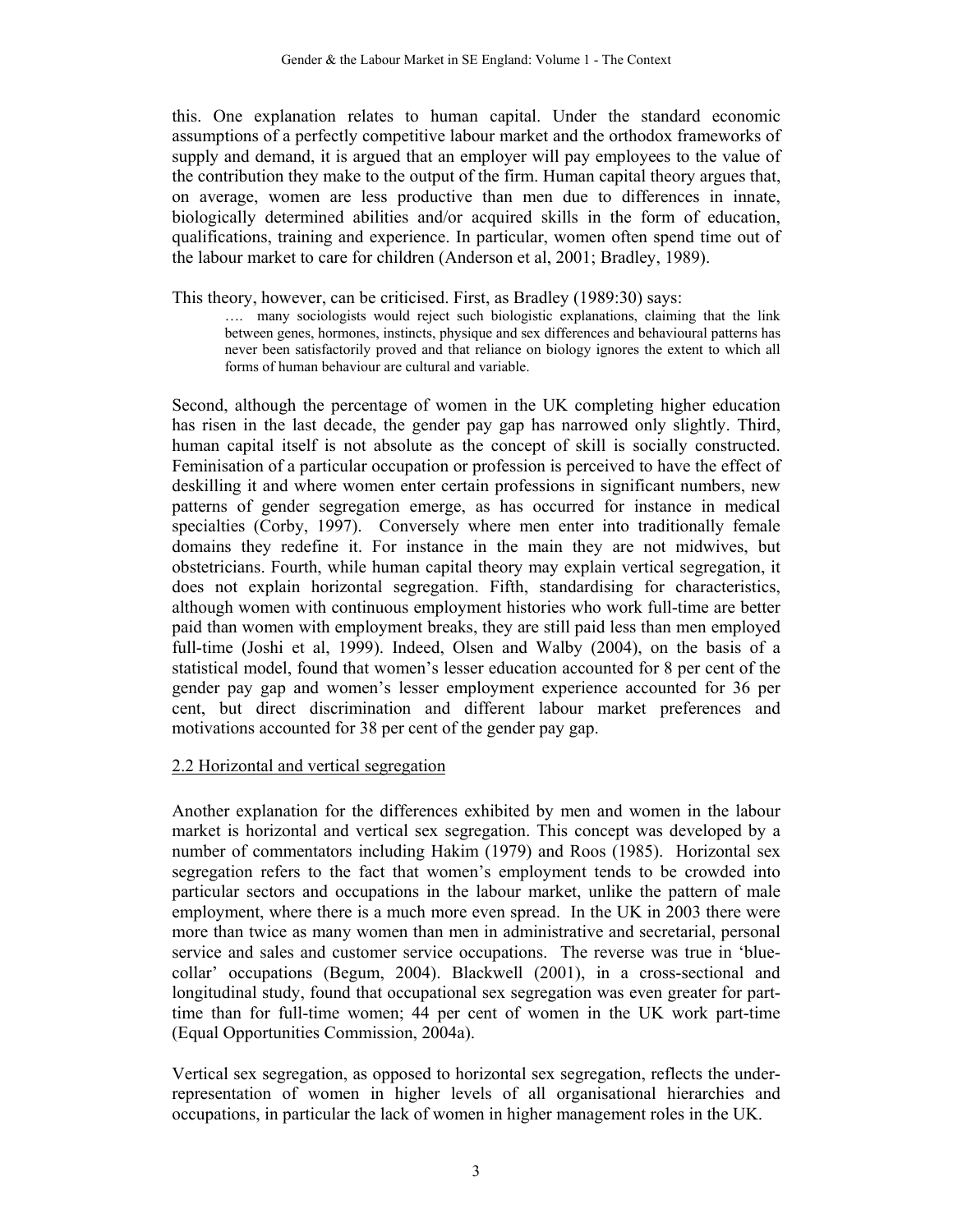this. One explanation relates to human capital. Under the standard economic assumptions of a perfectly competitive labour market and the orthodox frameworks of supply and demand, it is argued that an employer will pay employees to the value of the contribution they make to the output of the firm. Human capital theory argues that, on average, women are less productive than men due to differences in innate, biologically determined abilities and/or acquired skills in the form of education, qualifications, training and experience. In particular, women often spend time out of the labour market to care for children (Anderson et al, 2001; Bradley, 1989).

This theory, however, can be criticised. First, as Bradley (1989:30) says:

> …. many sociologists would reject such biologistic explanations, claiming that the link between genes, hormones, instincts, physique and sex differences and behavioural patterns has never been satisfactorily proved and that reliance on biology ignores the extent to which all forms of human behaviour are cultural and variable.

Second, although the percentage of women in the UK completing higher education has risen in the last decade, the gender pay gap has narrowed only slightly. Third, human capital itself is not absolute as the concept of skill is socially constructed. Feminisation of a particular occupation or profession is perceived to have the effect of deskilling it and where women enter certain professions in significant numbers, new patterns of gender segregation emerge, as has occurred for instance in medical specialties (Corby, 1997). Conversely where men enter into traditionally female domains they redefine it. For instance in the main they are not midwives, but obstetricians. Fourth, while human capital theory may explain vertical segregation, it does not explain horizontal segregation. Fifth, standardising for characteristics, although women with continuous employment histories who work full-time are better paid than women with employment breaks, they are still paid less than men employed full-time (Joshi et al, 1999). Indeed, Olsen and Walby (2004), on the basis of a statistical model, found that women's lesser education accounted for 8 per cent of the gender pay gap and women's lesser employment experience accounted for 36 per cent, but direct discrimination and different labour market preferences and motivations accounted for 38 per cent of the gender pay gap.

## 2.2 Horizontal and vertical segregation

Another explanation for the differences exhibited by men and women in the labour market is horizontal and vertical sex segregation. This concept was developed by a number of commentators including Hakim (1979) and Roos (1985). Horizontal sex segregation refers to the fact that women's employment tends to be crowded into particular sectors and occupations in the labour market, unlike the pattern of male employment, where there is a much more even spread. In the UK in 2003 there were more than twice as many women than men in administrative and secretarial, personal service and sales and customer service occupations. The reverse was true in 'blue-collar' occupations (Begum, 2004). Blackwell (2001), in a cross-sectional and longitudinal study, found that occupational sex segregation was even greater for part-time than for full-time women; 44 per cent of women in the UK work part-time (Equal Opportunities Commission, 2004a).

Vertical sex segregation, as opposed to horizontal sex segregation, reflects the under-representation of women in higher levels of all organisational hierarchies and occupations, in particular the lack of women in higher management roles in the UK.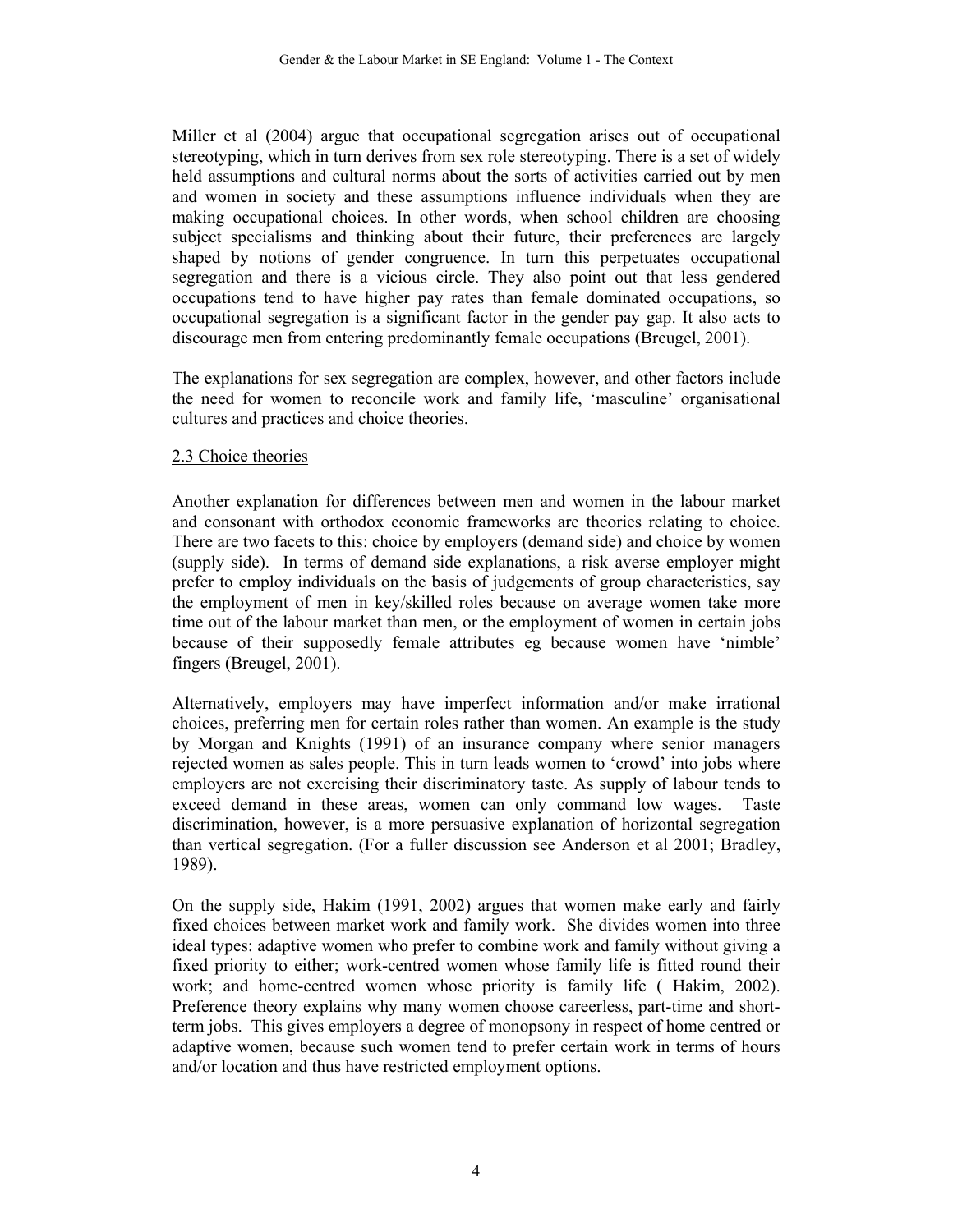Miller et al (2004) argue that occupational segregation arises out of occupational stereotyping, which in turn derives from sex role stereotyping. There is a set of widely held assumptions and cultural norms about the sorts of activities carried out by men and women in society and these assumptions influence individuals when they are making occupational choices. In other words, when school children are choosing subject specialisms and thinking about their future, their preferences are largely shaped by notions of gender congruence. In turn this perpetuates occupational segregation and there is a vicious circle. They also point out that less gendered occupations tend to have higher pay rates than female dominated occupations, so occupational segregation is a significant factor in the gender pay gap. It also acts to discourage men from entering predominantly female occupations (Breugel, 2001).

The explanations for sex segregation are complex, however, and other factors include the need for women to reconcile work and family life, 'masculine' organisational cultures and practices and choice theories.

## 2.3 Choice theories

Another explanation for differences between men and women in the labour market and consonant with orthodox economic frameworks are theories relating to choice. There are two facets to this: choice by employers (demand side) and choice by women (supply side). In terms of demand side explanations, a risk averse employer might prefer to employ individuals on the basis of judgements of group characteristics, say the employment of men in key/skilled roles because on average women take more time out of the labour market than men, or the employment of women in certain jobs because of their supposedly female attributes eg because women have 'nimble' fingers (Breugel, 2001).

Alternatively, employers may have imperfect information and/or make irrational choices, preferring men for certain roles rather than women. An example is the study by Morgan and Knights (1991) of an insurance company where senior managers rejected women as sales people. This in turn leads women to 'crowd' into jobs where employers are not exercising their discriminatory taste. As supply of labour tends to exceed demand in these areas, women can only command low wages. Taste discrimination, however, is a more persuasive explanation of horizontal segregation than vertical segregation. (For a fuller discussion see Anderson et al 2001; Bradley, 1989).

On the supply side, Hakim (1991, 2002) argues that women make early and fairly fixed choices between market work and family work. She divides women into three ideal types: adaptive women who prefer to combine work and family without giving a fixed priority to either; work-centred women whose family life is fitted round their work; and home-centred women whose priority is family life ( Hakim, 2002). Preference theory explains why many women choose careerless, part-time and short-term jobs. This gives employers a degree of monopsony in respect of home centred or adaptive women, because such women tend to prefer certain work in terms of hours and/or location and thus have restricted employment options.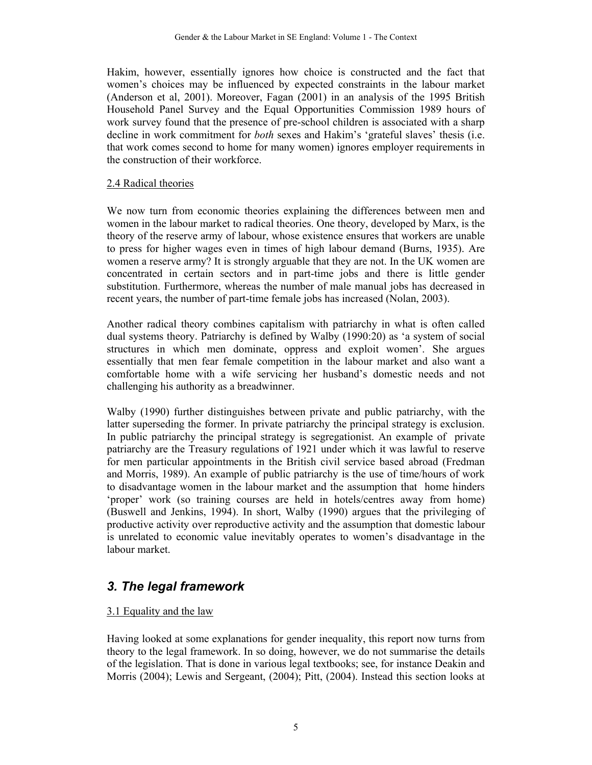Hakim, however, essentially ignores how choice is constructed and the fact that women's choices may be influenced by expected constraints in the labour market (Anderson et al, 2001). Moreover, Fagan (2001) in an analysis of the 1995 British Household Panel Survey and the Equal Opportunities Commission 1989 hours of work survey found that the presence of pre-school children is associated with a sharp decline in work commitment for *both* sexes and Hakim's 'grateful slaves' thesis (i.e. that work comes second to home for many women) ignores employer requirements in the construction of their workforce.

### 2.4 Radical theories

We now turn from economic theories explaining the differences between men and women in the labour market to radical theories. One theory, developed by Marx, is the theory of the reserve army of labour, whose existence ensures that workers are unable to press for higher wages even in times of high labour demand (Burns, 1935). Are women a reserve army? It is strongly arguable that they are not. In the UK women are concentrated in certain sectors and in part-time jobs and there is little gender substitution. Furthermore, whereas the number of male manual jobs has decreased in recent years, the number of part-time female jobs has increased (Nolan, 2003).

Another radical theory combines capitalism with patriarchy in what is often called dual systems theory. Patriarchy is defined by Walby (1990:20) as 'a system of social structures in which men dominate, oppress and exploit women'. She argues essentially that men fear female competition in the labour market and also want a comfortable home with a wife servicing her husband's domestic needs and not challenging his authority as a breadwinner.

Walby (1990) further distinguishes between private and public patriarchy, with the latter superseding the former. In private patriarchy the principal strategy is exclusion. In public patriarchy the principal strategy is segregationist. An example of private patriarchy are the Treasury regulations of 1921 under which it was lawful to reserve for men particular appointments in the British civil service based abroad (Fredman and Morris, 1989). An example of public patriarchy is the use of time/hours of work to disadvantage women in the labour market and the assumption that home hinders 'proper' work (so training courses are held in hotels/centres away from home) (Buswell and Jenkins, 1994). In short, Walby (1990) argues that the privileging of productive activity over reproductive activity and the assumption that domestic labour is unrelated to economic value inevitably operates to women's disadvantage in the labour market.

## *3. The legal framework*

### 3.1 Equality and the law

Having looked at some explanations for gender inequality, this report now turns from theory to the legal framework. In so doing, however, we do not summarise the details of the legislation. That is done in various legal textbooks; see, for instance Deakin and Morris (2004); Lewis and Sergeant, (2004); Pitt, (2004). Instead this section looks at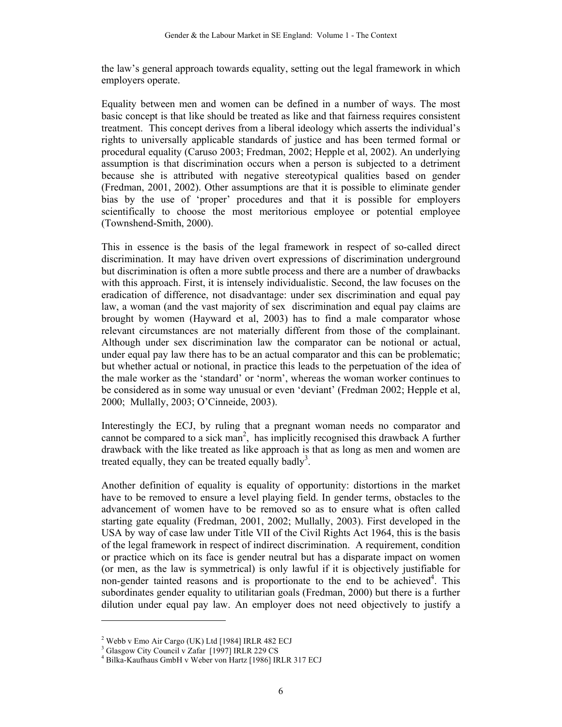the law's general approach towards equality, setting out the legal framework in which employers operate.

Equality between men and women can be defined in a number of ways. The most basic concept is that like should be treated as like and that fairness requires consistent treatment. This concept derives from a liberal ideology which asserts the individual's rights to universally applicable standards of justice and has been termed formal or procedural equality (Caruso 2003; Fredman, 2002; Hepple et al, 2002). An underlying assumption is that discrimination occurs when a person is subjected to a detriment because she is attributed with negative stereotypical qualities based on gender (Fredman, 2001, 2002). Other assumptions are that it is possible to eliminate gender bias by the use of 'proper' procedures and that it is possible for employers scientifically to choose the most meritorious employee or potential employee (Townshend-Smith, 2000).

This in essence is the basis of the legal framework in respect of so-called direct discrimination. It may have driven overt expressions of discrimination underground but discrimination is often a more subtle process and there are a number of drawbacks with this approach. First, it is intensely individualistic. Second, the law focuses on the eradication of difference, not disadvantage: under sex discrimination and equal pay law, a woman (and the vast majority of sex discrimination and equal pay claims are brought by women (Hayward et al, 2003) has to find a male comparator whose relevant circumstances are not materially different from those of the complainant. Although under sex discrimination law the comparator can be notional or actual, under equal pay law there has to be an actual comparator and this can be problematic; but whether actual or notional, in practice this leads to the perpetuation of the idea of the male worker as the 'standard' or 'norm', whereas the woman worker continues to be considered as in some way unusual or even 'deviant' (Fredman 2002; Hepple et al, 2000; Mullally, 2003; O'Cinneide, 2003).

Interestingly the ECJ, by ruling that a pregnant woman needs no comparator and cannot be compared to a sick man[2], has implicitly recognised this drawback A further drawback with the like treated as like approach is that as long as men and women are treated equally, they can be treated equally badly[3].

Another definition of equality is equality of opportunity: distortions in the market have to be removed to ensure a level playing field. In gender terms, obstacles to the advancement of women have to be removed so as to ensure what is often called starting gate equality (Fredman, 2001, 2002; Mullally, 2003). First developed in the USA by way of case law under Title VII of the Civil Rights Act 1964, this is the basis of the legal framework in respect of indirect discrimination. A requirement, condition or practice which on its face is gender neutral but has a disparate impact on women (or men, as the law is symmetrical) is only lawful if it is objectively justifiable for non-gender tainted reasons and is proportionate to the end to be achieved[4]. This subordinates gender equality to utilitarian goals (Fredman, 2000) but there is a further dilution under equal pay law. An employer does not need objectively to justify a

---

[2] Webb v Emo Air Cargo (UK) Ltd [1984] IRLR 482 ECJ

[3] Glasgow City Council v Zafar [1997] IRLR 229 CS

[4] Bilka-Kaufhaus GmbH v Weber von Hartz [1986] IRLR 317 ECJ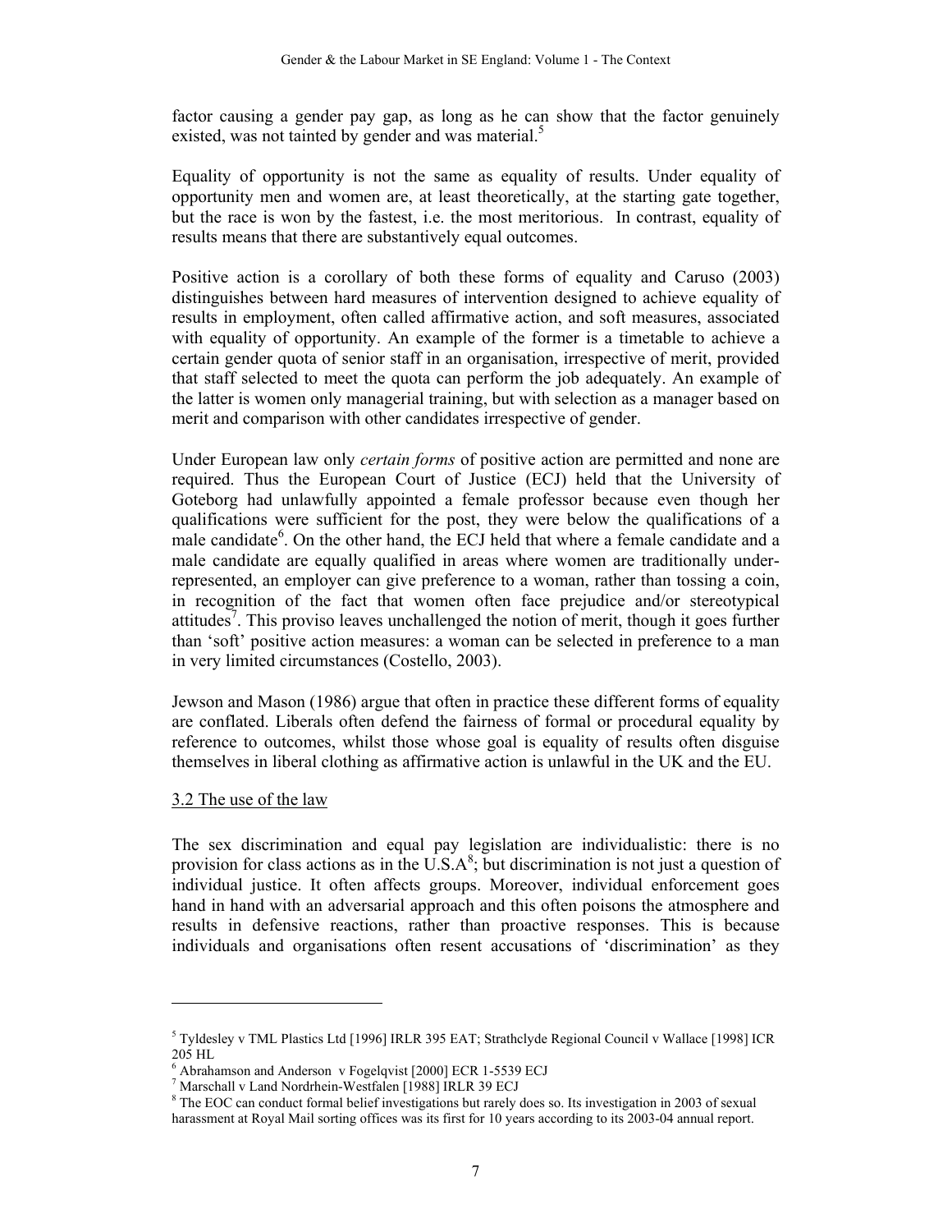factor causing a gender pay gap, as long as he can show that the factor genuinely existed, was not tainted by gender and was material.[5]

Equality of opportunity is not the same as equality of results. Under equality of opportunity men and women are, at least theoretically, at the starting gate together, but the race is won by the fastest, i.e. the most meritorious. In contrast, equality of results means that there are substantively equal outcomes.

Positive action is a corollary of both these forms of equality and Caruso (2003) distinguishes between hard measures of intervention designed to achieve equality of results in employment, often called affirmative action, and soft measures, associated with equality of opportunity. An example of the former is a timetable to achieve a certain gender quota of senior staff in an organisation, irrespective of merit, provided that staff selected to meet the quota can perform the job adequately. An example of the latter is women only managerial training, but with selection as a manager based on merit and comparison with other candidates irrespective of gender.

Under European law only *certain forms* of positive action are permitted and none are required. Thus the European Court of Justice (ECJ) held that the University of Goteborg had unlawfully appointed a female professor because even though her qualifications were sufficient for the post, they were below the qualifications of a male candidate[6]. On the other hand, the ECJ held that where a female candidate and a male candidate are equally qualified in areas where women are traditionally under-represented, an employer can give preference to a woman, rather than tossing a coin, in recognition of the fact that women often face prejudice and/or stereotypical attitudes[7]. This proviso leaves unchallenged the notion of merit, though it goes further than 'soft' positive action measures: a woman can be selected in preference to a man in very limited circumstances (Costello, 2003).

Jewson and Mason (1986) argue that often in practice these different forms of equality are conflated. Liberals often defend the fairness of formal or procedural equality by reference to outcomes, whilst those whose goal is equality of results often disguise themselves in liberal clothing as affirmative action is unlawful in the UK and the EU.

### 3.2 The use of the law

The sex discrimination and equal pay legislation are individualistic: there is no provision for class actions as in the U.S.A[8]; but discrimination is not just a question of individual justice. It often affects groups. Moreover, individual enforcement goes hand in hand with an adversarial approach and this often poisons the atmosphere and results in defensive reactions, rather than proactive responses. This is because individuals and organisations often resent accusations of 'discrimination' as they

---

[5] Tyldesley v TML Plastics Ltd [1996] IRLR 395 EAT; Strathclyde Regional Council v Wallace [1998] ICR 205 HL

[6] Abrahamson and Anderson v Fogelqvist [2000] ECR 1-5539 ECJ

[7] Marschall v Land Nordrhein-Westfalen [1988] IRLR 39 ECJ

[8] The EOC can conduct formal belief investigations but rarely does so. Its investigation in 2003 of sexual harassment at Royal Mail sorting offices was its first for 10 years according to its 2003-04 annual report.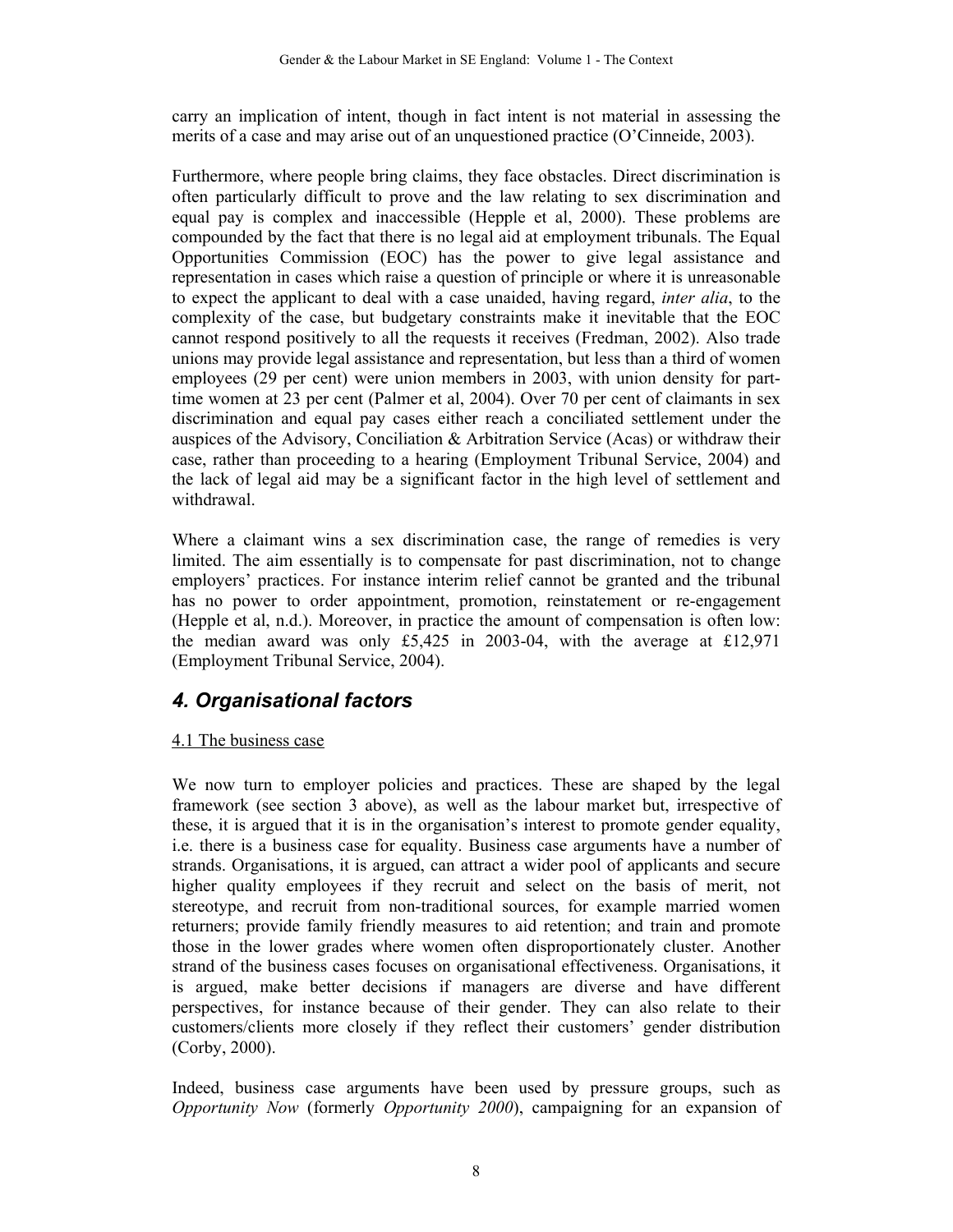carry an implication of intent, though in fact intent is not material in assessing the merits of a case and may arise out of an unquestioned practice (O'Cinneide, 2003).

Furthermore, where people bring claims, they face obstacles. Direct discrimination is often particularly difficult to prove and the law relating to sex discrimination and equal pay is complex and inaccessible (Hepple et al, 2000). These problems are compounded by the fact that there is no legal aid at employment tribunals. The Equal Opportunities Commission (EOC) has the power to give legal assistance and representation in cases which raise a question of principle or where it is unreasonable to expect the applicant to deal with a case unaided, having regard, *inter alia*, to the complexity of the case, but budgetary constraints make it inevitable that the EOC cannot respond positively to all the requests it receives (Fredman, 2002). Also trade unions may provide legal assistance and representation, but less than a third of women employees (29 per cent) were union members in 2003, with union density for part-time women at 23 per cent (Palmer et al, 2004). Over 70 per cent of claimants in sex discrimination and equal pay cases either reach a conciliated settlement under the auspices of the Advisory, Conciliation & Arbitration Service (Acas) or withdraw their case, rather than proceeding to a hearing (Employment Tribunal Service, 2004) and the lack of legal aid may be a significant factor in the high level of settlement and withdrawal.

Where a claimant wins a sex discrimination case, the range of remedies is very limited. The aim essentially is to compensate for past discrimination, not to change employers' practices. For instance interim relief cannot be granted and the tribunal has no power to order appointment, promotion, reinstatement or re-engagement (Hepple et al, n.d.). Moreover, in practice the amount of compensation is often low: the median award was only £5,425 in 2003-04, with the average at £12,971 (Employment Tribunal Service, 2004).

## *4. Organisational factors*

4.1 The business case

We now turn to employer policies and practices. These are shaped by the legal framework (see section 3 above), as well as the labour market but, irrespective of these, it is argued that it is in the organisation's interest to promote gender equality, i.e. there is a business case for equality. Business case arguments have a number of strands. Organisations, it is argued, can attract a wider pool of applicants and secure higher quality employees if they recruit and select on the basis of merit, not stereotype, and recruit from non-traditional sources, for example married women returners; provide family friendly measures to aid retention; and train and promote those in the lower grades where women often disproportionately cluster. Another strand of the business cases focuses on organisational effectiveness. Organisations, it is argued, make better decisions if managers are diverse and have different perspectives, for instance because of their gender. They can also relate to their customers/clients more closely if they reflect their customers' gender distribution (Corby, 2000).

Indeed, business case arguments have been used by pressure groups, such as *Opportunity Now* (formerly *Opportunity 2000*), campaigning for an expansion of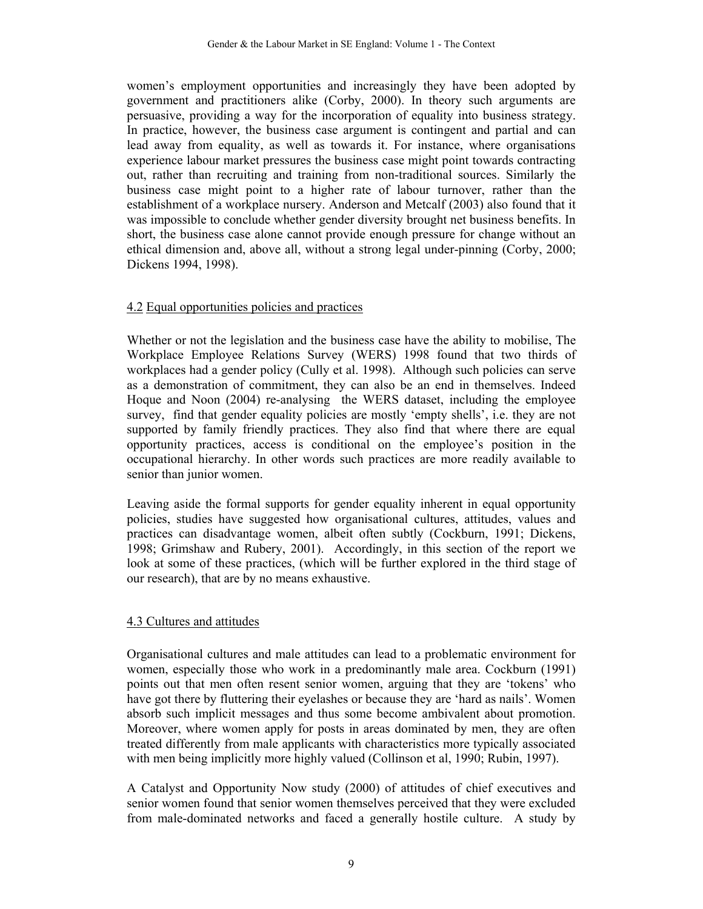women's employment opportunities and increasingly they have been adopted by government and practitioners alike (Corby, 2000). In theory such arguments are persuasive, providing a way for the incorporation of equality into business strategy. In practice, however, the business case argument is contingent and partial and can lead away from equality, as well as towards it. For instance, where organisations experience labour market pressures the business case might point towards contracting out, rather than recruiting and training from non-traditional sources. Similarly the business case might point to a higher rate of labour turnover, rather than the establishment of a workplace nursery. Anderson and Metcalf (2003) also found that it was impossible to conclude whether gender diversity brought net business benefits. In short, the business case alone cannot provide enough pressure for change without an ethical dimension and, above all, without a strong legal under-pinning (Corby, 2000; Dickens 1994, 1998).

## 4.2 Equal opportunities policies and practices

Whether or not the legislation and the business case have the ability to mobilise, The Workplace Employee Relations Survey (WERS) 1998 found that two thirds of workplaces had a gender policy (Cully et al. 1998). Although such policies can serve as a demonstration of commitment, they can also be an end in themselves. Indeed Hoque and Noon (2004) re-analysing the WERS dataset, including the employee survey, find that gender equality policies are mostly 'empty shells', i.e. they are not supported by family friendly practices. They also find that where there are equal opportunity practices, access is conditional on the employee's position in the occupational hierarchy. In other words such practices are more readily available to senior than junior women.

Leaving aside the formal supports for gender equality inherent in equal opportunity policies, studies have suggested how organisational cultures, attitudes, values and practices can disadvantage women, albeit often subtly (Cockburn, 1991; Dickens, 1998; Grimshaw and Rubery, 2001). Accordingly, in this section of the report we look at some of these practices, (which will be further explored in the third stage of our research), that are by no means exhaustive.

## 4.3 Cultures and attitudes

Organisational cultures and male attitudes can lead to a problematic environment for women, especially those who work in a predominantly male area. Cockburn (1991) points out that men often resent senior women, arguing that they are 'tokens' who have got there by fluttering their eyelashes or because they are 'hard as nails'. Women absorb such implicit messages and thus some become ambivalent about promotion. Moreover, where women apply for posts in areas dominated by men, they are often treated differently from male applicants with characteristics more typically associated with men being implicitly more highly valued (Collinson et al, 1990; Rubin, 1997).

A Catalyst and Opportunity Now study (2000) of attitudes of chief executives and senior women found that senior women themselves perceived that they were excluded from male-dominated networks and faced a generally hostile culture. A study by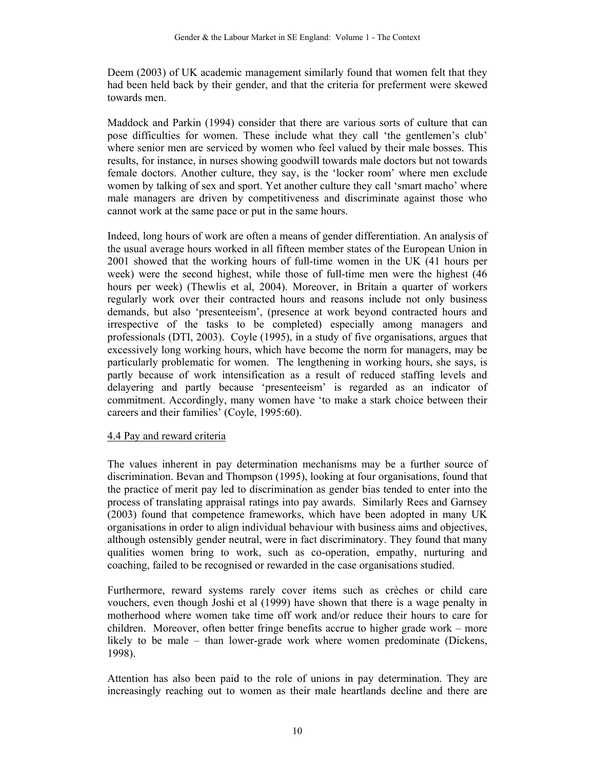Deem (2003) of UK academic management similarly found that women felt that they had been held back by their gender, and that the criteria for preferment were skewed towards men.

Maddock and Parkin (1994) consider that there are various sorts of culture that can pose difficulties for women. These include what they call 'the gentlemen's club' where senior men are serviced by women who feel valued by their male bosses. This results, for instance, in nurses showing goodwill towards male doctors but not towards female doctors. Another culture, they say, is the 'locker room' where men exclude women by talking of sex and sport. Yet another culture they call 'smart macho' where male managers are driven by competitiveness and discriminate against those who cannot work at the same pace or put in the same hours.

Indeed, long hours of work are often a means of gender differentiation. An analysis of the usual average hours worked in all fifteen member states of the European Union in 2001 showed that the working hours of full-time women in the UK (41 hours per week) were the second highest, while those of full-time men were the highest (46 hours per week) (Thewlis et al, 2004). Moreover, in Britain a quarter of workers regularly work over their contracted hours and reasons include not only business demands, but also 'presenteeism', (presence at work beyond contracted hours and irrespective of the tasks to be completed) especially among managers and professionals (DTI, 2003). Coyle (1995), in a study of five organisations, argues that excessively long working hours, which have become the norm for managers, may be particularly problematic for women. The lengthening in working hours, she says, is partly because of work intensification as a result of reduced staffing levels and delayering and partly because 'presenteeism' is regarded as an indicator of commitment. Accordingly, many women have 'to make a stark choice between their careers and their families' (Coyle, 1995:60).

### 4.4 Pay and reward criteria

The values inherent in pay determination mechanisms may be a further source of discrimination. Bevan and Thompson (1995), looking at four organisations, found that the practice of merit pay led to discrimination as gender bias tended to enter into the process of translating appraisal ratings into pay awards. Similarly Rees and Garnsey (2003) found that competence frameworks, which have been adopted in many UK organisations in order to align individual behaviour with business aims and objectives, although ostensibly gender neutral, were in fact discriminatory. They found that many qualities women bring to work, such as co-operation, empathy, nurturing and coaching, failed to be recognised or rewarded in the case organisations studied.

Furthermore, reward systems rarely cover items such as crèches or child care vouchers, even though Joshi et al (1999) have shown that there is a wage penalty in motherhood where women take time off work and/or reduce their hours to care for children. Moreover, often better fringe benefits accrue to higher grade work – more likely to be male – than lower-grade work where women predominate (Dickens, 1998).

Attention has also been paid to the role of unions in pay determination. They are increasingly reaching out to women as their male heartlands decline and there are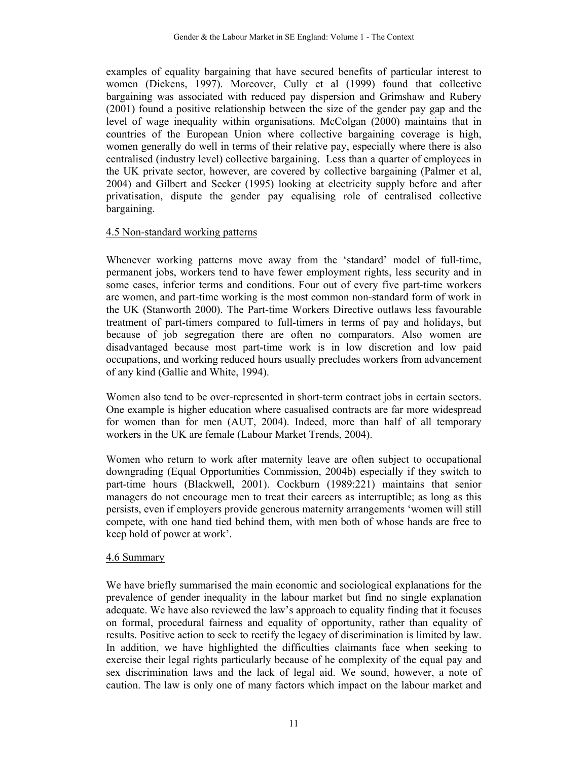examples of equality bargaining that have secured benefits of particular interest to women (Dickens, 1997). Moreover, Cully et al (1999) found that collective bargaining was associated with reduced pay dispersion and Grimshaw and Rubery (2001) found a positive relationship between the size of the gender pay gap and the level of wage inequality within organisations. McColgan (2000) maintains that in countries of the European Union where collective bargaining coverage is high, women generally do well in terms of their relative pay, especially where there is also centralised (industry level) collective bargaining. Less than a quarter of employees in the UK private sector, however, are covered by collective bargaining (Palmer et al, 2004) and Gilbert and Secker (1995) looking at electricity supply before and after privatisation, dispute the gender pay equalising role of centralised collective bargaining.

### 4.5 Non-standard working patterns

Whenever working patterns move away from the 'standard' model of full-time, permanent jobs, workers tend to have fewer employment rights, less security and in some cases, inferior terms and conditions. Four out of every five part-time workers are women, and part-time working is the most common non-standard form of work in the UK (Stanworth 2000). The Part-time Workers Directive outlaws less favourable treatment of part-timers compared to full-timers in terms of pay and holidays, but because of job segregation there are often no comparators. Also women are disadvantaged because most part-time work is in low discretion and low paid occupations, and working reduced hours usually precludes workers from advancement of any kind (Gallie and White, 1994).

Women also tend to be over-represented in short-term contract jobs in certain sectors. One example is higher education where casualised contracts are far more widespread for women than for men (AUT, 2004). Indeed, more than half of all temporary workers in the UK are female (Labour Market Trends, 2004).

Women who return to work after maternity leave are often subject to occupational downgrading (Equal Opportunities Commission, 2004b) especially if they switch to part-time hours (Blackwell, 2001). Cockburn (1989:221) maintains that senior managers do not encourage men to treat their careers as interruptible; as long as this persists, even if employers provide generous maternity arrangements 'women will still compete, with one hand tied behind them, with men both of whose hands are free to keep hold of power at work'.

### 4.6 Summary

We have briefly summarised the main economic and sociological explanations for the prevalence of gender inequality in the labour market but find no single explanation adequate. We have also reviewed the law's approach to equality finding that it focuses on formal, procedural fairness and equality of opportunity, rather than equality of results. Positive action to seek to rectify the legacy of discrimination is limited by law. In addition, we have highlighted the difficulties claimants face when seeking to exercise their legal rights particularly because of he complexity of the equal pay and sex discrimination laws and the lack of legal aid. We sound, however, a note of caution. The law is only one of many factors which impact on the labour market and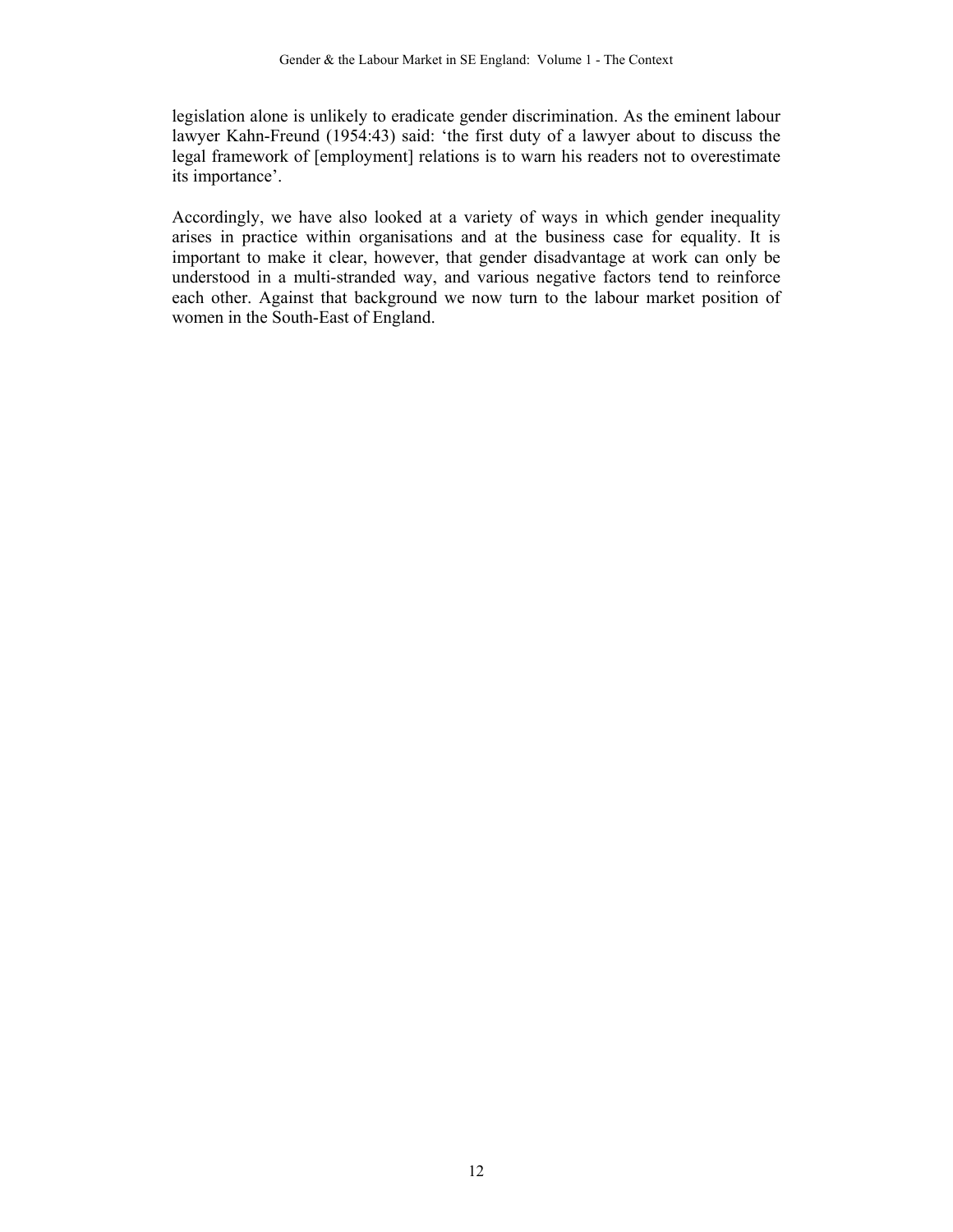legislation alone is unlikely to eradicate gender discrimination. As the eminent labour lawyer Kahn-Freund (1954:43) said: 'the first duty of a lawyer about to discuss the legal framework of [employment] relations is to warn his readers not to overestimate its importance'.

Accordingly, we have also looked at a variety of ways in which gender inequality arises in practice within organisations and at the business case for equality. It is important to make it clear, however, that gender disadvantage at work can only be understood in a multi-stranded way, and various negative factors tend to reinforce each other. Against that background we now turn to the labour market position of women in the South-East of England.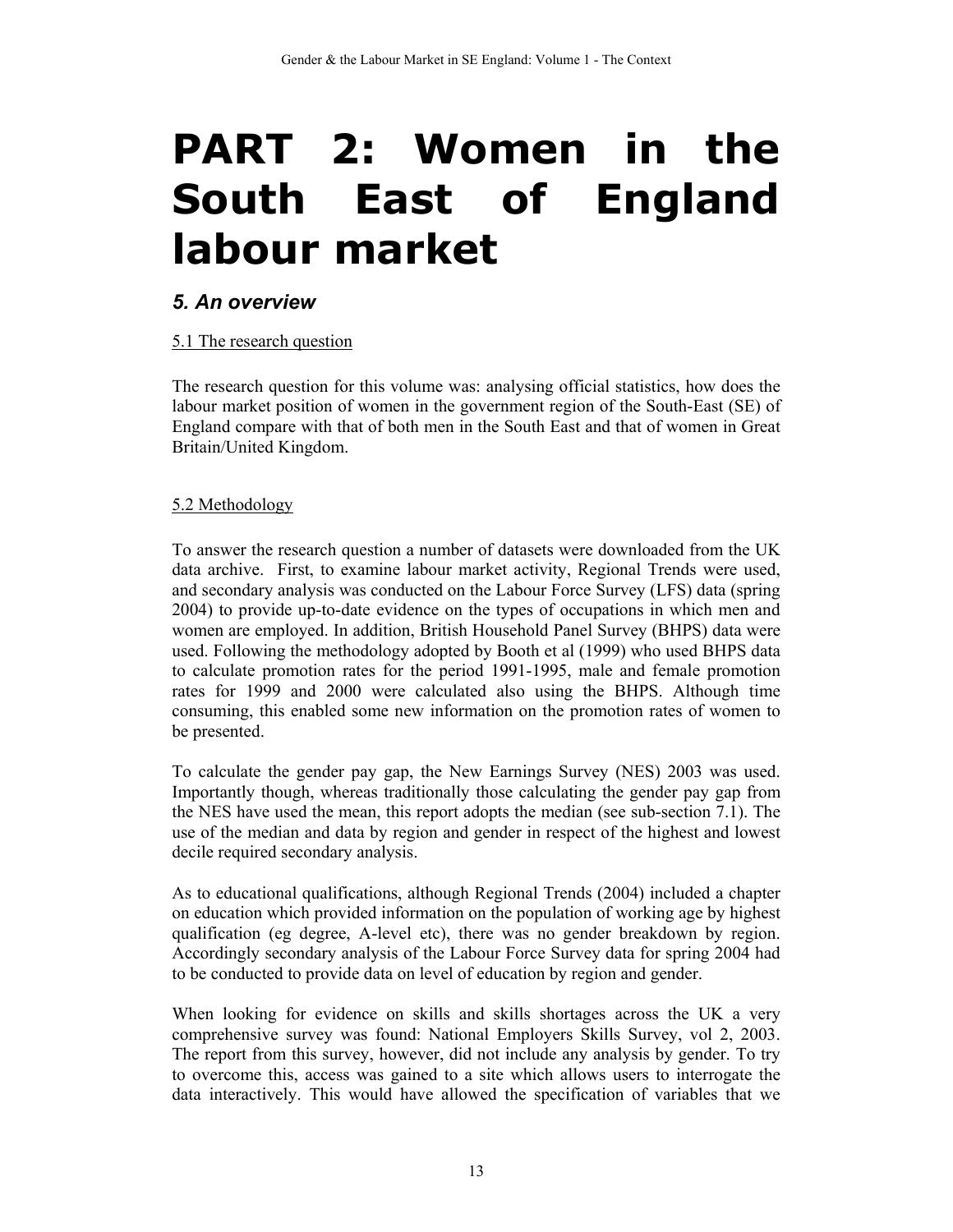# PART 2: Women in the South East of England labour market

## *5. An overview*

5.1 The research question

The research question for this volume was: analysing official statistics, how does the labour market position of women in the government region of the South-East (SE) of England compare with that of both men in the South East and that of women in Great Britain/United Kingdom.

5.2 Methodology

To answer the research question a number of datasets were downloaded from the UK data archive. First, to examine labour market activity, Regional Trends were used, and secondary analysis was conducted on the Labour Force Survey (LFS) data (spring 2004) to provide up-to-date evidence on the types of occupations in which men and women are employed. In addition, British Household Panel Survey (BHPS) data were used. Following the methodology adopted by Booth et al (1999) who used BHPS data to calculate promotion rates for the period 1991-1995, male and female promotion rates for 1999 and 2000 were calculated also using the BHPS. Although time consuming, this enabled some new information on the promotion rates of women to be presented.

To calculate the gender pay gap, the New Earnings Survey (NES) 2003 was used. Importantly though, whereas traditionally those calculating the gender pay gap from the NES have used the mean, this report adopts the median (see sub-section 7.1). The use of the median and data by region and gender in respect of the highest and lowest decile required secondary analysis.

As to educational qualifications, although Regional Trends (2004) included a chapter on education which provided information on the population of working age by highest qualification (eg degree, A-level etc), there was no gender breakdown by region. Accordingly secondary analysis of the Labour Force Survey data for spring 2004 had to be conducted to provide data on level of education by region and gender.

When looking for evidence on skills and skills shortages across the UK a very comprehensive survey was found: National Employers Skills Survey, vol 2, 2003. The report from this survey, however, did not include any analysis by gender. To try to overcome this, access was gained to a site which allows users to interrogate the data interactively. This would have allowed the specification of variables that we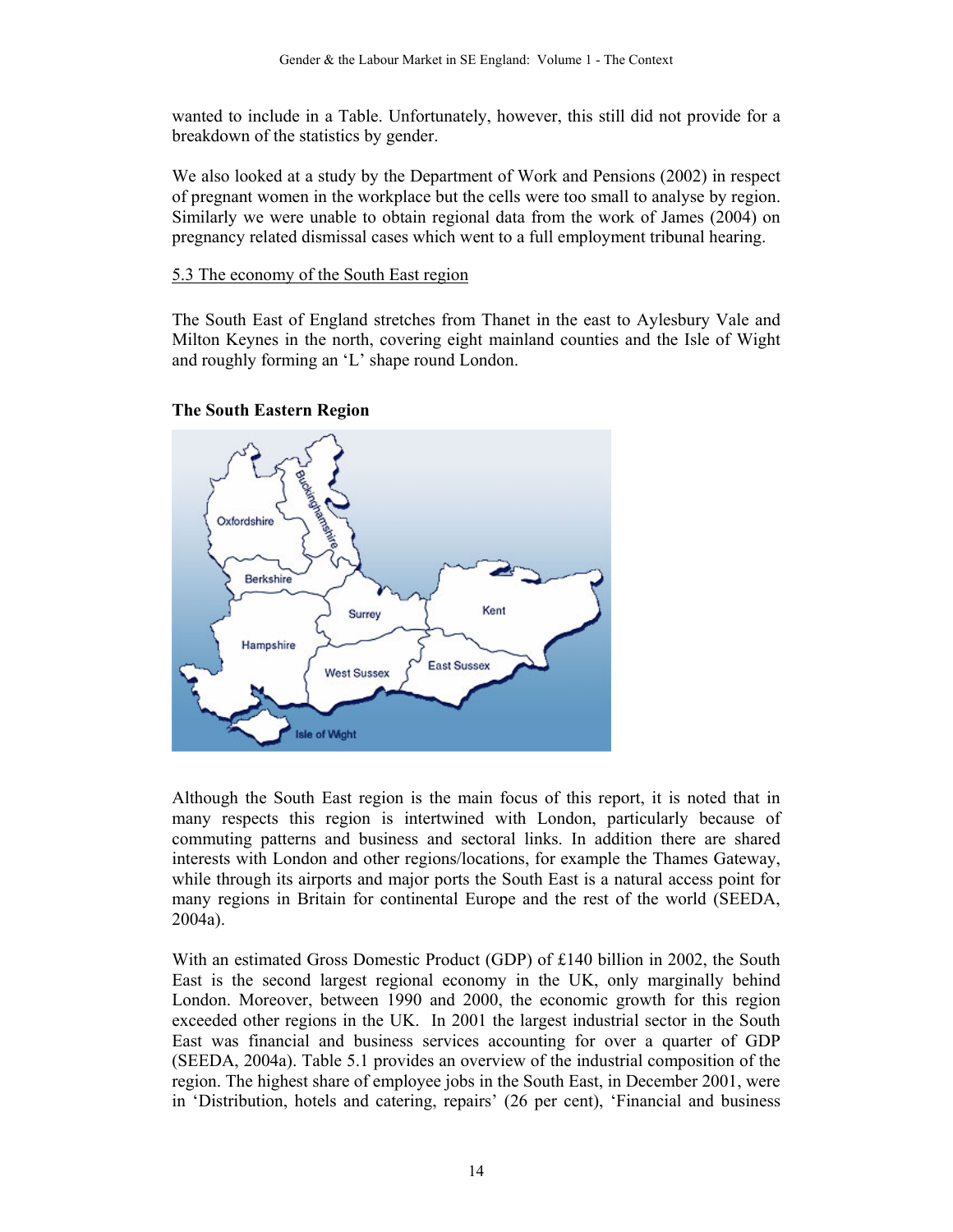wanted to include in a Table. Unfortunately, however, this still did not provide for a breakdown of the statistics by gender.

We also looked at a study by the Department of Work and Pensions (2002) in respect of pregnant women in the workplace but the cells were too small to analyse by region. Similarly we were unable to obtain regional data from the work of James (2004) on pregnancy related dismissal cases which went to a full employment tribunal hearing.

5.3 The economy of the South East region

The South East of England stretches from Thanet in the east to Aylesbury Vale and Milton Keynes in the north, covering eight mainland counties and the Isle of Wight and roughly forming an 'L' shape round London.

**The South Eastern Region**

Although the South East region is the main focus of this report, it is noted that in many respects this region is intertwined with London, particularly because of commuting patterns and business and sectoral links. In addition there are shared interests with London and other regions/locations, for example the Thames Gateway, while through its airports and major ports the South East is a natural access point for many regions in Britain for continental Europe and the rest of the world (SEEDA, 2004a).

With an estimated Gross Domestic Product (GDP) of £140 billion in 2002, the South East is the second largest regional economy in the UK, only marginally behind London. Moreover, between 1990 and 2000, the economic growth for this region exceeded other regions in the UK. In 2001 the largest industrial sector in the South East was financial and business services accounting for over a quarter of GDP (SEEDA, 2004a). Table 5.1 provides an overview of the industrial composition of the region. The highest share of employee jobs in the South East, in December 2001, were in 'Distribution, hotels and catering, repairs' (26 per cent), 'Financial and business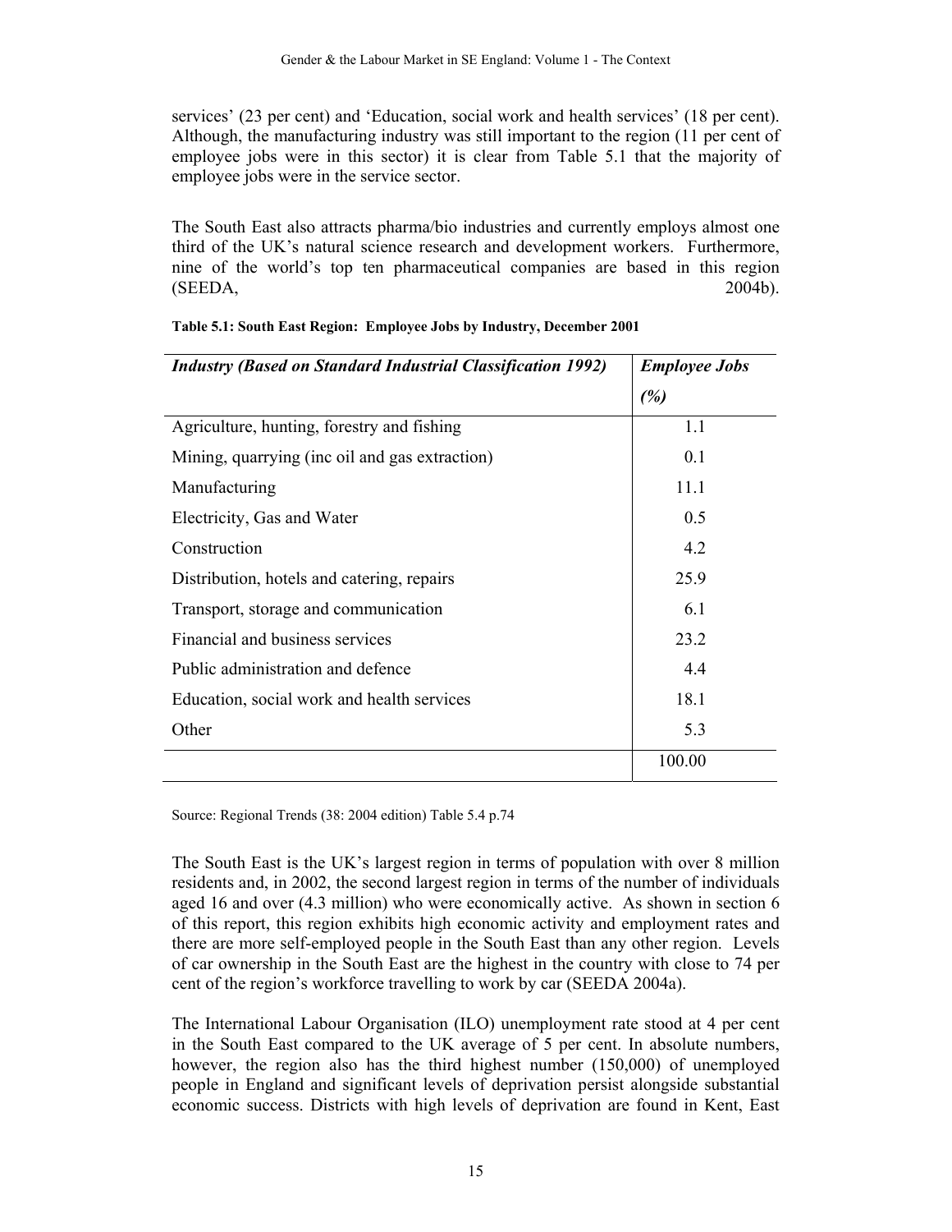services' (23 per cent) and 'Education, social work and health services' (18 per cent). Although, the manufacturing industry was still important to the region (11 per cent of employee jobs were in this sector) it is clear from Table 5.1 that the majority of employee jobs were in the service sector.

The South East also attracts pharma/bio industries and currently employs almost one third of the UK's natural science research and development workers. Furthermore, nine of the world's top ten pharmaceutical companies are based in this region (SEEDA, 2004b).

**Table 5.1: South East Region: Employee Jobs by Industry, December 2001**

| *Industry (Based on Standard Industrial Classification 1992)* | *Employee Jobs (%)* |
|---|---|
| Agriculture, hunting, forestry and fishing | 1.1 |
| Mining, quarrying (inc oil and gas extraction) | 0.1 |
| Manufacturing | 11.1 |
| Electricity, Gas and Water | 0.5 |
| Construction | 4.2 |
| Distribution, hotels and catering, repairs | 25.9 |
| Transport, storage and communication | 6.1 |
| Financial and business services | 23.2 |
| Public administration and defence | 4.4 |
| Education, social work and health services | 18.1 |
| Other | 5.3 |
| | 100.00 |

Source: Regional Trends (38: 2004 edition) Table 5.4 p.74

The South East is the UK's largest region in terms of population with over 8 million residents and, in 2002, the second largest region in terms of the number of individuals aged 16 and over (4.3 million) who were economically active. As shown in section 6 of this report, this region exhibits high economic activity and employment rates and there are more self-employed people in the South East than any other region. Levels of car ownership in the South East are the highest in the country with close to 74 per cent of the region's workforce travelling to work by car (SEEDA 2004a).

The International Labour Organisation (ILO) unemployment rate stood at 4 per cent in the South East compared to the UK average of 5 per cent. In absolute numbers, however, the region also has the third highest number (150,000) of unemployed people in England and significant levels of deprivation persist alongside substantial economic success. Districts with high levels of deprivation are found in Kent, East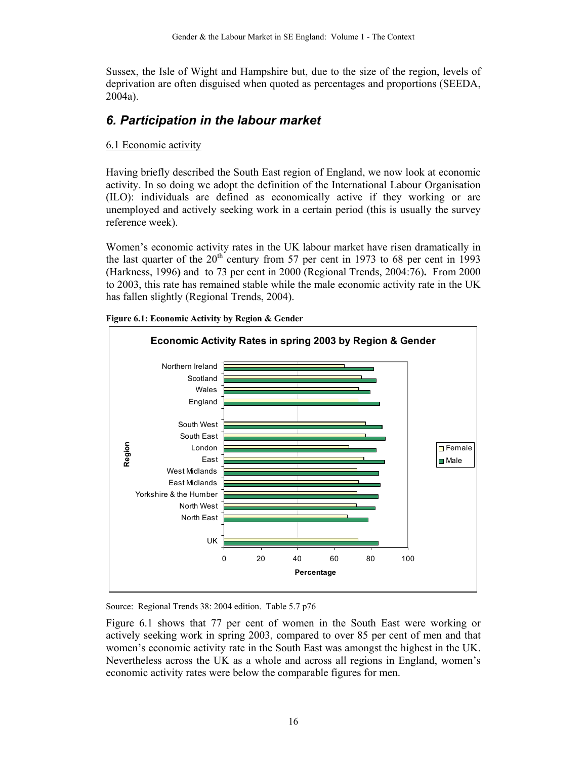Sussex, the Isle of Wight and Hampshire but, due to the size of the region, levels of deprivation are often disguised when quoted as percentages and proportions (SEEDA, 2004a).

## *6. Participation in the labour market*

6.1 Economic activity

Having briefly described the South East region of England, we now look at economic activity. In so doing we adopt the definition of the International Labour Organisation (ILO): individuals are defined as economically active if they working or are unemployed and actively seeking work in a certain period (this is usually the survey reference week).

Women's economic activity rates in the UK labour market have risen dramatically in the last quarter of the 20th century from 57 per cent in 1973 to 68 per cent in 1993 (Harkness, 1996**)** and to 73 per cent in 2000 (Regional Trends, 2004:76)**.** From 2000 to 2003, this rate has remained stable while the male economic activity rate in the UK has fallen slightly (Regional Trends, 2004).

**Figure 6.1: Economic Activity by Region & Gender**

Source: Regional Trends 38: 2004 edition. Table 5.7 p76

Figure 6.1 shows that 77 per cent of women in the South East were working or actively seeking work in spring 2003, compared to over 85 per cent of men and that women's economic activity rate in the South East was amongst the highest in the UK. Nevertheless across the UK as a whole and across all regions in England, women's economic activity rates were below the comparable figures for men.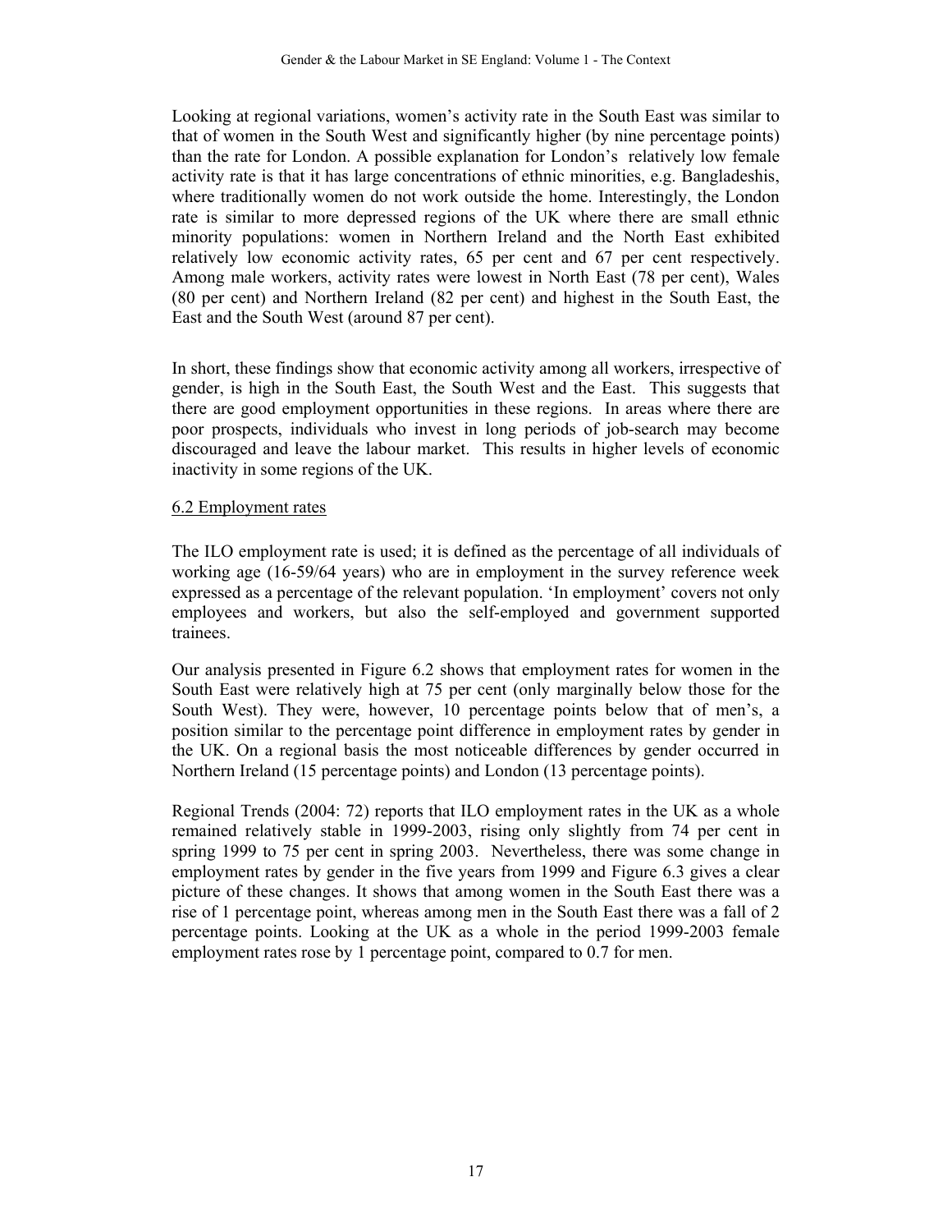Looking at regional variations, women's activity rate in the South East was similar to that of women in the South West and significantly higher (by nine percentage points) than the rate for London. A possible explanation for London's relatively low female activity rate is that it has large concentrations of ethnic minorities, e.g. Bangladeshis, where traditionally women do not work outside the home. Interestingly, the London rate is similar to more depressed regions of the UK where there are small ethnic minority populations: women in Northern Ireland and the North East exhibited relatively low economic activity rates, 65 per cent and 67 per cent respectively. Among male workers, activity rates were lowest in North East (78 per cent), Wales (80 per cent) and Northern Ireland (82 per cent) and highest in the South East, the East and the South West (around 87 per cent).

In short, these findings show that economic activity among all workers, irrespective of gender, is high in the South East, the South West and the East. This suggests that there are good employment opportunities in these regions. In areas where there are poor prospects, individuals who invest in long periods of job-search may become discouraged and leave the labour market. This results in higher levels of economic inactivity in some regions of the UK.

## 6.2 Employment rates

The ILO employment rate is used; it is defined as the percentage of all individuals of working age (16-59/64 years) who are in employment in the survey reference week expressed as a percentage of the relevant population. 'In employment' covers not only employees and workers, but also the self-employed and government supported trainees.

Our analysis presented in Figure 6.2 shows that employment rates for women in the South East were relatively high at 75 per cent (only marginally below those for the South West). They were, however, 10 percentage points below that of men's, a position similar to the percentage point difference in employment rates by gender in the UK. On a regional basis the most noticeable differences by gender occurred in Northern Ireland (15 percentage points) and London (13 percentage points).

Regional Trends (2004: 72) reports that ILO employment rates in the UK as a whole remained relatively stable in 1999-2003, rising only slightly from 74 per cent in spring 1999 to 75 per cent in spring 2003. Nevertheless, there was some change in employment rates by gender in the five years from 1999 and Figure 6.3 gives a clear picture of these changes. It shows that among women in the South East there was a rise of 1 percentage point, whereas among men in the South East there was a fall of 2 percentage points. Looking at the UK as a whole in the period 1999-2003 female employment rates rose by 1 percentage point, compared to 0.7 for men.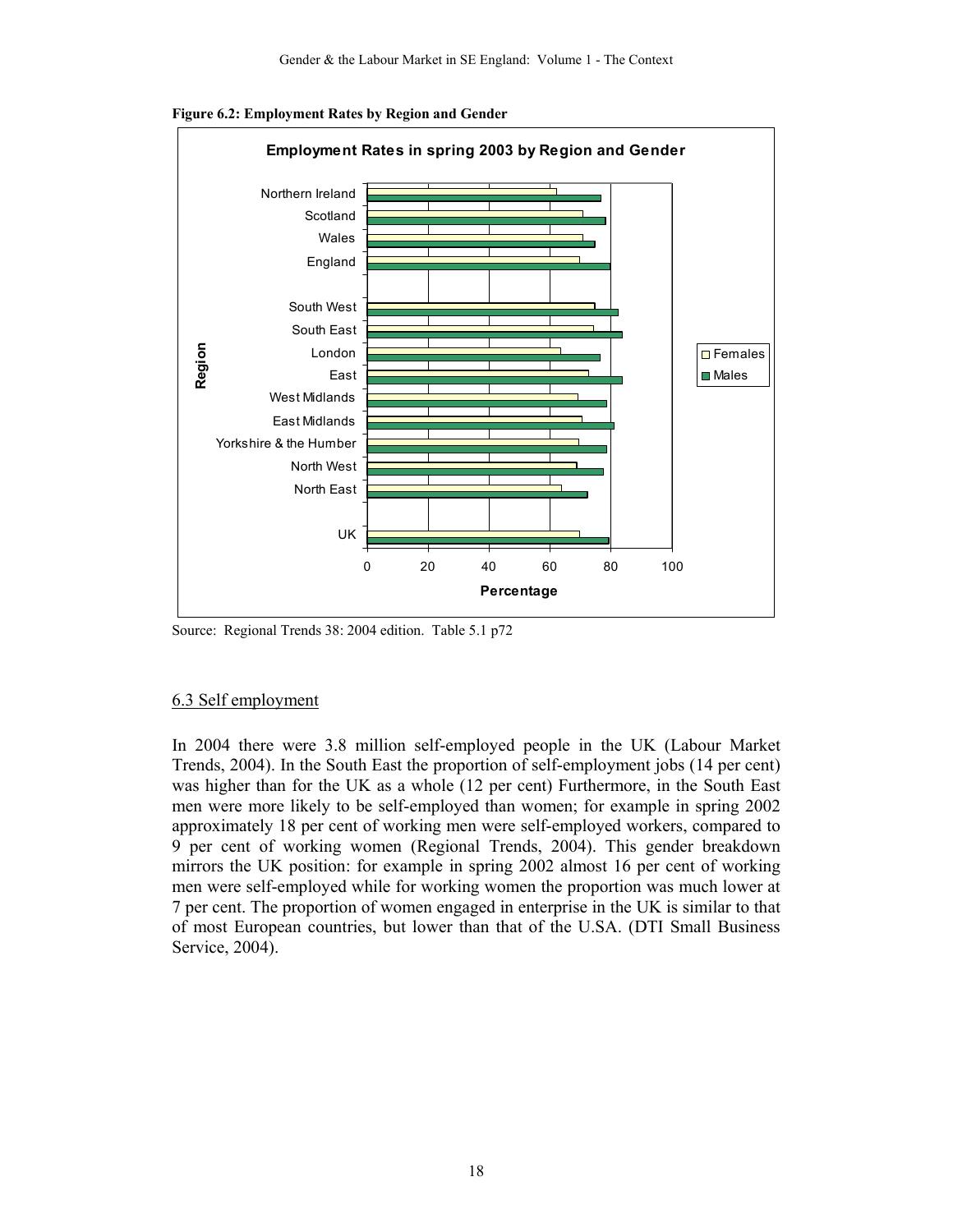**Figure 6.2: Employment Rates by Region and Gender**

Source: Regional Trends 38: 2004 edition. Table 5.1 p72

## 6.3 Self employment

In 2004 there were 3.8 million self-employed people in the UK (Labour Market Trends, 2004). In the South East the proportion of self-employment jobs (14 per cent) was higher than for the UK as a whole (12 per cent) Furthermore, in the South East men were more likely to be self-employed than women; for example in spring 2002 approximately 18 per cent of working men were self-employed workers, compared to 9 per cent of working women (Regional Trends, 2004). This gender breakdown mirrors the UK position: for example in spring 2002 almost 16 per cent of working men were self-employed while for working women the proportion was much lower at 7 per cent. The proportion of women engaged in enterprise in the UK is similar to that of most European countries, but lower than that of the U.S.A. (DTI Small Business Service, 2004).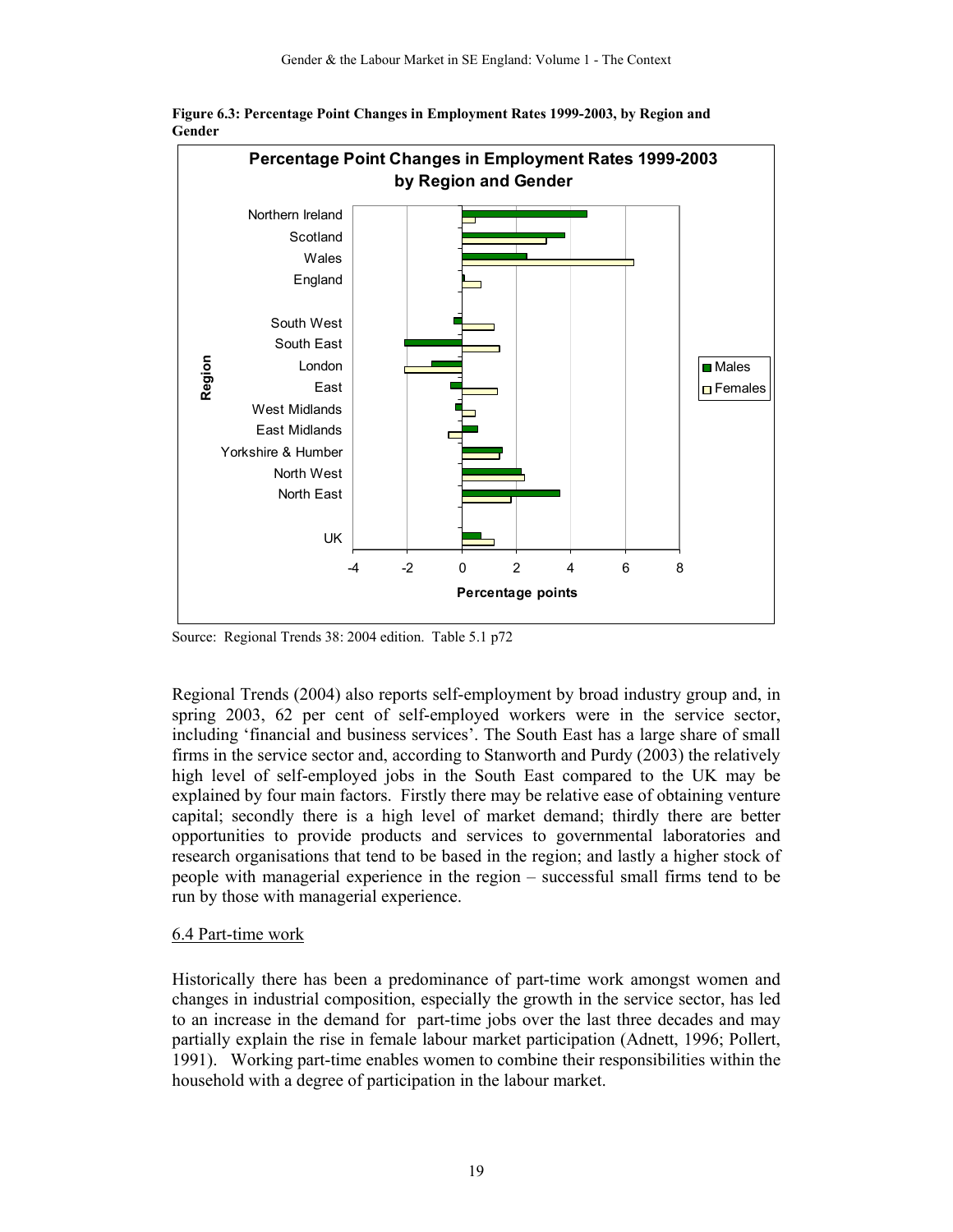**Figure 6.3: Percentage Point Changes in Employment Rates 1999-2003, by Region and Gender**

Source: Regional Trends 38: 2004 edition. Table 5.1 p72

Regional Trends (2004) also reports self-employment by broad industry group and, in spring 2003, 62 per cent of self-employed workers were in the service sector, including 'financial and business services'. The South East has a large share of small firms in the service sector and, according to Stanworth and Purdy (2003) the relatively high level of self-employed jobs in the South East compared to the UK may be explained by four main factors. Firstly there may be relative ease of obtaining venture capital; secondly there is a high level of market demand; thirdly there are better opportunities to provide products and services to governmental laboratories and research organisations that tend to be based in the region; and lastly a higher stock of people with managerial experience in the region – successful small firms tend to be run by those with managerial experience.

## 6.4 Part-time work

Historically there has been a predominance of part-time work amongst women and changes in industrial composition, especially the growth in the service sector, has led to an increase in the demand for part-time jobs over the last three decades and may partially explain the rise in female labour market participation (Adnett, 1996; Pollert, 1991). Working part-time enables women to combine their responsibilities within the household with a degree of participation in the labour market.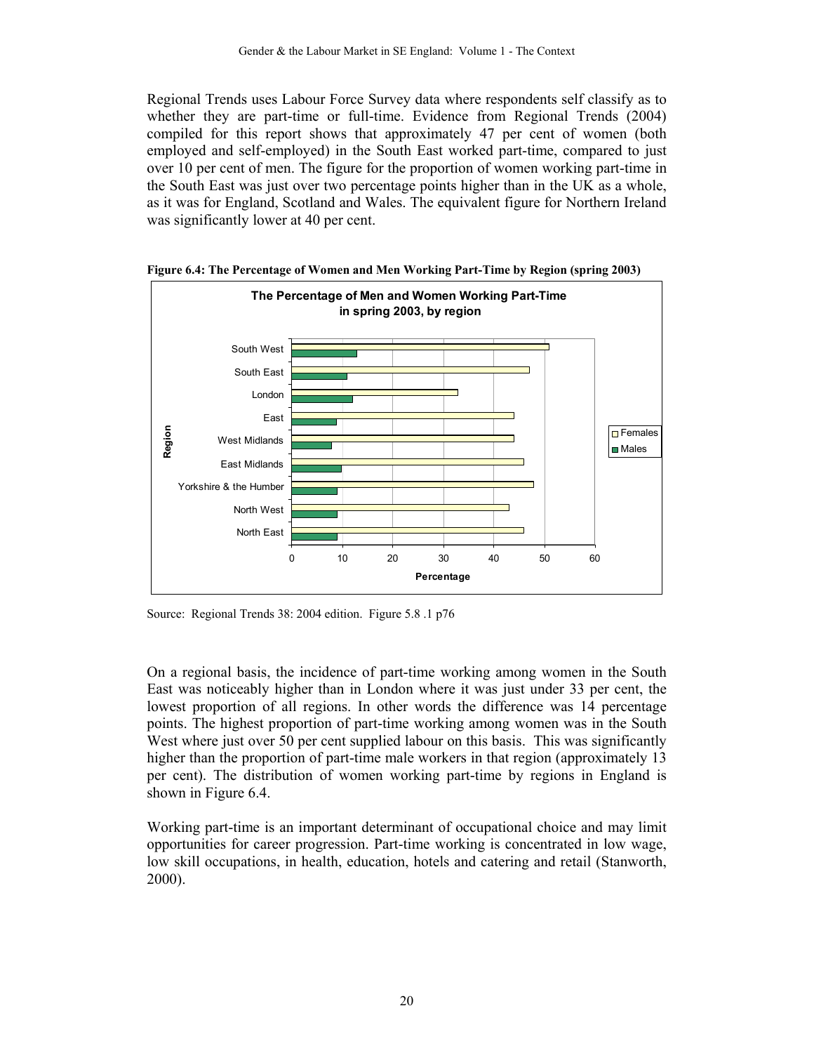Regional Trends uses Labour Force Survey data where respondents self classify as to whether they are part-time or full-time. Evidence from Regional Trends (2004) compiled for this report shows that approximately 47 per cent of women (both employed and self-employed) in the South East worked part-time, compared to just over 10 per cent of men. The figure for the proportion of women working part-time in the South East was just over two percentage points higher than in the UK as a whole, as it was for England, Scotland and Wales. The equivalent figure for Northern Ireland was significantly lower at 40 per cent.

**Figure 6.4: The Percentage of Women and Men Working Part-Time by Region (spring 2003)**

Source: Regional Trends 38: 2004 edition. Figure 5.8 .1 p76

On a regional basis, the incidence of part-time working among women in the South East was noticeably higher than in London where it was just under 33 per cent, the lowest proportion of all regions. In other words the difference was 14 percentage points. The highest proportion of part-time working among women was in the South West where just over 50 per cent supplied labour on this basis. This was significantly higher than the proportion of part-time male workers in that region (approximately 13 per cent). The distribution of women working part-time by regions in England is shown in Figure 6.4.

Working part-time is an important determinant of occupational choice and may limit opportunities for career progression. Part-time working is concentrated in low wage, low skill occupations, in health, education, hotels and catering and retail (Stanworth, 2000).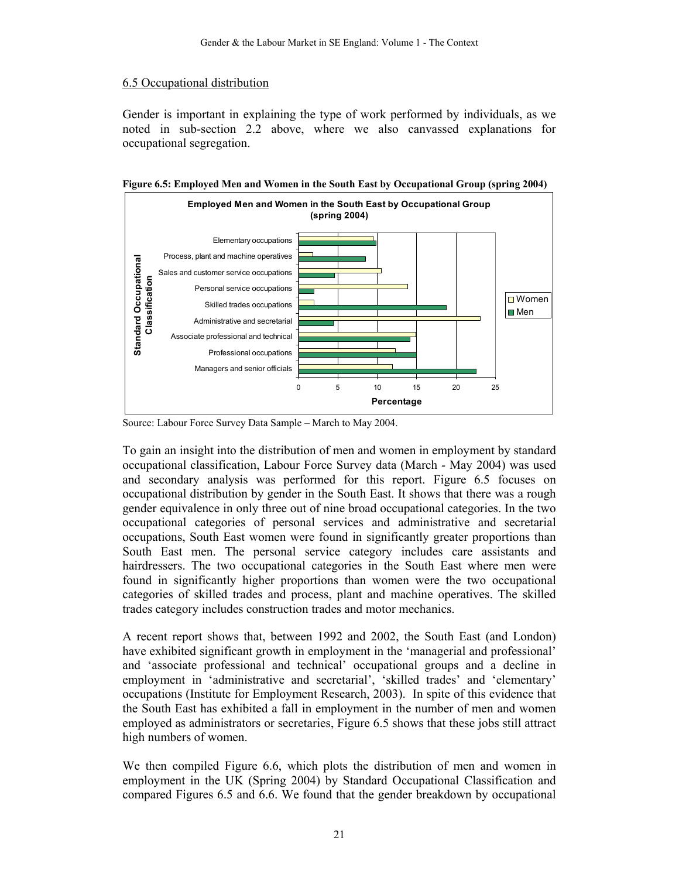## 6.5 Occupational distribution

Gender is important in explaining the type of work performed by individuals, as we noted in sub-section 2.2 above, where we also canvassed explanations for occupational segregation.

**Figure 6.5: Employed Men and Women in the South East by Occupational Group (spring 2004)**

Source: Labour Force Survey Data Sample – March to May 2004.

To gain an insight into the distribution of men and women in employment by standard occupational classification, Labour Force Survey data (March - May 2004) was used and secondary analysis was performed for this report. Figure 6.5 focuses on occupational distribution by gender in the South East. It shows that there was a rough gender equivalence in only three out of nine broad occupational categories. In the two occupational categories of personal services and administrative and secretarial occupations, South East women were found in significantly greater proportions than South East men. The personal service category includes care assistants and hairdressers. The two occupational categories in the South East where men were found in significantly higher proportions than women were the two occupational categories of skilled trades and process, plant and machine operatives. The skilled trades category includes construction trades and motor mechanics.

A recent report shows that, between 1992 and 2002, the South East (and London) have exhibited significant growth in employment in the 'managerial and professional' and 'associate professional and technical' occupational groups and a decline in employment in 'administrative and secretarial', 'skilled trades' and 'elementary' occupations (Institute for Employment Research, 2003). In spite of this evidence that the South East has exhibited a fall in employment in the number of men and women employed as administrators or secretaries, Figure 6.5 shows that these jobs still attract high numbers of women.

We then compiled Figure 6.6, which plots the distribution of men and women in employment in the UK (Spring 2004) by Standard Occupational Classification and compared Figures 6.5 and 6.6. We found that the gender breakdown by occupational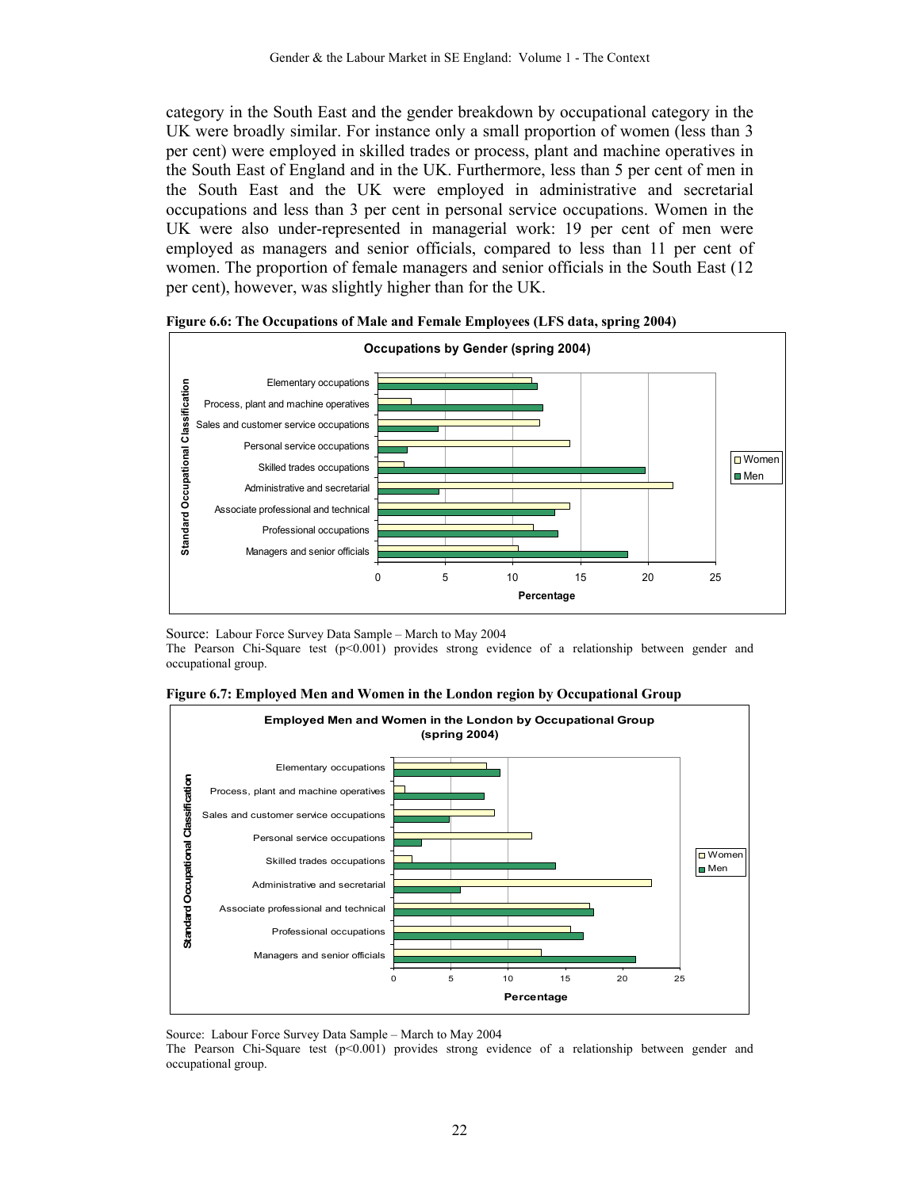category in the South East and the gender breakdown by occupational category in the UK were broadly similar. For instance only a small proportion of women (less than 3 per cent) were employed in skilled trades or process, plant and machine operatives in the South East of England and in the UK. Furthermore, less than 5 per cent of men in the South East and the UK were employed in administrative and secretarial occupations and less than 3 per cent in personal service occupations. Women in the UK were also under-represented in managerial work: 19 per cent of men were employed as managers and senior officials, compared to less than 11 per cent of women. The proportion of female managers and senior officials in the South East (12 per cent), however, was slightly higher than for the UK.

**Figure 6.6: The Occupations of Male and Female Employees (LFS data, spring 2004)**

Source: Labour Force Survey Data Sample – March to May 2004
The Pearson Chi-Square test ($p<0.001$) provides strong evidence of a relationship between gender and occupational group.

**Figure 6.7: Employed Men and Women in the London region by Occupational Group**

Source: Labour Force Survey Data Sample – March to May 2004
The Pearson Chi-Square test ($p<0.001$) provides strong evidence of a relationship between gender and occupational group.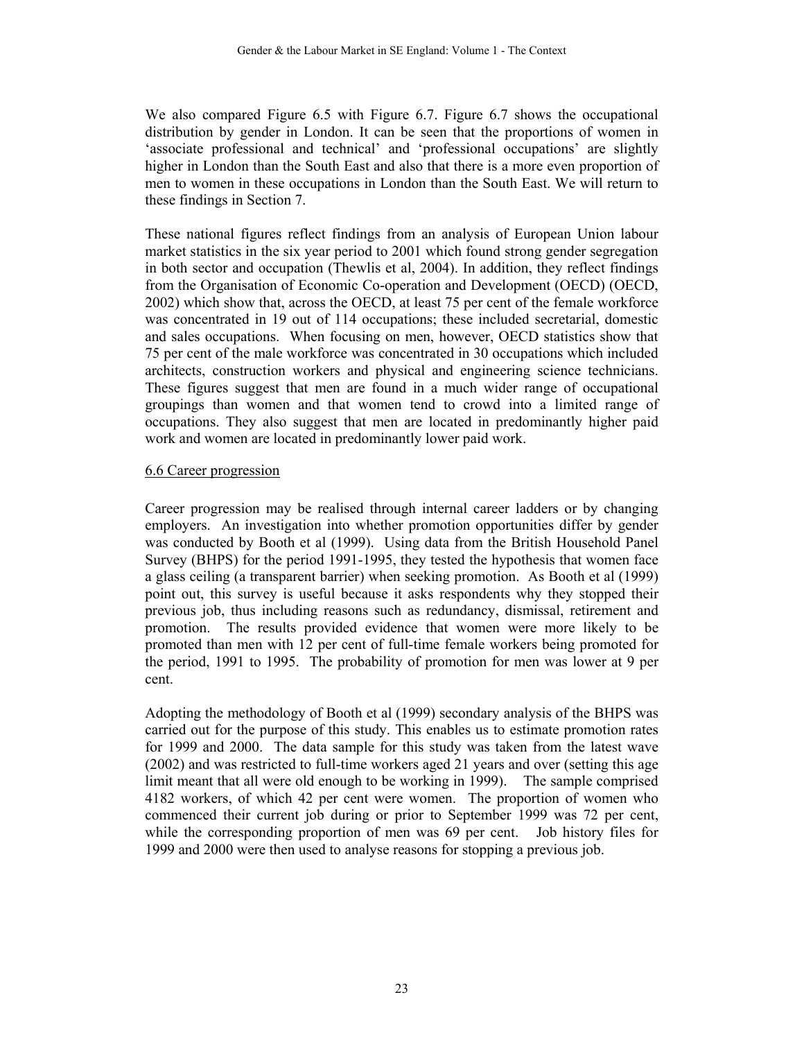We also compared Figure 6.5 with Figure 6.7. Figure 6.7 shows the occupational distribution by gender in London. It can be seen that the proportions of women in 'associate professional and technical' and 'professional occupations' are slightly higher in London than the South East and also that there is a more even proportion of men to women in these occupations in London than the South East. We will return to these findings in Section 7.

These national figures reflect findings from an analysis of European Union labour market statistics in the six year period to 2001 which found strong gender segregation in both sector and occupation (Thewlis et al, 2004). In addition, they reflect findings from the Organisation of Economic Co-operation and Development (OECD) (OECD, 2002) which show that, across the OECD, at least 75 per cent of the female workforce was concentrated in 19 out of 114 occupations; these included secretarial, domestic and sales occupations. When focusing on men, however, OECD statistics show that 75 per cent of the male workforce was concentrated in 30 occupations which included architects, construction workers and physical and engineering science technicians. These figures suggest that men are found in a much wider range of occupational groupings than women and that women tend to crowd into a limited range of occupations. They also suggest that men are located in predominantly higher paid work and women are located in predominantly lower paid work.

## 6.6 Career progression

Career progression may be realised through internal career ladders or by changing employers. An investigation into whether promotion opportunities differ by gender was conducted by Booth et al (1999). Using data from the British Household Panel Survey (BHPS) for the period 1991-1995, they tested the hypothesis that women face a glass ceiling (a transparent barrier) when seeking promotion. As Booth et al (1999) point out, this survey is useful because it asks respondents why they stopped their previous job, thus including reasons such as redundancy, dismissal, retirement and promotion. The results provided evidence that women were more likely to be promoted than men with 12 per cent of full-time female workers being promoted for the period, 1991 to 1995. The probability of promotion for men was lower at 9 per cent.

Adopting the methodology of Booth et al (1999) secondary analysis of the BHPS was carried out for the purpose of this study. This enables us to estimate promotion rates for 1999 and 2000. The data sample for this study was taken from the latest wave (2002) and was restricted to full-time workers aged 21 years and over (setting this age limit meant that all were old enough to be working in 1999). The sample comprised 4182 workers, of which 42 per cent were women. The proportion of women who commenced their current job during or prior to September 1999 was 72 per cent, while the corresponding proportion of men was 69 per cent. Job history files for 1999 and 2000 were then used to analyse reasons for stopping a previous job.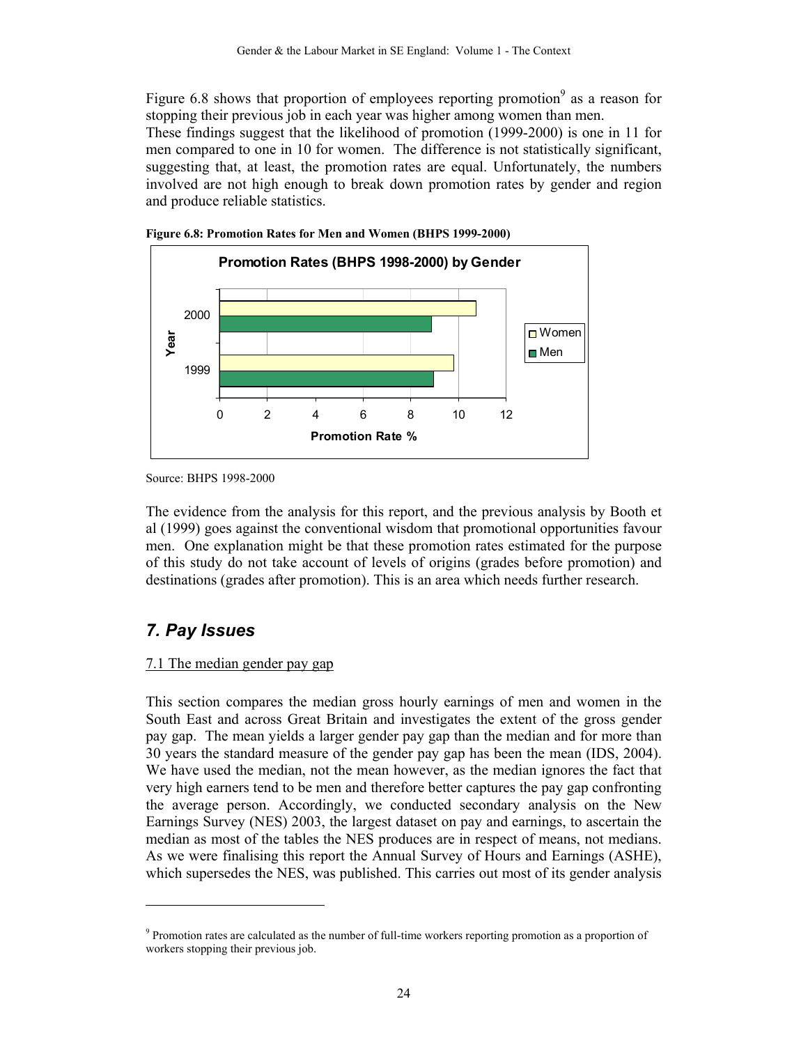Figure 6.8 shows that proportion of employees reporting promotion[9] as a reason for stopping their previous job in each year was higher among women than men.
These findings suggest that the likelihood of promotion (1999-2000) is one in 11 for men compared to one in 10 for women. The difference is not statistically significant, suggesting that, at least, the promotion rates are equal. Unfortunately, the numbers involved are not high enough to break down promotion rates by gender and region and produce reliable statistics.

**Figure 6.8: Promotion Rates for Men and Women (BHPS 1999-2000)**

Source: BHPS 1998-2000

The evidence from the analysis for this report, and the previous analysis by Booth et al (1999) goes against the conventional wisdom that promotional opportunities favour men. One explanation might be that these promotion rates estimated for the purpose of this study do not take account of levels of origins (grades before promotion) and destinations (grades after promotion). This is an area which needs further research.

## *7. Pay Issues*

7.1 The median gender pay gap

This section compares the median gross hourly earnings of men and women in the South East and across Great Britain and investigates the extent of the gross gender pay gap. The mean yields a larger gender pay gap than the median and for more than 30 years the standard measure of the gender pay gap has been the mean (IDS, 2004). We have used the median, not the mean however, as the median ignores the fact that very high earners tend to be men and therefore better captures the pay gap confronting the average person. Accordingly, we conducted secondary analysis on the New Earnings Survey (NES) 2003, the largest dataset on pay and earnings, to ascertain the median as most of the tables the NES produces are in respect of means, not medians. As we were finalising this report the Annual Survey of Hours and Earnings (ASHE), which supersedes the NES, was published. This carries out most of its gender analysis

---

[9] Promotion rates are calculated as the number of full-time workers reporting promotion as a proportion of workers stopping their previous job.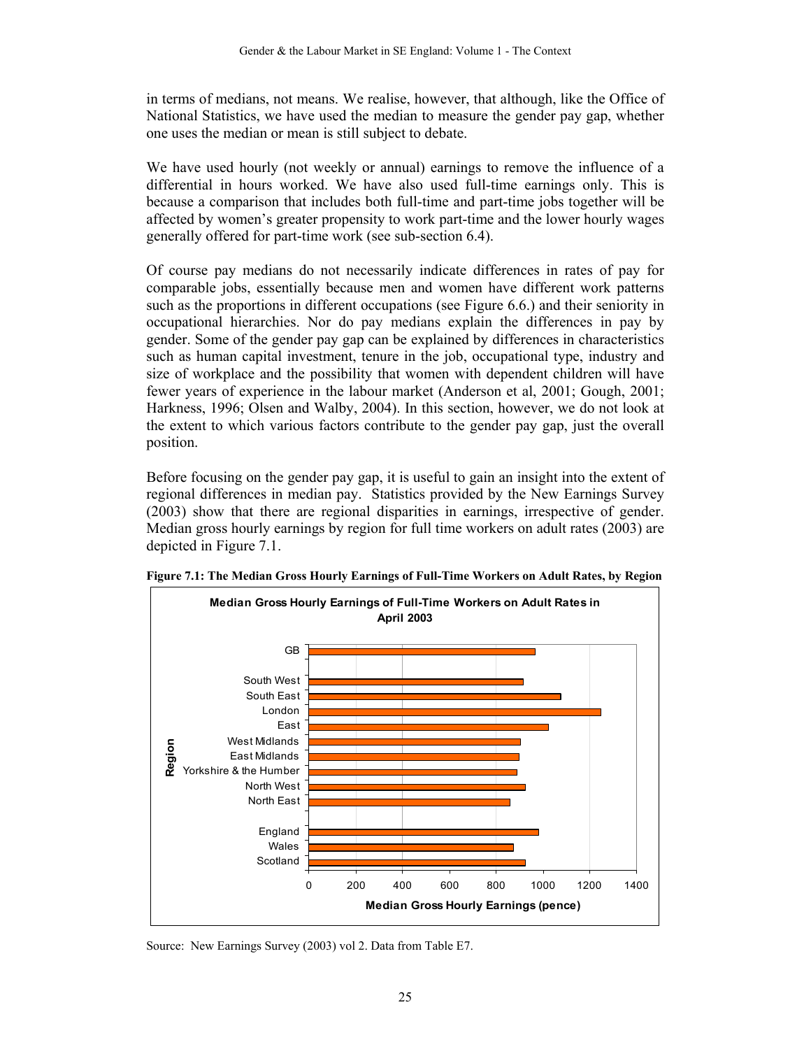in terms of medians, not means. We realise, however, that although, like the Office of National Statistics, we have used the median to measure the gender pay gap, whether one uses the median or mean is still subject to debate.

We have used hourly (not weekly or annual) earnings to remove the influence of a differential in hours worked. We have also used full-time earnings only. This is because a comparison that includes both full-time and part-time jobs together will be affected by women's greater propensity to work part-time and the lower hourly wages generally offered for part-time work (see sub-section 6.4).

Of course pay medians do not necessarily indicate differences in rates of pay for comparable jobs, essentially because men and women have different work patterns such as the proportions in different occupations (see Figure 6.6.) and their seniority in occupational hierarchies. Nor do pay medians explain the differences in pay by gender. Some of the gender pay gap can be explained by differences in characteristics such as human capital investment, tenure in the job, occupational type, industry and size of workplace and the possibility that women with dependent children will have fewer years of experience in the labour market (Anderson et al, 2001; Gough, 2001; Harkness, 1996; Olsen and Walby, 2004). In this section, however, we do not look at the extent to which various factors contribute to the gender pay gap, just the overall position.

Before focusing on the gender pay gap, it is useful to gain an insight into the extent of regional differences in median pay. Statistics provided by the New Earnings Survey (2003) show that there are regional disparities in earnings, irrespective of gender. Median gross hourly earnings by region for full time workers on adult rates (2003) are depicted in Figure 7.1.

**Figure 7.1: The Median Gross Hourly Earnings of Full-Time Workers on Adult Rates, by Region**

Source: New Earnings Survey (2003) vol 2. Data from Table E7.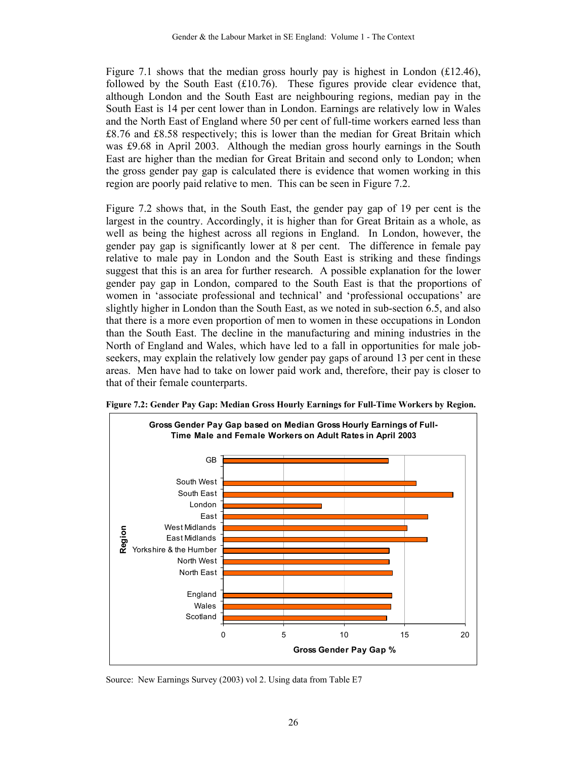Figure 7.1 shows that the median gross hourly pay is highest in London (£12.46), followed by the South East (£10.76). These figures provide clear evidence that, although London and the South East are neighbouring regions, median pay in the South East is 14 per cent lower than in London. Earnings are relatively low in Wales and the North East of England where 50 per cent of full-time workers earned less than £8.76 and £8.58 respectively; this is lower than the median for Great Britain which was £9.68 in April 2003. Although the median gross hourly earnings in the South East are higher than the median for Great Britain and second only to London; when the gross gender pay gap is calculated there is evidence that women working in this region are poorly paid relative to men. This can be seen in Figure 7.2.

Figure 7.2 shows that, in the South East, the gender pay gap of 19 per cent is the largest in the country. Accordingly, it is higher than for Great Britain as a whole, as well as being the highest across all regions in England. In London, however, the gender pay gap is significantly lower at 8 per cent. The difference in female pay relative to male pay in London and the South East is striking and these findings suggest that this is an area for further research. A possible explanation for the lower gender pay gap in London, compared to the South East is that the proportions of women in 'associate professional and technical' and 'professional occupations' are slightly higher in London than the South East, as we noted in sub-section 6.5, and also that there is a more even proportion of men to women in these occupations in London than the South East. The decline in the manufacturing and mining industries in the North of England and Wales, which have led to a fall in opportunities for male job-seekers, may explain the relatively low gender pay gaps of around 13 per cent in these areas. Men have had to take on lower paid work and, therefore, their pay is closer to that of their female counterparts.

**Figure 7.2: Gender Pay Gap: Median Gross Hourly Earnings for Full-Time Workers by Region.**

**Gross Gender Pay Gap based on Median Gross Hourly Earnings of Full-Time Male and Female Workers on Adult Rates in April 2003**

| Region | Gross Gender Pay Gap % (approx.) |
|---|---|
| GB | 13.7 |
| South West | 16.0 |
| South East | 19.0 |
| London | 8.1 |
| East | 16.9 |
| West Midlands | 15.2 |
| East Midlands | 16.9 |
| Yorkshire & the Humber | 13.7 |
| North West | 13.7 |
| North East | 14.0 |
| England | 13.9 |
| Wales | 13.9 |
| Scotland | 13.5 |

Source: New Earnings Survey (2003) vol 2. Using data from Table E7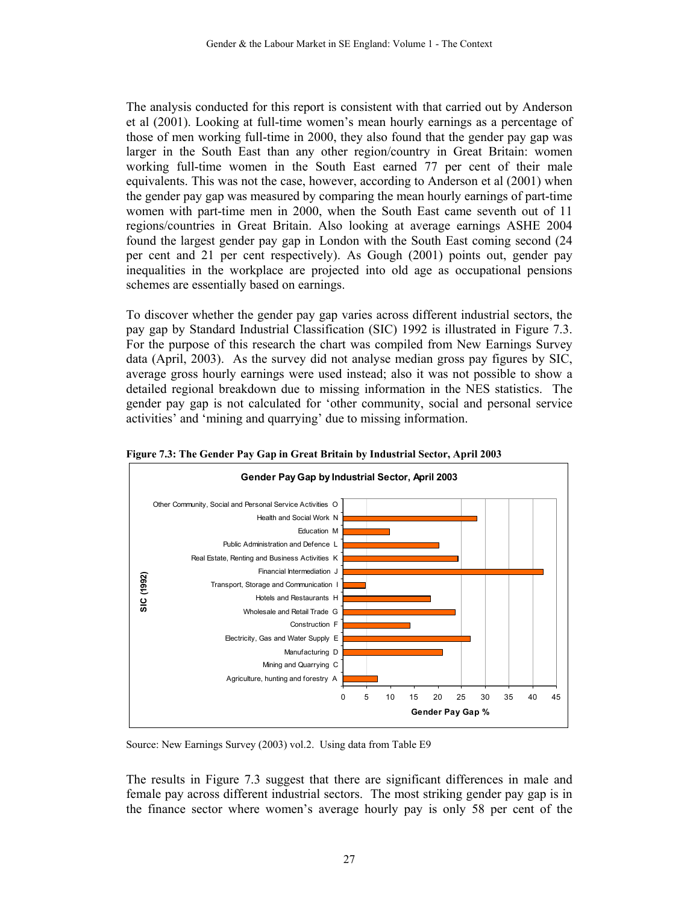The analysis conducted for this report is consistent with that carried out by Anderson et al (2001). Looking at full-time women's mean hourly earnings as a percentage of those of men working full-time in 2000, they also found that the gender pay gap was larger in the South East than any other region/country in Great Britain: women working full-time women in the South East earned 77 per cent of their male equivalents. This was not the case, however, according to Anderson et al (2001) when the gender pay gap was measured by comparing the mean hourly earnings of part-time women with part-time men in 2000, when the South East came seventh out of 11 regions/countries in Great Britain. Also looking at average earnings ASHE 2004 found the largest gender pay gap in London with the South East coming second (24 per cent and 21 per cent respectively). As Gough (2001) points out, gender pay inequalities in the workplace are projected into old age as occupational pensions schemes are essentially based on earnings.

To discover whether the gender pay gap varies across different industrial sectors, the pay gap by Standard Industrial Classification (SIC) 1992 is illustrated in Figure 7.3. For the purpose of this research the chart was compiled from New Earnings Survey data (April, 2003). As the survey did not analyse median gross pay figures by SIC, average gross hourly earnings were used instead; also it was not possible to show a detailed regional breakdown due to missing information in the NES statistics. The gender pay gap is not calculated for 'other community, social and personal service activities' and 'mining and quarrying' due to missing information.

**Figure 7.3: The Gender Pay Gap in Great Britain by Industrial Sector, April 2003**

Source: New Earnings Survey (2003) vol.2. Using data from Table E9

The results in Figure 7.3 suggest that there are significant differences in male and female pay across different industrial sectors. The most striking gender pay gap is in the finance sector where women's average hourly pay is only 58 per cent of the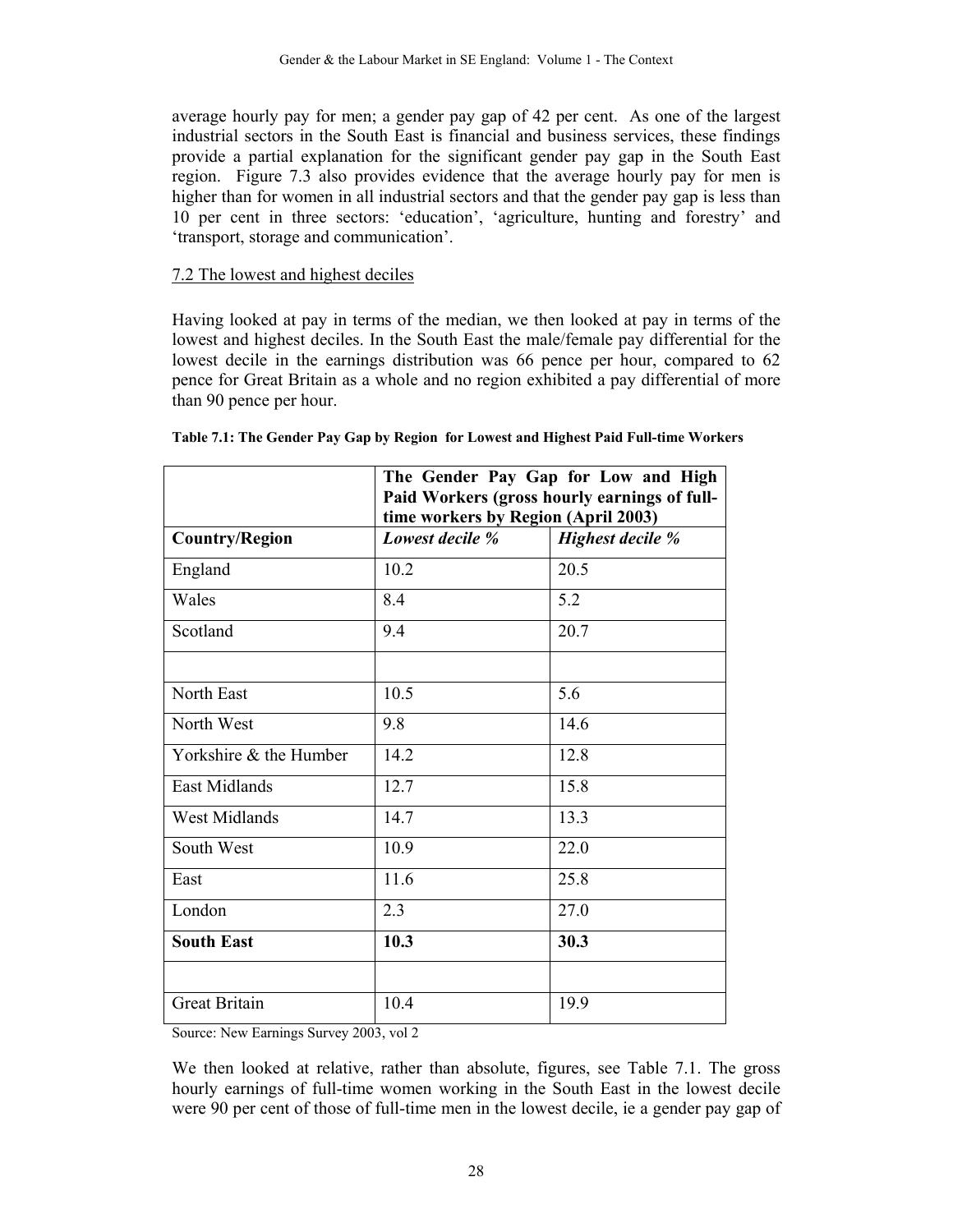average hourly pay for men; a gender pay gap of 42 per cent. As one of the largest industrial sectors in the South East is financial and business services, these findings provide a partial explanation for the significant gender pay gap in the South East region. Figure 7.3 also provides evidence that the average hourly pay for men is higher than for women in all industrial sectors and that the gender pay gap is less than 10 per cent in three sectors: 'education', 'agriculture, hunting and forestry' and 'transport, storage and communication'.

## 7.2 The lowest and highest deciles

Having looked at pay in terms of the median, we then looked at pay in terms of the lowest and highest deciles. In the South East the male/female pay differential for the lowest decile in the earnings distribution was 66 pence per hour, compared to 62 pence for Great Britain as a whole and no region exhibited a pay differential of more than 90 pence per hour.

**Table 7.1: The Gender Pay Gap by Region for Lowest and Highest Paid Full-time Workers**

| | **The Gender Pay Gap for Low and High Paid Workers (gross hourly earnings of full-time workers by Region (April 2003)** | |
|---|---|---|
| **Country/Region** | ***Lowest decile %*** | ***Highest decile %*** |
| England | 10.2 | 20.5 |
| Wales | 8.4 | 5.2 |
| Scotland | 9.4 | 20.7 |
| | | |
| North East | 10.5 | 5.6 |
| North West | 9.8 | 14.6 |
| Yorkshire & the Humber | 14.2 | 12.8 |
| East Midlands | 12.7 | 15.8 |
| West Midlands | 14.7 | 13.3 |
| South West | 10.9 | 22.0 |
| East | 11.6 | 25.8 |
| London | 2.3 | 27.0 |
| **South East** | **10.3** | **30.3** |
| | | |
| Great Britain | 10.4 | 19.9 |

Source: New Earnings Survey 2003, vol 2

We then looked at relative, rather than absolute, figures, see Table 7.1. The gross hourly earnings of full-time women working in the South East in the lowest decile were 90 per cent of those of full-time men in the lowest decile, ie a gender pay gap of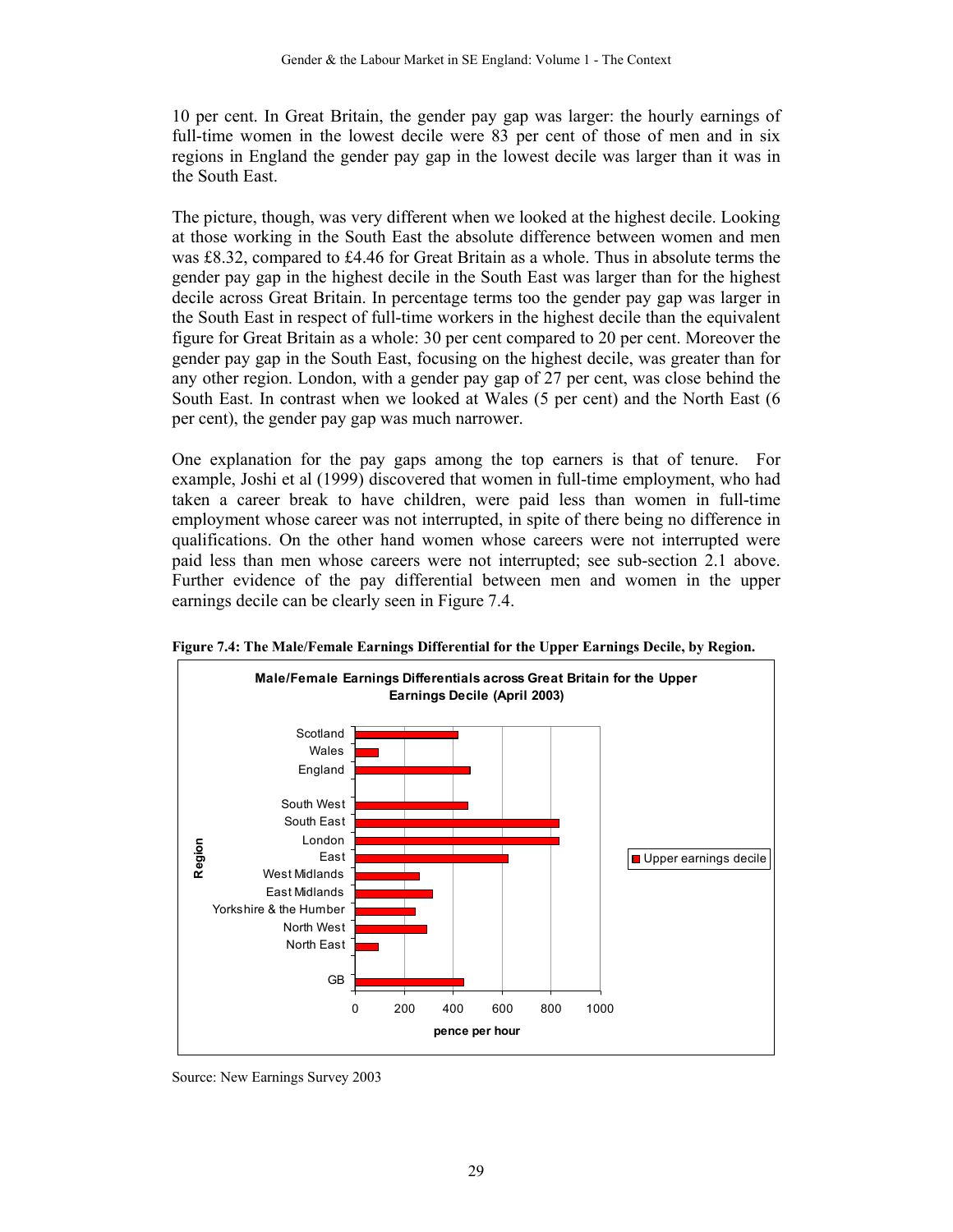10 per cent. In Great Britain, the gender pay gap was larger: the hourly earnings of full-time women in the lowest decile were 83 per cent of those of men and in six regions in England the gender pay gap in the lowest decile was larger than it was in the South East.

The picture, though, was very different when we looked at the highest decile. Looking at those working in the South East the absolute difference between women and men was £8.32, compared to £4.46 for Great Britain as a whole. Thus in absolute terms the gender pay gap in the highest decile in the South East was larger than for the highest decile across Great Britain. In percentage terms too the gender pay gap was larger in the South East in respect of full-time workers in the highest decile than the equivalent figure for Great Britain as a whole: 30 per cent compared to 20 per cent. Moreover the gender pay gap in the South East, focusing on the highest decile, was greater than for any other region. London, with a gender pay gap of 27 per cent, was close behind the South East. In contrast when we looked at Wales (5 per cent) and the North East (6 per cent), the gender pay gap was much narrower.

One explanation for the pay gaps among the top earners is that of tenure. For example, Joshi et al (1999) discovered that women in full-time employment, who had taken a career break to have children, were paid less than women in full-time employment whose career was not interrupted, in spite of there being no difference in qualifications. On the other hand women whose careers were not interrupted were paid less than men whose careers were not interrupted; see sub-section 2.1 above. Further evidence of the pay differential between men and women in the upper earnings decile can be clearly seen in Figure 7.4.

**Figure 7.4: The Male/Female Earnings Differential for the Upper Earnings Decile, by Region.**

**Male/Female Earnings Differentials across Great Britain for the Upper Earnings Decile (April 2003)**

Region: Scotland, Wales, England, South West, South East, London, East, West Midlands, East Midlands, Yorkshire & the Humber, North West, North East, GB

Legend: Upper earnings decile

x-axis: pence per hour (0, 200, 400, 600, 800, 1000)

Source: New Earnings Survey 2003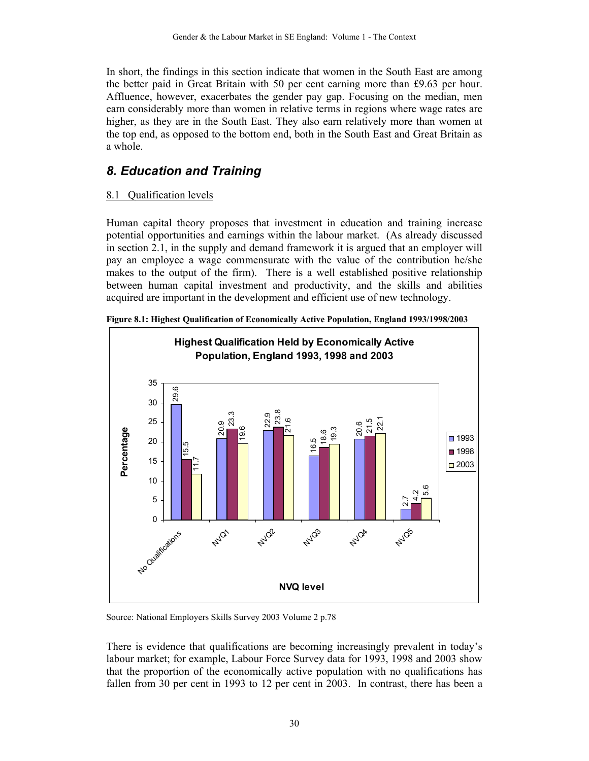In short, the findings in this section indicate that women in the South East are among the better paid in Great Britain with 50 per cent earning more than £9.63 per hour. Affluence, however, exacerbates the gender pay gap. Focusing on the median, men earn considerably more than women in relative terms in regions where wage rates are higher, as they are in the South East. They also earn relatively more than women at the top end, as opposed to the bottom end, both in the South East and Great Britain as a whole.

## *8. Education and Training*

### 8.1 Qualification levels

Human capital theory proposes that investment in education and training increase potential opportunities and earnings within the labour market. (As already discussed in section 2.1, in the supply and demand framework it is argued that an employer will pay an employee a wage commensurate with the value of the contribution he/she makes to the output of the firm). There is a well established positive relationship between human capital investment and productivity, and the skills and abilities acquired are important in the development and efficient use of new technology.

**Figure 8.1: Highest Qualification of Economically Active Population, England 1993/1998/2003**

**Highest Qualification Held by Economically Active Population, England 1993, 1998 and 2003**

| NVQ level | 1993 | 1998 | 2003 |
|---|---|---|---|
| No Qualifications | 29.6 | 15.5 | 11.7 |
| NVQ1 | 20.9 | 23.3 | 19.6 |
| NVQ2 | 22.9 | 23.8 | 21.6 |
| NVQ3 | 16.5 | 18.6 | 19.3 |
| NVQ4 | 20.6 | 21.5 | 22.1 |
| NVQ5 | 2.7 | 4.2 | 5.6 |

Source: National Employers Skills Survey 2003 Volume 2 p.78

There is evidence that qualifications are becoming increasingly prevalent in today's labour market; for example, Labour Force Survey data for 1993, 1998 and 2003 show that the proportion of the economically active population with no qualifications has fallen from 30 per cent in 1993 to 12 per cent in 2003. In contrast, there has been a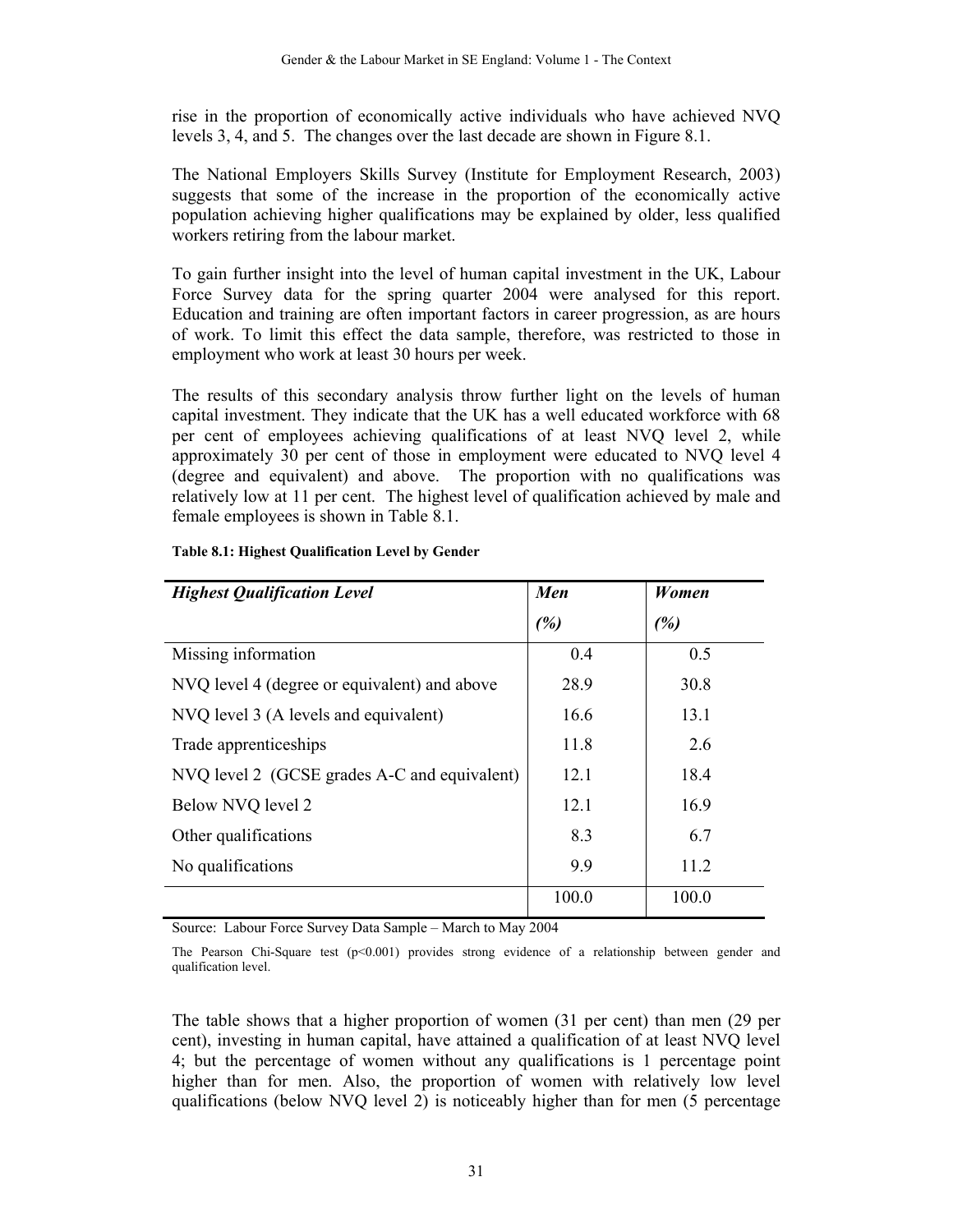rise in the proportion of economically active individuals who have achieved NVQ levels 3, 4, and 5. The changes over the last decade are shown in Figure 8.1.

The National Employers Skills Survey (Institute for Employment Research, 2003) suggests that some of the increase in the proportion of the economically active population achieving higher qualifications may be explained by older, less qualified workers retiring from the labour market.

To gain further insight into the level of human capital investment in the UK, Labour Force Survey data for the spring quarter 2004 were analysed for this report. Education and training are often important factors in career progression, as are hours of work. To limit this effect the data sample, therefore, was restricted to those in employment who work at least 30 hours per week.

The results of this secondary analysis throw further light on the levels of human capital investment. They indicate that the UK has a well educated workforce with 68 per cent of employees achieving qualifications of at least NVQ level 2, while approximately 30 per cent of those in employment were educated to NVQ level 4 (degree and equivalent) and above. The proportion with no qualifications was relatively low at 11 per cent. The highest level of qualification achieved by male and female employees is shown in Table 8.1.

**Table 8.1: Highest Qualification Level by Gender**

| *Highest Qualification Level* | *Men (%)* | *Women (%)* |
|---|---|---|
| Missing information | 0.4 | 0.5 |
| NVQ level 4 (degree or equivalent) and above | 28.9 | 30.8 |
| NVQ level 3 (A levels and equivalent) | 16.6 | 13.1 |
| Trade apprenticeships | 11.8 | 2.6 |
| NVQ level 2 (GCSE grades A-C and equivalent) | 12.1 | 18.4 |
| Below NVQ level 2 | 12.1 | 16.9 |
| Other qualifications | 8.3 | 6.7 |
| No qualifications | 9.9 | 11.2 |
| | 100.0 | 100.0 |

Source: Labour Force Survey Data Sample – March to May 2004

The Pearson Chi-Square test ($p<0.001$) provides strong evidence of a relationship between gender and qualification level.

The table shows that a higher proportion of women (31 per cent) than men (29 per cent), investing in human capital, have attained a qualification of at least NVQ level 4; but the percentage of women without any qualifications is 1 percentage point higher than for men. Also, the proportion of women with relatively low level qualifications (below NVQ level 2) is noticeably higher than for men (5 percentage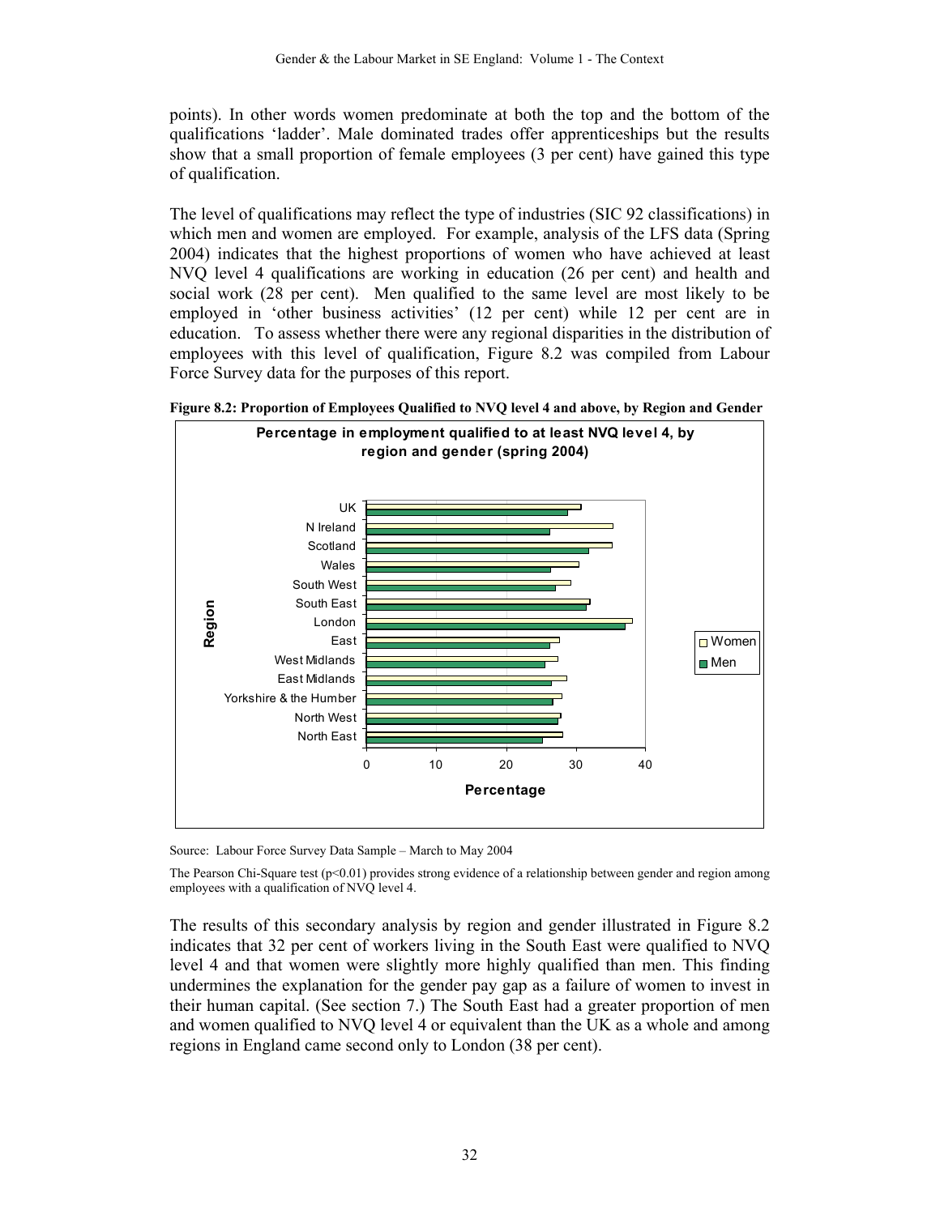points). In other words women predominate at both the top and the bottom of the qualifications 'ladder'. Male dominated trades offer apprenticeships but the results show that a small proportion of female employees (3 per cent) have gained this type of qualification.

The level of qualifications may reflect the type of industries (SIC 92 classifications) in which men and women are employed. For example, analysis of the LFS data (Spring 2004) indicates that the highest proportions of women who have achieved at least NVQ level 4 qualifications are working in education (26 per cent) and health and social work (28 per cent). Men qualified to the same level are most likely to be employed in 'other business activities' (12 per cent) while 12 per cent are in education. To assess whether there were any regional disparities in the distribution of employees with this level of qualification, Figure 8.2 was compiled from Labour Force Survey data for the purposes of this report.

**Figure 8.2: Proportion of Employees Qualified to NVQ level 4 and above, by Region and Gender**

**Percentage in employment qualified to at least NVQ level 4, by region and gender (spring 2004)**

Source: Labour Force Survey Data Sample – March to May 2004

The Pearson Chi-Square test ($p<0.01$) provides strong evidence of a relationship between gender and region among employees with a qualification of NVQ level 4.

The results of this secondary analysis by region and gender illustrated in Figure 8.2 indicates that 32 per cent of workers living in the South East were qualified to NVQ level 4 and that women were slightly more highly qualified than men. This finding undermines the explanation for the gender pay gap as a failure of women to invest in their human capital. (See section 7.) The South East had a greater proportion of men and women qualified to NVQ level 4 or equivalent than the UK as a whole and among regions in England came second only to London (38 per cent).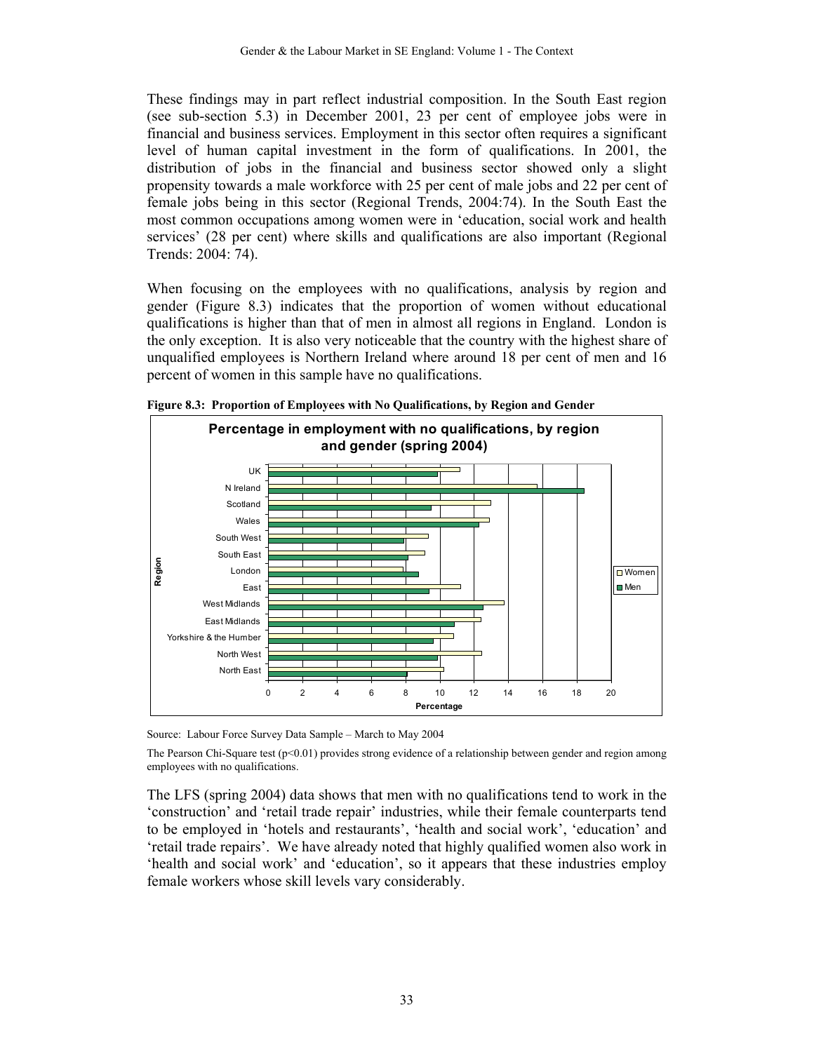These findings may in part reflect industrial composition. In the South East region (see sub-section 5.3) in December 2001, 23 per cent of employee jobs were in financial and business services. Employment in this sector often requires a significant level of human capital investment in the form of qualifications. In 2001, the distribution of jobs in the financial and business sector showed only a slight propensity towards a male workforce with 25 per cent of male jobs and 22 per cent of female jobs being in this sector (Regional Trends, 2004:74). In the South East the most common occupations among women were in 'education, social work and health services' (28 per cent) where skills and qualifications are also important (Regional Trends: 2004: 74).

When focusing on the employees with no qualifications, analysis by region and gender (Figure 8.3) indicates that the proportion of women without educational qualifications is higher than that of men in almost all regions in England. London is the only exception. It is also very noticeable that the country with the highest share of unqualified employees is Northern Ireland where around 18 per cent of men and 16 percent of women in this sample have no qualifications.

**Figure 8.3: Proportion of Employees with No Qualifications, by Region and Gender**

**Percentage in employment with no qualifications, by region and gender (spring 2004)**

Source: Labour Force Survey Data Sample – March to May 2004

The Pearson Chi-Square test ($p<0.01$) provides strong evidence of a relationship between gender and region among employees with no qualifications.

The LFS (spring 2004) data shows that men with no qualifications tend to work in the 'construction' and 'retail trade repair' industries, while their female counterparts tend to be employed in 'hotels and restaurants', 'health and social work', 'education' and 'retail trade repairs'. We have already noted that highly qualified women also work in 'health and social work' and 'education', so it appears that these industries employ female workers whose skill levels vary considerably.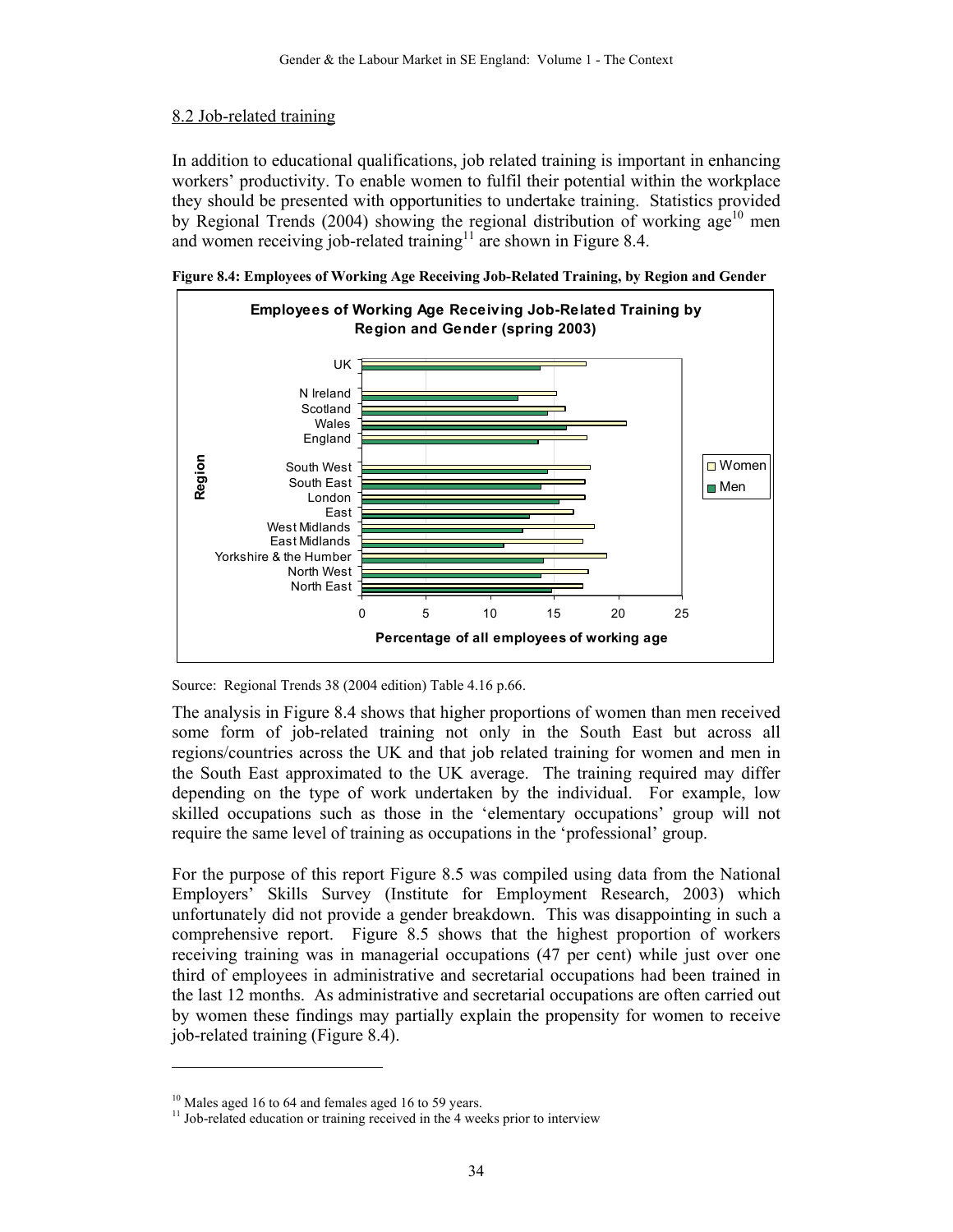## 8.2 Job-related training

In addition to educational qualifications, job related training is important in enhancing workers' productivity. To enable women to fulfil their potential within the workplace they should be presented with opportunities to undertake training. Statistics provided by Regional Trends (2004) showing the regional distribution of working age[10] men and women receiving job-related training[11] are shown in Figure 8.4.

**Figure 8.4: Employees of Working Age Receiving Job-Related Training, by Region and Gender**

Source: Regional Trends 38 (2004 edition) Table 4.16 p.66.

The analysis in Figure 8.4 shows that higher proportions of women than men received some form of job-related training not only in the South East but across all regions/countries across the UK and that job related training for women and men in the South East approximated to the UK average. The training required may differ depending on the type of work undertaken by the individual. For example, low skilled occupations such as those in the 'elementary occupations' group will not require the same level of training as occupations in the 'professional' group.

For the purpose of this report Figure 8.5 was compiled using data from the National Employers' Skills Survey (Institute for Employment Research, 2003) which unfortunately did not provide a gender breakdown. This was disappointing in such a comprehensive report. Figure 8.5 shows that the highest proportion of workers receiving training was in managerial occupations (47 per cent) while just over one third of employees in administrative and secretarial occupations had been trained in the last 12 months. As administrative and secretarial occupations are often carried out by women these findings may partially explain the propensity for women to receive job-related training (Figure 8.4).

---

[10] Males aged 16 to 64 and females aged 16 to 59 years.

[11] Job-related education or training received in the 4 weeks prior to interview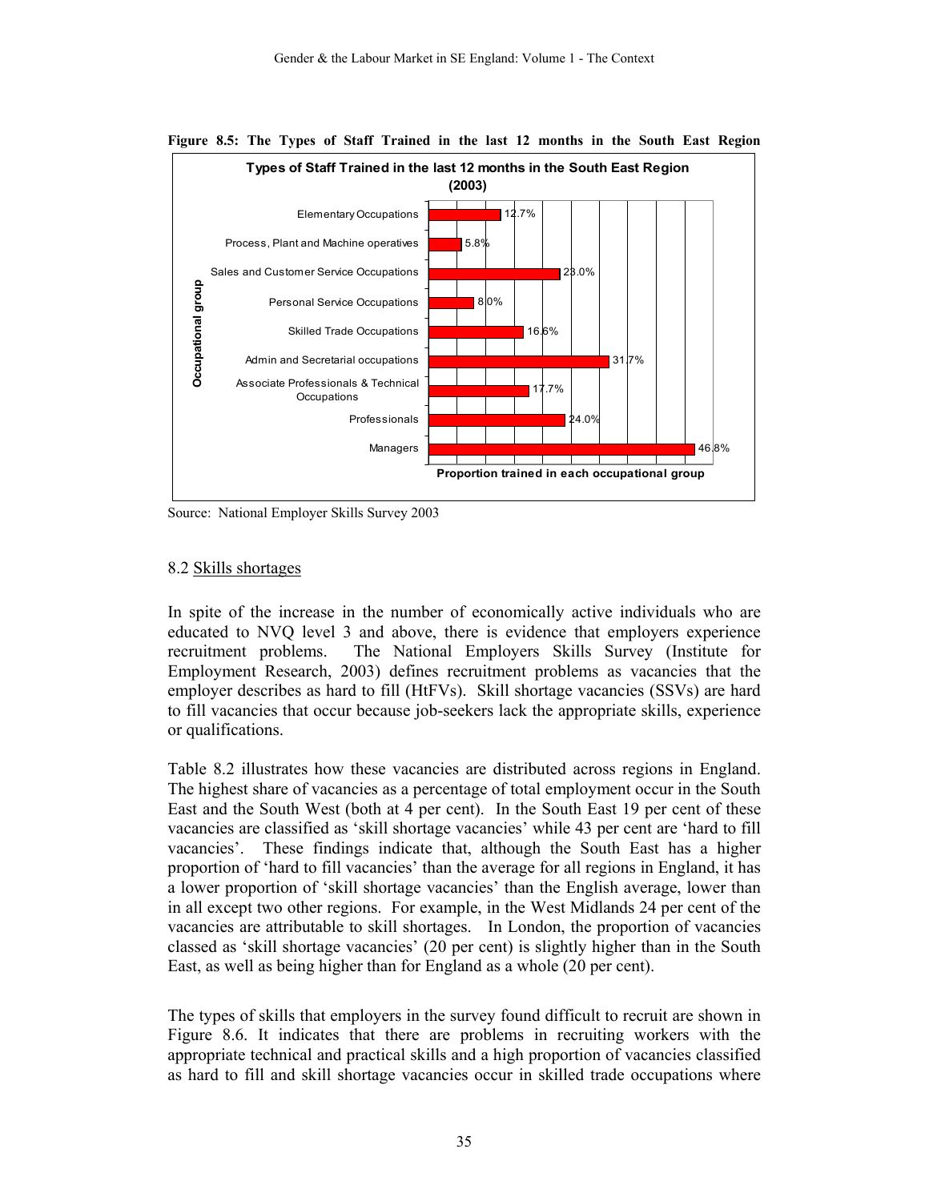**Figure 8.5: The Types of Staff Trained in the last 12 months in the South East Region**

**Types of Staff Trained in the last 12 months in the South East Region (2003)**

| Occupational group | Proportion trained in each occupational group |
|---|---|
| Elementary Occupations | 12.7% |
| Process, Plant and Machine operatives | 5.8% |
| Sales and Customer Service Occupations | 23.0% |
| Personal Service Occupations | 8.0% |
| Skilled Trade Occupations | 16.6% |
| Admin and Secretarial occupations | 31.7% |
| Associate Professionals & Technical Occupations | 17.7% |
| Professionals | 24.0% |
| Managers | 46.8% |

Source: National Employer Skills Survey 2003

## 8.2 Skills shortages

In spite of the increase in the number of economically active individuals who are educated to NVQ level 3 and above, there is evidence that employers experience recruitment problems. The National Employers Skills Survey (Institute for Employment Research, 2003) defines recruitment problems as vacancies that the employer describes as hard to fill (HtFVs). Skill shortage vacancies (SSVs) are hard to fill vacancies that occur because job-seekers lack the appropriate skills, experience or qualifications.

Table 8.2 illustrates how these vacancies are distributed across regions in England. The highest share of vacancies as a percentage of total employment occur in the South East and the South West (both at 4 per cent). In the South East 19 per cent of these vacancies are classified as 'skill shortage vacancies' while 43 per cent are 'hard to fill vacancies'. These findings indicate that, although the South East has a higher proportion of 'hard to fill vacancies' than the average for all regions in England, it has a lower proportion of 'skill shortage vacancies' than the English average, lower than in all except two other regions. For example, in the West Midlands 24 per cent of the vacancies are attributable to skill shortages. In London, the proportion of vacancies classed as 'skill shortage vacancies' (20 per cent) is slightly higher than in the South East, as well as being higher than for England as a whole (20 per cent).

The types of skills that employers in the survey found difficult to recruit are shown in Figure 8.6. It indicates that there are problems in recruiting workers with the appropriate technical and practical skills and a high proportion of vacancies classified as hard to fill and skill shortage vacancies occur in skilled trade occupations where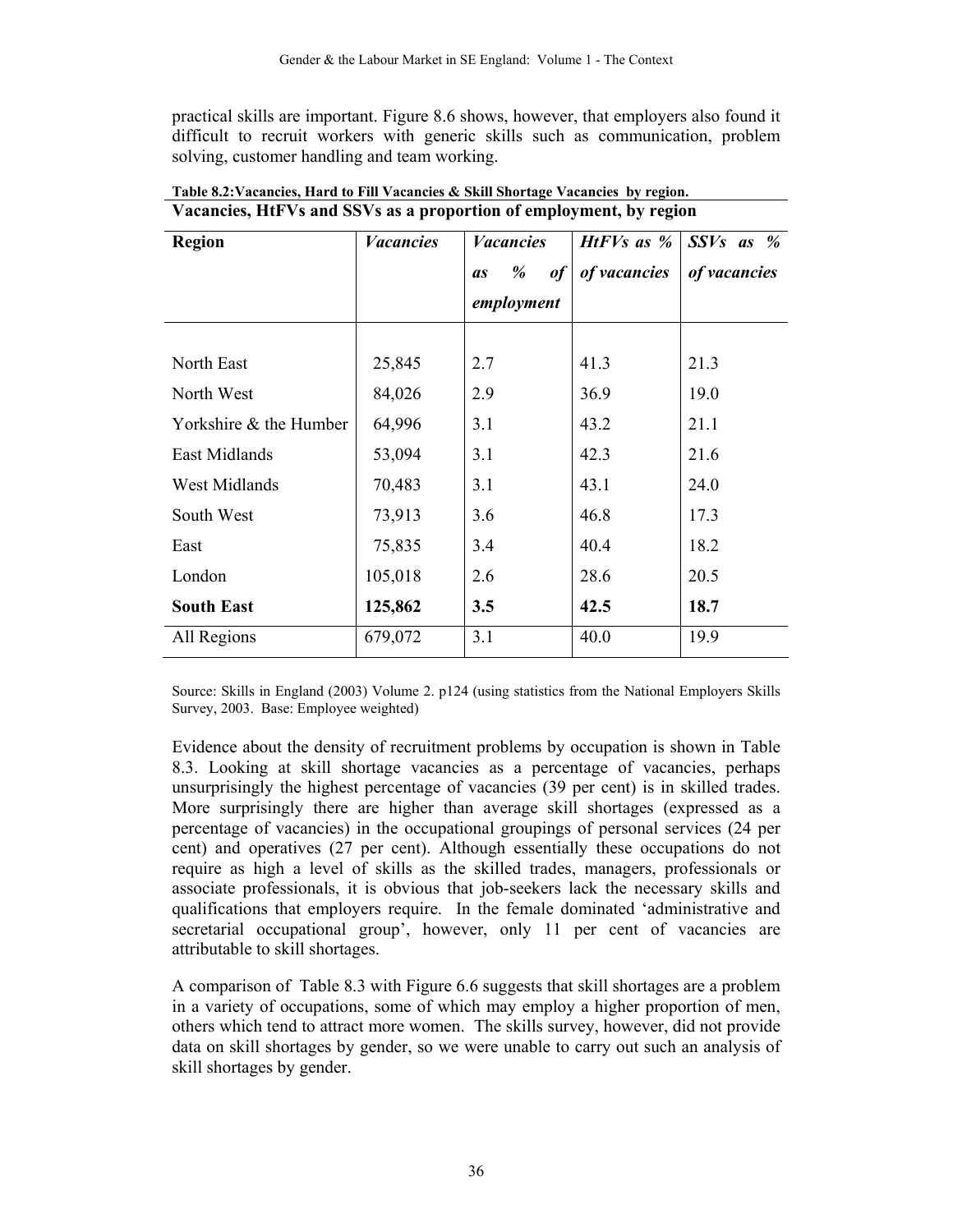practical skills are important. Figure 8.6 shows, however, that employers also found it difficult to recruit workers with generic skills such as communication, problem solving, customer handling and team working.

**Table 8.2:Vacancies, Hard to Fill Vacancies & Skill Shortage Vacancies by region.**

**Vacancies, HtFVs and SSVs as a proportion of employment, by region**

| **Region** | ***Vacancies*** | ***Vacancies as % of employment*** | ***HtFVs as % of vacancies*** | ***SSVs as % of vacancies*** |
|---|---|---|---|---|
| North East | 25,845 | 2.7 | 41.3 | 21.3 |
| North West | 84,026 | 2.9 | 36.9 | 19.0 |
| Yorkshire & the Humber | 64,996 | 3.1 | 43.2 | 21.1 |
| East Midlands | 53,094 | 3.1 | 42.3 | 21.6 |
| West Midlands | 70,483 | 3.1 | 43.1 | 24.0 |
| South West | 73,913 | 3.6 | 46.8 | 17.3 |
| East | 75,835 | 3.4 | 40.4 | 18.2 |
| London | 105,018 | 2.6 | 28.6 | 20.5 |
| **South East** | **125,862** | **3.5** | **42.5** | **18.7** |
| All Regions | 679,072 | 3.1 | 40.0 | 19.9 |

Source: Skills in England (2003) Volume 2. p124 (using statistics from the National Employers Skills Survey, 2003. Base: Employee weighted)

Evidence about the density of recruitment problems by occupation is shown in Table 8.3. Looking at skill shortage vacancies as a percentage of vacancies, perhaps unsurprisingly the highest percentage of vacancies (39 per cent) is in skilled trades. More surprisingly there are higher than average skill shortages (expressed as a percentage of vacancies) in the occupational groupings of personal services (24 per cent) and operatives (27 per cent). Although essentially these occupations do not require as high a level of skills as the skilled trades, managers, professionals or associate professionals, it is obvious that job-seekers lack the necessary skills and qualifications that employers require. In the female dominated 'administrative and secretarial occupational group', however, only 11 per cent of vacancies are attributable to skill shortages.

A comparison of Table 8.3 with Figure 6.6 suggests that skill shortages are a problem in a variety of occupations, some of which may employ a higher proportion of men, others which tend to attract more women. The skills survey, however, did not provide data on skill shortages by gender, so we were unable to carry out such an analysis of skill shortages by gender.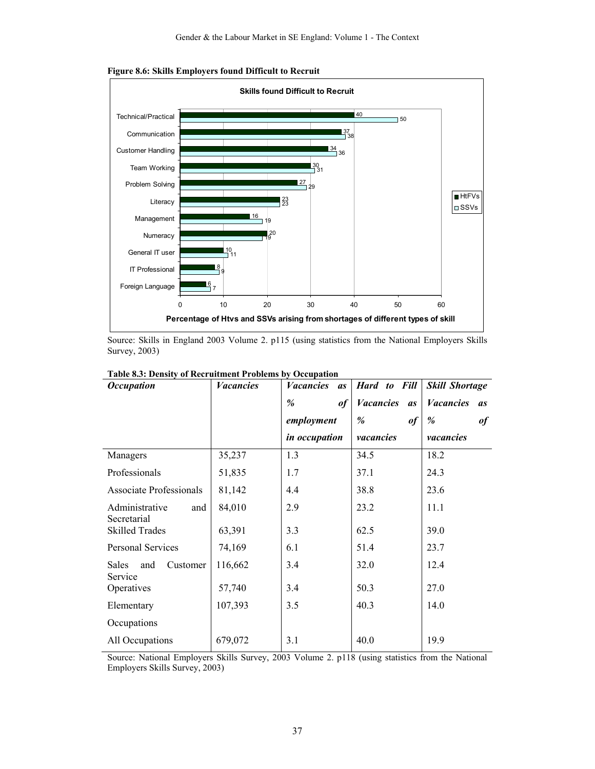**Figure 8.6: Skills Employers found Difficult to Recruit**

**Skills found Difficult to Recruit**

| Skill | HtFVs | SSVs |
|---|---|---|
| Technical/Practical | 40 | 50 |
| Communication | 37 | 38 |
| Customer Handling | 34 | 36 |
| Team Working | 30 | 31 |
| Problem Solving | 27 | 29 |
| Literacy | 23 | 23 |
| Management | 16 | 19 |
| Numeracy | 20 | 19 |
| General IT user | 10 | 11 |
| IT Professional | 8 | 9 |
| Foreign Language | 6 | 7 |

Percentage of Htvs and SSVs arising from shortages of different types of skill

Source: Skills in England 2003 Volume 2. p115 (using statistics from the National Employers Skills Survey, 2003)

**Table 8.3: Density of Recruitment Problems by Occupation**

| *Occupation* | *Vacancies* | *Vacancies as % of employment in occupation* | *Hard to Fill Vacancies as % of vacancies* | *Skill Shortage Vacancies as % of vacancies* |
|---|---|---|---|---|
| Managers | 35,237 | 1.3 | 34.5 | 18.2 |
| Professionals | 51,835 | 1.7 | 37.1 | 24.3 |
| Associate Professionals | 81,142 | 4.4 | 38.8 | 23.6 |
| Administrative and Secretarial | 84,010 | 2.9 | 23.2 | 11.1 |
| Skilled Trades | 63,391 | 3.3 | 62.5 | 39.0 |
| Personal Services | 74,169 | 6.1 | 51.4 | 23.7 |
| Sales and Customer Service | 116,662 | 3.4 | 32.0 | 12.4 |
| Operatives | 57,740 | 3.4 | 50.3 | 27.0 |
| Elementary Occupations | 107,393 | 3.5 | 40.3 | 14.0 |
| All Occupations | 679,072 | 3.1 | 40.0 | 19.9 |

Source: National Employers Skills Survey, 2003 Volume 2. p118 (using statistics from the National Employers Skills Survey, 2003)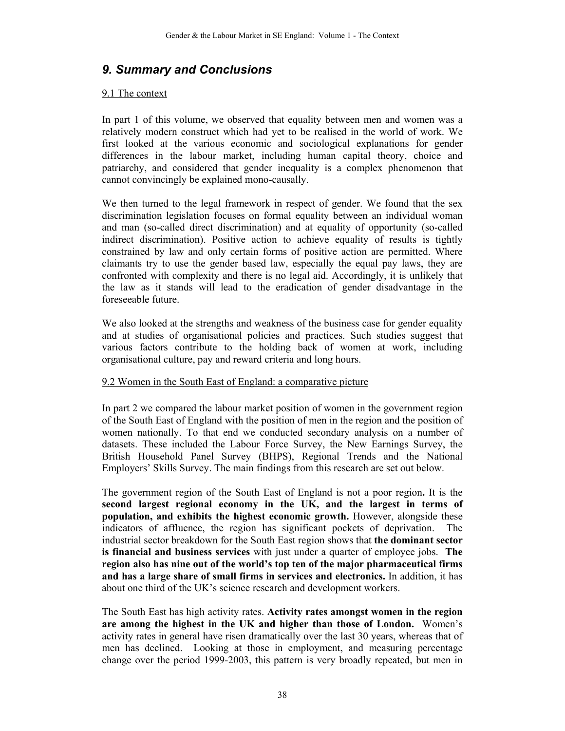## *9. Summary and Conclusions*

### 9.1 The context

In part 1 of this volume, we observed that equality between men and women was a relatively modern construct which had yet to be realised in the world of work. We first looked at the various economic and sociological explanations for gender differences in the labour market, including human capital theory, choice and patriarchy, and considered that gender inequality is a complex phenomenon that cannot convincingly be explained mono-causally.

We then turned to the legal framework in respect of gender. We found that the sex discrimination legislation focuses on formal equality between an individual woman and man (so-called direct discrimination) and at equality of opportunity (so-called indirect discrimination). Positive action to achieve equality of results is tightly constrained by law and only certain forms of positive action are permitted. Where claimants try to use the gender based law, especially the equal pay laws, they are confronted with complexity and there is no legal aid. Accordingly, it is unlikely that the law as it stands will lead to the eradication of gender disadvantage in the foreseeable future.

We also looked at the strengths and weakness of the business case for gender equality and at studies of organisational policies and practices. Such studies suggest that various factors contribute to the holding back of women at work, including organisational culture, pay and reward criteria and long hours.

### 9.2 Women in the South East of England: a comparative picture

In part 2 we compared the labour market position of women in the government region of the South East of England with the position of men in the region and the position of women nationally. To that end we conducted secondary analysis on a number of datasets. These included the Labour Force Survey, the New Earnings Survey, the British Household Panel Survey (BHPS), Regional Trends and the National Employers' Skills Survey. The main findings from this research are set out below.

The government region of the South East of England is not a poor region**.** It is the **second largest regional economy in the UK, and the largest in terms of population, and exhibits the highest economic growth.** However, alongside these indicators of affluence, the region has significant pockets of deprivation. The industrial sector breakdown for the South East region shows that **the dominant sector is financial and business services** with just under a quarter of employee jobs. **The region also has nine out of the world's top ten of the major pharmaceutical firms and has a large share of small firms in services and electronics.** In addition, it has about one third of the UK's science research and development workers.

The South East has high activity rates. **Activity rates amongst women in the region are among the highest in the UK and higher than those of London.** Women's activity rates in general have risen dramatically over the last 30 years, whereas that of men has declined. Looking at those in employment, and measuring percentage change over the period 1999-2003, this pattern is very broadly repeated, but men in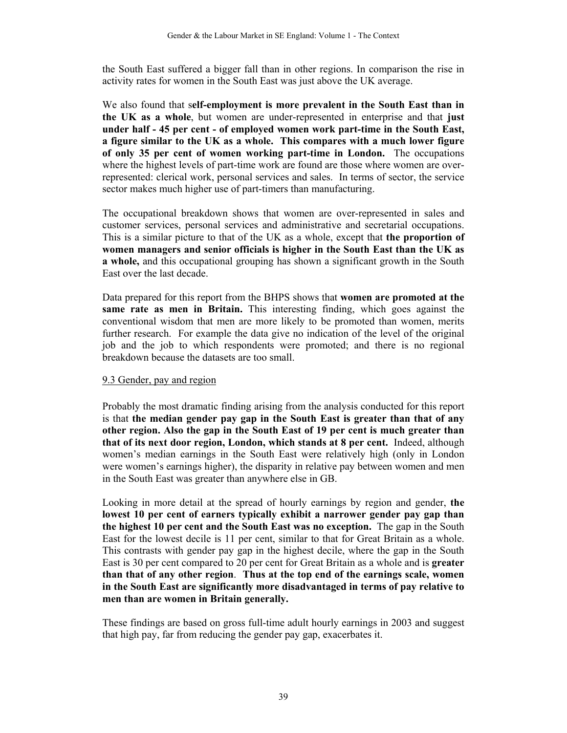the South East suffered a bigger fall than in other regions. In comparison the rise in activity rates for women in the South East was just above the UK average.

We also found that s**elf-employment is more prevalent in the South East than in the UK as a whole**, but women are under-represented in enterprise and that **just under half - 45 per cent - of employed women work part-time in the South East, a figure similar to the UK as a whole. This compares with a much lower figure of only 35 per cent of women working part-time in London.** The occupations where the highest levels of part-time work are found are those where women are over-represented: clerical work, personal services and sales. In terms of sector, the service sector makes much higher use of part-timers than manufacturing.

The occupational breakdown shows that women are over-represented in sales and customer services, personal services and administrative and secretarial occupations. This is a similar picture to that of the UK as a whole, except that **the proportion of women managers and senior officials is higher in the South East than the UK as a whole,** and this occupational grouping has shown a significant growth in the South East over the last decade.

Data prepared for this report from the BHPS shows that **women are promoted at the same rate as men in Britain.** This interesting finding, which goes against the conventional wisdom that men are more likely to be promoted than women, merits further research. For example the data give no indication of the level of the original job and the job to which respondents were promoted; and there is no regional breakdown because the datasets are too small.

### 9.3 Gender, pay and region

Probably the most dramatic finding arising from the analysis conducted for this report is that **the median gender pay gap in the South East is greater than that of any other region. Also the gap in the South East of 19 per cent is much greater than that of its next door region, London, which stands at 8 per cent.** Indeed, although women's median earnings in the South East were relatively high (only in London were women's earnings higher), the disparity in relative pay between women and men in the South East was greater than anywhere else in GB.

Looking in more detail at the spread of hourly earnings by region and gender, **the lowest 10 per cent of earners typically exhibit a narrower gender pay gap than the highest 10 per cent and the South East was no exception.** The gap in the South East for the lowest decile is 11 per cent, similar to that for Great Britain as a whole. This contrasts with gender pay gap in the highest decile, where the gap in the South East is 30 per cent compared to 20 per cent for Great Britain as a whole and is **greater than that of any other region**. **Thus at the top end of the earnings scale, women in the South East are significantly more disadvantaged in terms of pay relative to men than are women in Britain generally.**

These findings are based on gross full-time adult hourly earnings in 2003 and suggest that high pay, far from reducing the gender pay gap, exacerbates it.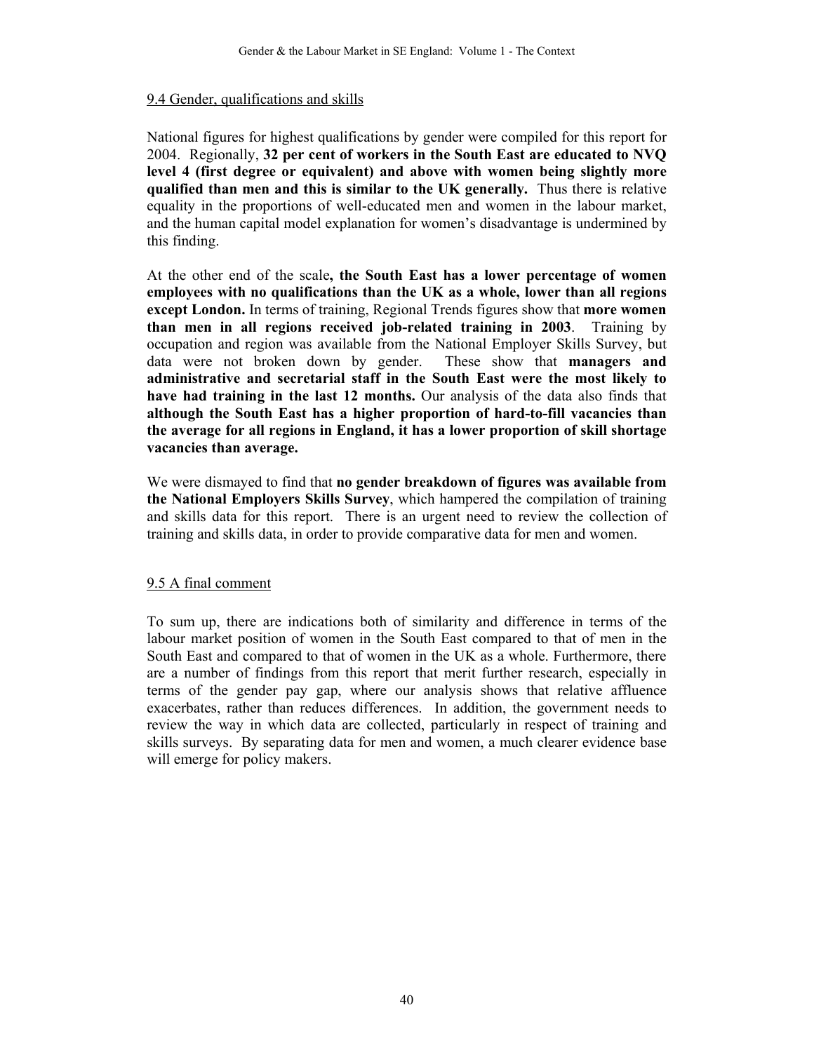### 9.4 Gender, qualifications and skills

National figures for highest qualifications by gender were compiled for this report for 2004. Regionally, **32 per cent of workers in the South East are educated to NVQ level 4 (first degree or equivalent) and above with women being slightly more qualified than men and this is similar to the UK generally.** Thus there is relative equality in the proportions of well-educated men and women in the labour market, and the human capital model explanation for women's disadvantage is undermined by this finding.

At the other end of the scale**, the South East has a lower percentage of women employees with no qualifications than the UK as a whole, lower than all regions except London.** In terms of training, Regional Trends figures show that **more women than men in all regions received job-related training in 2003**. Training by occupation and region was available from the National Employer Skills Survey, but data were not broken down by gender. These show that **managers and administrative and secretarial staff in the South East were the most likely to have had training in the last 12 months.** Our analysis of the data also finds that **although the South East has a higher proportion of hard-to-fill vacancies than the average for all regions in England, it has a lower proportion of skill shortage vacancies than average.**

We were dismayed to find that **no gender breakdown of figures was available from the National Employers Skills Survey**, which hampered the compilation of training and skills data for this report. There is an urgent need to review the collection of training and skills data, in order to provide comparative data for men and women.

### 9.5 A final comment

To sum up, there are indications both of similarity and difference in terms of the labour market position of women in the South East compared to that of men in the South East and compared to that of women in the UK as a whole. Furthermore, there are a number of findings from this report that merit further research, especially in terms of the gender pay gap, where our analysis shows that relative affluence exacerbates, rather than reduces differences. In addition, the government needs to review the way in which data are collected, particularly in respect of training and skills surveys. By separating data for men and women, a much clearer evidence base will emerge for policy makers.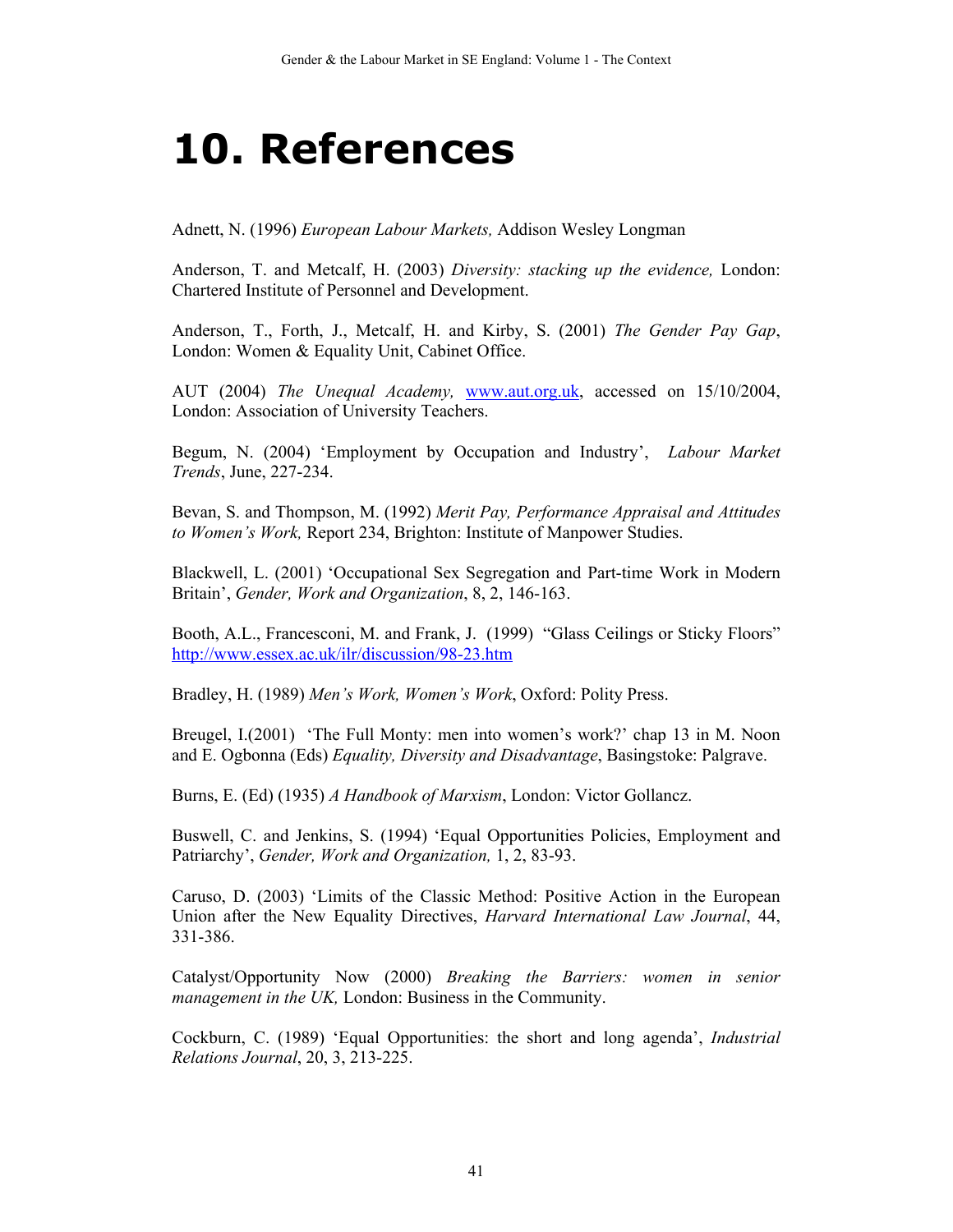# 10. References

Adnett, N. (1996) *European Labour Markets,* Addison Wesley Longman

Anderson, T. and Metcalf, H. (2003) *Diversity: stacking up the evidence,* London: Chartered Institute of Personnel and Development.

Anderson, T., Forth, J., Metcalf, H. and Kirby, S. (2001) *The Gender Pay Gap*, London: Women & Equality Unit, Cabinet Office.

AUT (2004) *The Unequal Academy,* www.aut.org.uk, accessed on 15/10/2004, London: Association of University Teachers.

Begum, N. (2004) 'Employment by Occupation and Industry', *Labour Market Trends*, June, 227-234.

Bevan, S. and Thompson, M. (1992) *Merit Pay, Performance Appraisal and Attitudes to Women's Work,* Report 234, Brighton: Institute of Manpower Studies.

Blackwell, L. (2001) 'Occupational Sex Segregation and Part-time Work in Modern Britain', *Gender, Work and Organization*, 8, 2, 146-163.

Booth, A.L., Francesconi, M. and Frank, J. (1999) "Glass Ceilings or Sticky Floors" http://www.essex.ac.uk/ilr/discussion/98-23.htm

Bradley, H. (1989) *Men's Work, Women's Work*, Oxford: Polity Press.

Breugel, I.(2001) 'The Full Monty: men into women's work?' chap 13 in M. Noon and E. Ogbonna (Eds) *Equality, Diversity and Disadvantage*, Basingstoke: Palgrave.

Burns, E. (Ed) (1935) *A Handbook of Marxism*, London: Victor Gollancz.

Buswell, C. and Jenkins, S. (1994) 'Equal Opportunities Policies, Employment and Patriarchy', *Gender, Work and Organization,* 1, 2, 83-93.

Caruso, D. (2003) 'Limits of the Classic Method: Positive Action in the European Union after the New Equality Directives, *Harvard International Law Journal*, 44, 331-386.

Catalyst/Opportunity Now (2000) *Breaking the Barriers: women in senior management in the UK,* London: Business in the Community.

Cockburn, C. (1989) 'Equal Opportunities: the short and long agenda', *Industrial Relations Journal*, 20, 3, 213-225.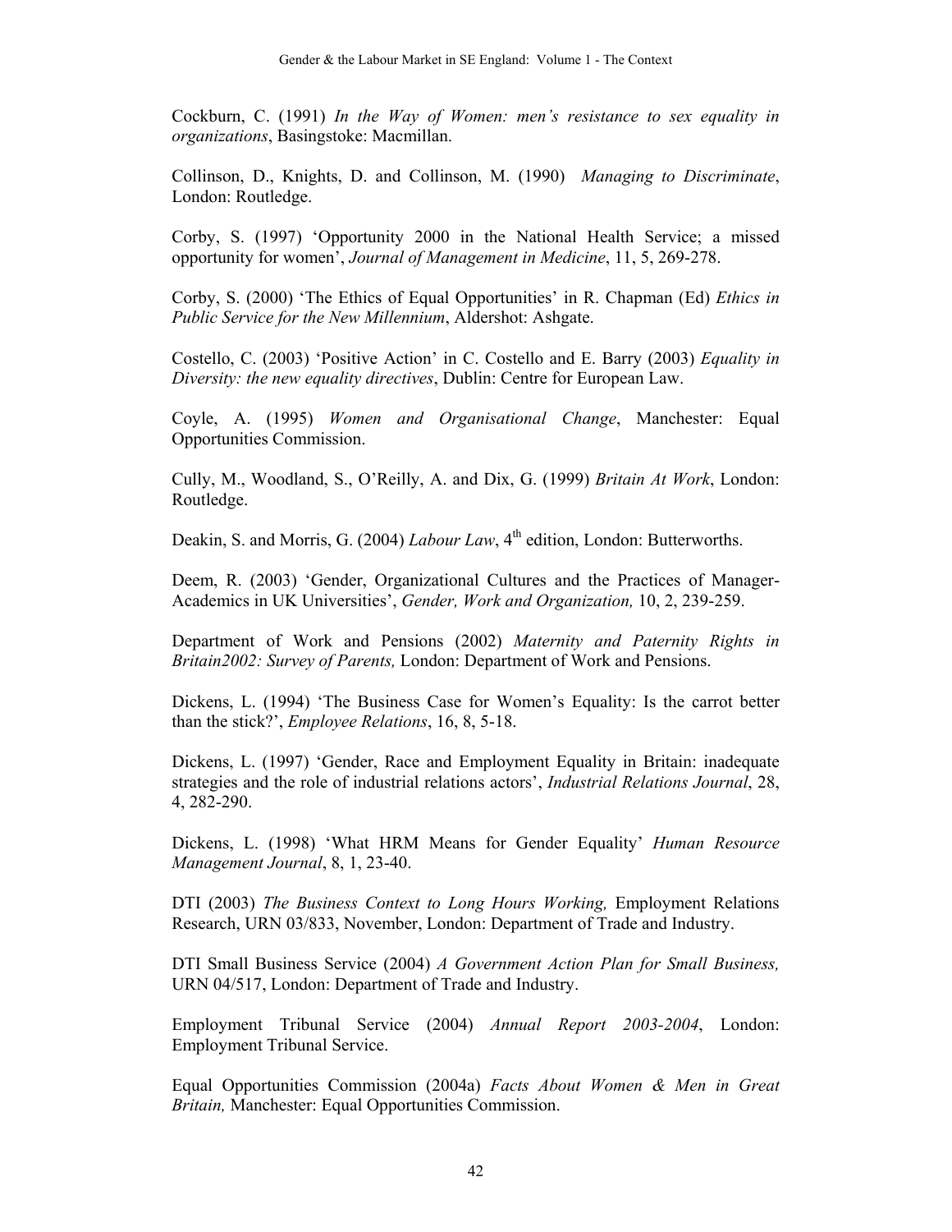Cockburn, C. (1991) *In the Way of Women: men's resistance to sex equality in organizations*, Basingstoke: Macmillan.

Collinson, D., Knights, D. and Collinson, M. (1990) *Managing to Discriminate*, London: Routledge.

Corby, S. (1997) 'Opportunity 2000 in the National Health Service; a missed opportunity for women', *Journal of Management in Medicine*, 11, 5, 269-278.

Corby, S. (2000) 'The Ethics of Equal Opportunities' in R. Chapman (Ed) *Ethics in Public Service for the New Millennium*, Aldershot: Ashgate.

Costello, C. (2003) 'Positive Action' in C. Costello and E. Barry (2003) *Equality in Diversity: the new equality directives*, Dublin: Centre for European Law.

Coyle, A. (1995) *Women and Organisational Change*, Manchester: Equal Opportunities Commission.

Cully, M., Woodland, S., O'Reilly, A. and Dix, G. (1999) *Britain At Work*, London: Routledge.

Deakin, S. and Morris, G. (2004) *Labour Law*, 4th edition, London: Butterworths.

Deem, R. (2003) 'Gender, Organizational Cultures and the Practices of Manager-Academics in UK Universities', *Gender, Work and Organization,* 10, 2, 239-259.

Department of Work and Pensions (2002) *Maternity and Paternity Rights in Britain2002: Survey of Parents,* London: Department of Work and Pensions.

Dickens, L. (1994) 'The Business Case for Women's Equality: Is the carrot better than the stick?', *Employee Relations*, 16, 8, 5-18.

Dickens, L. (1997) 'Gender, Race and Employment Equality in Britain: inadequate strategies and the role of industrial relations actors', *Industrial Relations Journal*, 28, 4, 282-290.

Dickens, L. (1998) 'What HRM Means for Gender Equality' *Human Resource Management Journal*, 8, 1, 23-40.

DTI (2003) *The Business Context to Long Hours Working,* Employment Relations Research, URN 03/833, November, London: Department of Trade and Industry.

DTI Small Business Service (2004) *A Government Action Plan for Small Business,* URN 04/517, London: Department of Trade and Industry.

Employment Tribunal Service (2004) *Annual Report 2003-2004*, London: Employment Tribunal Service.

Equal Opportunities Commission (2004a) *Facts About Women & Men in Great Britain,* Manchester: Equal Opportunities Commission.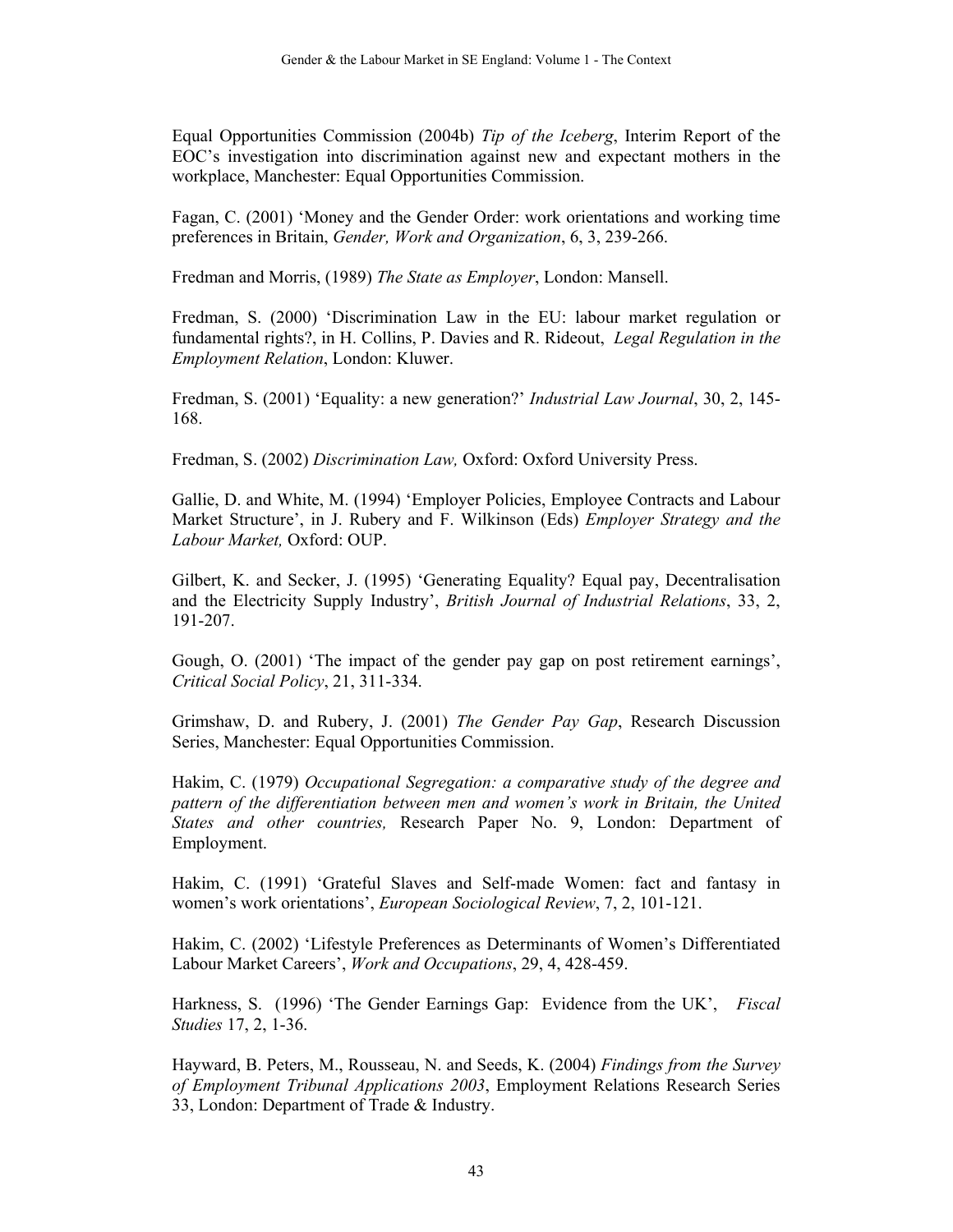Equal Opportunities Commission (2004b) *Tip of the Iceberg*, Interim Report of the EOC's investigation into discrimination against new and expectant mothers in the workplace, Manchester: Equal Opportunities Commission.

Fagan, C. (2001) 'Money and the Gender Order: work orientations and working time preferences in Britain, *Gender, Work and Organization*, 6, 3, 239-266.

Fredman and Morris, (1989) *The State as Employer*, London: Mansell.

Fredman, S. (2000) 'Discrimination Law in the EU: labour market regulation or fundamental rights?, in H. Collins, P. Davies and R. Rideout, *Legal Regulation in the Employment Relation*, London: Kluwer.

Fredman, S. (2001) 'Equality: a new generation?' *Industrial Law Journal*, 30, 2, 145-168.

Fredman, S. (2002) *Discrimination Law,* Oxford: Oxford University Press.

Gallie, D. and White, M. (1994) 'Employer Policies, Employee Contracts and Labour Market Structure', in J. Rubery and F. Wilkinson (Eds) *Employer Strategy and the Labour Market,* Oxford: OUP.

Gilbert, K. and Secker, J. (1995) 'Generating Equality? Equal pay, Decentralisation and the Electricity Supply Industry', *British Journal of Industrial Relations*, 33, 2, 191-207.

Gough, O. (2001) 'The impact of the gender pay gap on post retirement earnings', *Critical Social Policy*, 21, 311-334.

Grimshaw, D. and Rubery, J. (2001) *The Gender Pay Gap*, Research Discussion Series, Manchester: Equal Opportunities Commission.

Hakim, C. (1979) *Occupational Segregation: a comparative study of the degree and pattern of the differentiation between men and women's work in Britain, the United States and other countries,* Research Paper No. 9, London: Department of Employment.

Hakim, C. (1991) 'Grateful Slaves and Self-made Women: fact and fantasy in women's work orientations', *European Sociological Review*, 7, 2, 101-121.

Hakim, C. (2002) 'Lifestyle Preferences as Determinants of Women's Differentiated Labour Market Careers', *Work and Occupations*, 29, 4, 428-459.

Harkness, S. (1996) 'The Gender Earnings Gap: Evidence from the UK', *Fiscal Studies* 17, 2, 1-36.

Hayward, B. Peters, M., Rousseau, N. and Seeds, K. (2004) *Findings from the Survey of Employment Tribunal Applications 2003*, Employment Relations Research Series 33, London: Department of Trade & Industry.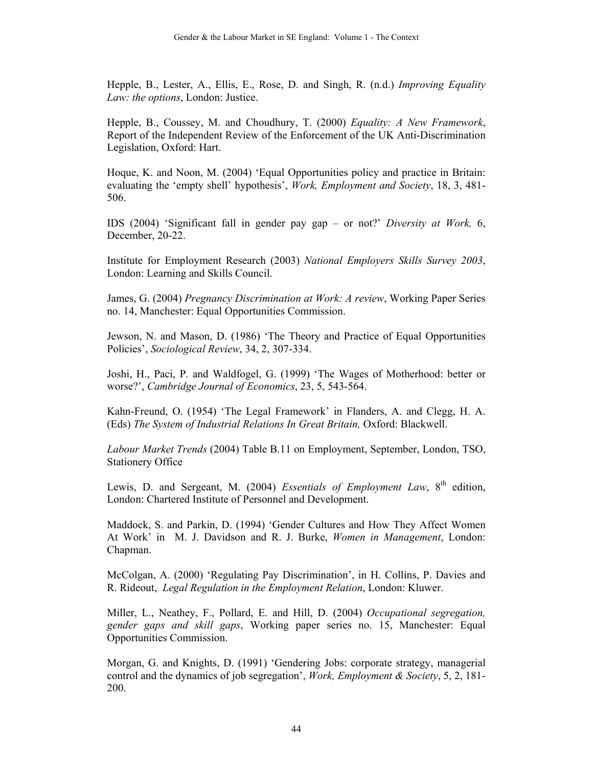Hepple, B., Lester, A., Ellis, E., Rose, D. and Singh, R. (n.d.) *Improving Equality Law: the options*, London: Justice.

Hepple, B., Coussey, M. and Choudhury, T. (2000) *Equality: A New Framework*, Report of the Independent Review of the Enforcement of the UK Anti-Discrimination Legislation, Oxford: Hart.

Hoque, K. and Noon, M. (2004) 'Equal Opportunities policy and practice in Britain: evaluating the 'empty shell' hypothesis', *Work, Employment and Society*, 18, 3, 481-506.

IDS (2004) 'Significant fall in gender pay gap – or not?' *Diversity at Work,* 6, December, 20-22.

Institute for Employment Research (2003) *National Employers Skills Survey 2003*, London: Learning and Skills Council.

James, G. (2004) *Pregnancy Discrimination at Work: A review*, Working Paper Series no. 14, Manchester: Equal Opportunities Commission.

Jewson, N. and Mason, D. (1986) 'The Theory and Practice of Equal Opportunities Policies', *Sociological Review*, 34, 2, 307-334.

Joshi, H., Paci, P. and Waldfogel, G. (1999) 'The Wages of Motherhood: better or worse?', *Cambridge Journal of Economics*, 23, 5, 543-564.

Kahn-Freund, O. (1954) 'The Legal Framework' in Flanders, A. and Clegg, H. A. (Eds) *The System of Industrial Relations In Great Britain,* Oxford: Blackwell.

*Labour Market Trends* (2004) Table B.11 on Employment, September, London, TSO, Stationery Office

Lewis, D. and Sergeant, M. (2004) *Essentials of Employment Law*, 8th edition, London: Chartered Institute of Personnel and Development.

Maddock, S. and Parkin, D. (1994) 'Gender Cultures and How They Affect Women At Work' in M. J. Davidson and R. J. Burke, *Women in Management*, London: Chapman.

McColgan, A. (2000) 'Regulating Pay Discrimination', in H. Collins, P. Davies and R. Rideout, *Legal Regulation in the Employment Relation*, London: Kluwer.

Miller, L., Neathey, F., Pollard, E. and Hill, D. (2004) *Occupational segregation, gender gaps and skill gaps*, Working paper series no. 15, Manchester: Equal Opportunities Commission.

Morgan, G. and Knights, D. (1991) 'Gendering Jobs: corporate strategy, managerial control and the dynamics of job segregation', *Work, Employment & Society*, 5, 2, 181-200.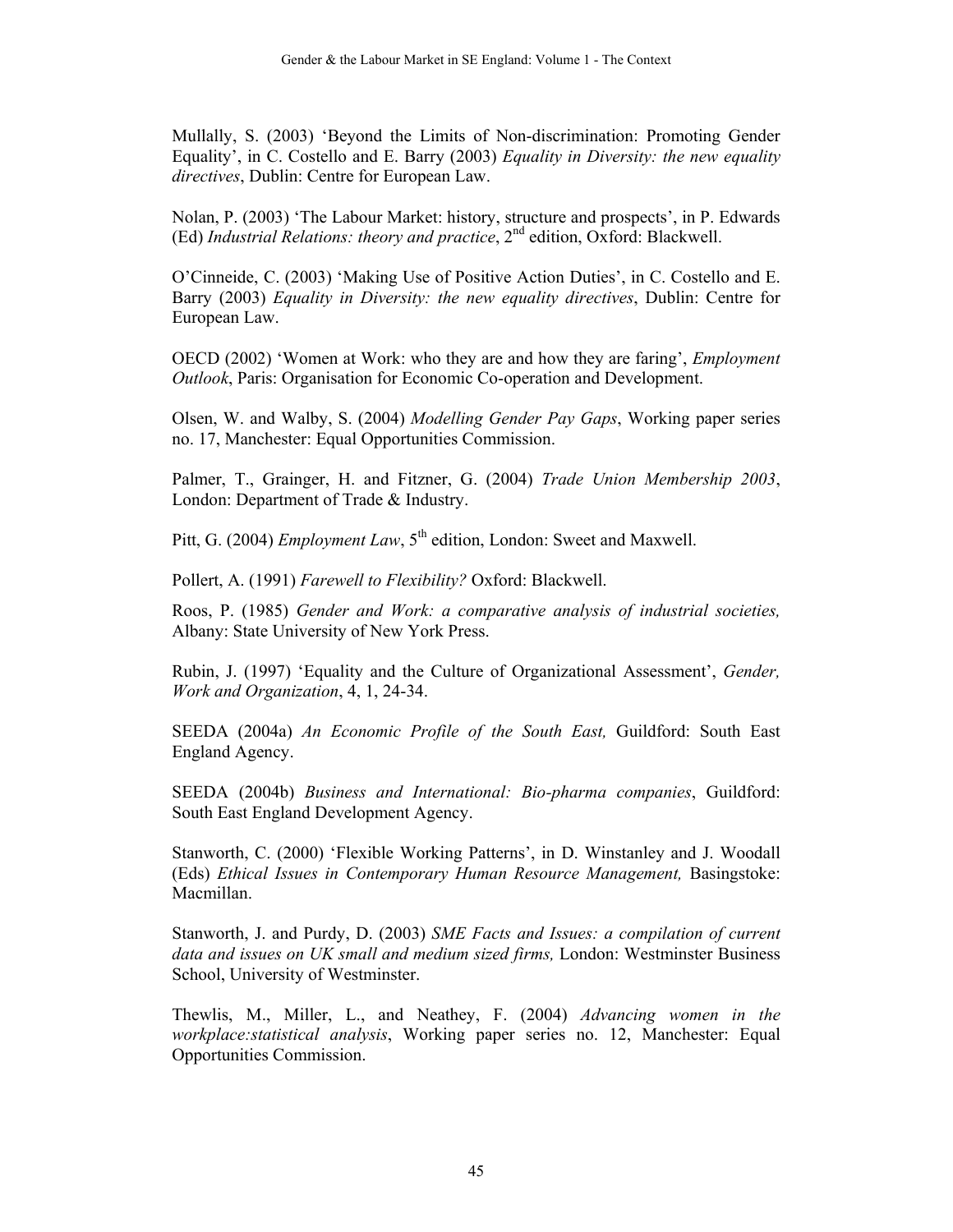Mullally, S. (2003) 'Beyond the Limits of Non-discrimination: Promoting Gender Equality', in C. Costello and E. Barry (2003) *Equality in Diversity: the new equality directives*, Dublin: Centre for European Law.

Nolan, P. (2003) 'The Labour Market: history, structure and prospects', in P. Edwards (Ed) *Industrial Relations: theory and practice*, 2nd edition, Oxford: Blackwell.

O'Cinneide, C. (2003) 'Making Use of Positive Action Duties', in C. Costello and E. Barry (2003) *Equality in Diversity: the new equality directives*, Dublin: Centre for European Law.

OECD (2002) 'Women at Work: who they are and how they are faring', *Employment Outlook*, Paris: Organisation for Economic Co-operation and Development.

Olsen, W. and Walby, S. (2004) *Modelling Gender Pay Gaps*, Working paper series no. 17, Manchester: Equal Opportunities Commission.

Palmer, T., Grainger, H. and Fitzner, G. (2004) *Trade Union Membership 2003*, London: Department of Trade & Industry.

Pitt, G. (2004) *Employment Law*, 5th edition, London: Sweet and Maxwell.

Pollert, A. (1991) *Farewell to Flexibility?* Oxford: Blackwell.

Roos, P. (1985) *Gender and Work: a comparative analysis of industrial societies,* Albany: State University of New York Press.

Rubin, J. (1997) 'Equality and the Culture of Organizational Assessment', *Gender, Work and Organization*, 4, 1, 24-34.

SEEDA (2004a) *An Economic Profile of the South East,* Guildford: South East England Agency.

SEEDA (2004b) *Business and International: Bio-pharma companies*, Guildford: South East England Development Agency.

Stanworth, C. (2000) 'Flexible Working Patterns', in D. Winstanley and J. Woodall (Eds) *Ethical Issues in Contemporary Human Resource Management,* Basingstoke: Macmillan.

Stanworth, J. and Purdy, D. (2003) *SME Facts and Issues: a compilation of current data and issues on UK small and medium sized firms,* London: Westminster Business School, University of Westminster.

Thewlis, M., Miller, L., and Neathey, F. (2004) *Advancing women in the workplace:statistical analysis*, Working paper series no. 12, Manchester: Equal Opportunities Commission.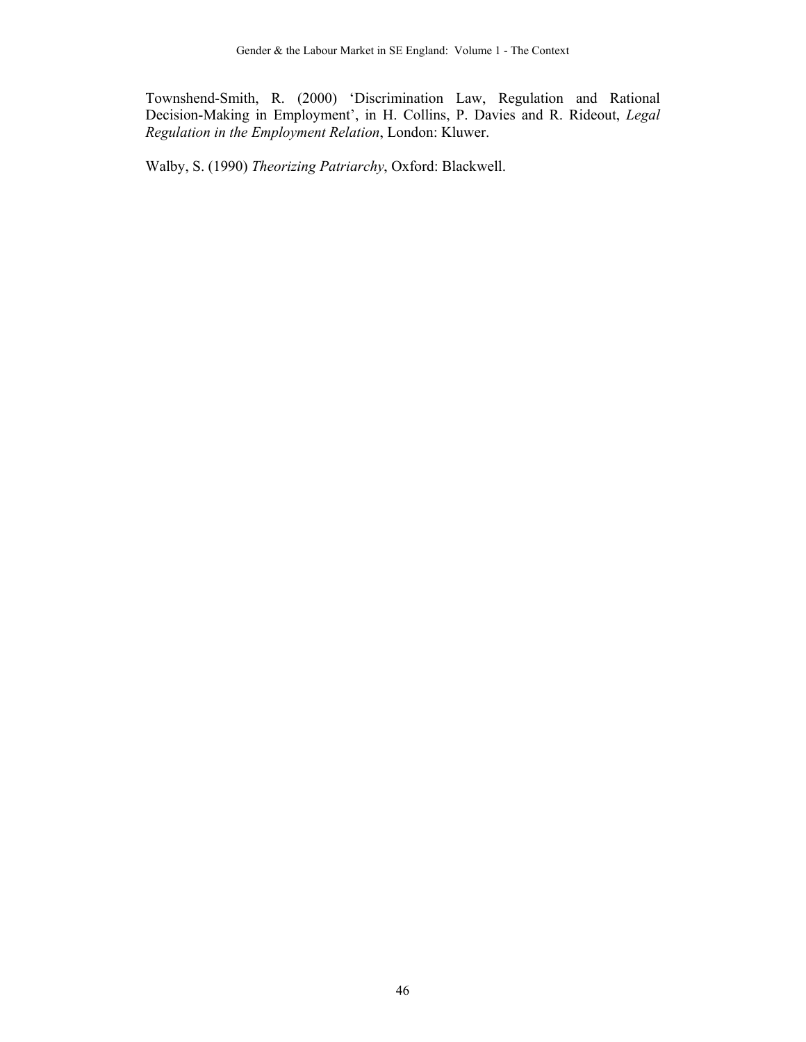Townshend-Smith, R. (2000) 'Discrimination Law, Regulation and Rational Decision-Making in Employment', in H. Collins, P. Davies and R. Rideout, *Legal Regulation in the Employment Relation*, London: Kluwer.

Walby, S. (1990) *Theorizing Patriarchy*, Oxford: Blackwell.